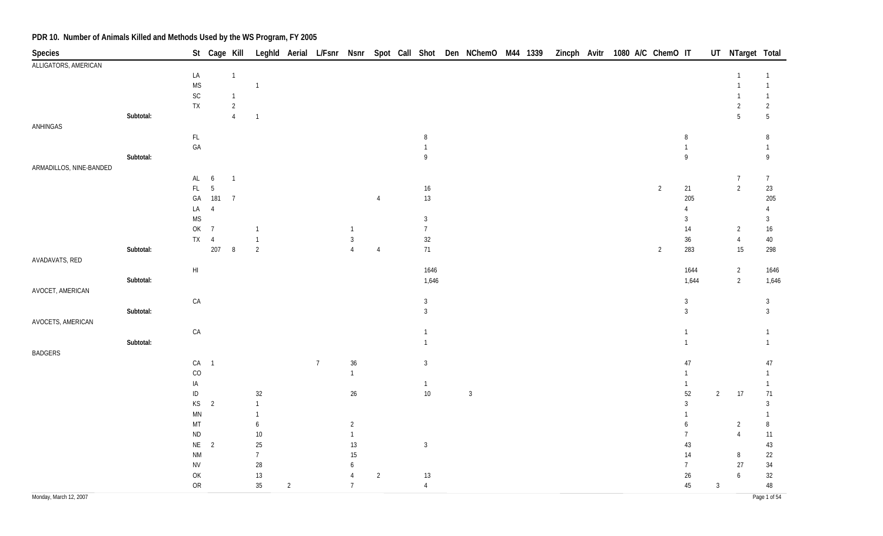## PDR 10. Number of Animals Killed and Methods Used by the WS Program, FY 2005

| Species | | St | Cage | Kill | Leghld | Aerial | L/Fsnr | Nsnr | Spot | Call | Shot | Den | NChemO | M44 | 1339 | Zincph | Avitr | 1080 | A/C | ChemO | IT | UT | NTarget | Total |
|---|---|---|---|---|---|---|---|---|---|---|---|---|---|---|---|---|---|---|---|---|---|---|---|---|
| ALLIGATORS, AMERICAN | | | | | | | | | | | | | | | | | | | | | | | | |
| | | LA | | 1 | | | | | | | | | | | | | | | | | | | 1 | 1 |
| | | MS | | | 1 | | | | | | | | | | | | | | | | | | 1 | 1 |
| | | SC | | 1 | | | | | | | | | | | | | | | | | | | 1 | 1 |
| | | TX | | 2 | | | | | | | | | | | | | | | | | | | 2 | 2 |
| | Subtotal: | | | 4 | 1 | | | | | | | | | | | | | | | | | | 5 | 5 |
| ANHINGAS | | | | | | | | | | | | | | | | | | | | | | | | |
| | | FL | | | | | | | | | 8 | | | | | | | | | | 8 | | | 8 |
| | | GA | | | | | | | | | 1 | | | | | | | | | | 1 | | | 1 |
| | Subtotal: | | | | | | | | | | 9 | | | | | | | | | | 9 | | | 9 |
| ARMADILLOS, NINE-BANDED | | | | | | | | | | | | | | | | | | | | | | | | |
| | | AL | 6 | 1 | | | | | | | | | | | | | | | | | | | 7 | 7 |
| | | FL | 5 | | | | | | | | 16 | | | | | | | | | 2 | 21 | | 2 | 23 |
| | | GA | 181 | 7 | | | | | 4 | | 13 | | | | | | | | | | 205 | | | 205 |
| | | LA | 4 | | | | | | | | | | | | | | | | | | 4 | | | 4 |
| | | MS | | | | | | | | | 3 | | | | | | | | | | 3 | | | 3 |
| | | OK | 7 | | 1 | | | 1 | | | 7 | | | | | | | | | | 14 | | 2 | 16 |
| | | TX | 4 | | 1 | | | 3 | | | 32 | | | | | | | | | | 36 | | 4 | 40 |
| | Subtotal: | | 207 | 8 | 2 | | | 4 | 4 | | 71 | | | | | | | | | 2 | 283 | | 15 | 298 |
| AVADAVATS, RED | | | | | | | | | | | | | | | | | | | | | | | | |
| | | HI | | | | | | | | | 1646 | | | | | | | | | | 1644 | | 2 | 1646 |
| | Subtotal: | | | | | | | | | | 1,646 | | | | | | | | | | 1,644 | | 2 | 1,646 |
| AVOCET, AMERICAN | | | | | | | | | | | | | | | | | | | | | | | | |
| | | CA | | | | | | | | | 3 | | | | | | | | | | 3 | | | 3 |
| | Subtotal: | | | | | | | | | | 3 | | | | | | | | | | 3 | | | 3 |
| AVOCETS, AMERICAN | | | | | | | | | | | | | | | | | | | | | | | | |
| | | CA | | | | | | | | | 1 | | | | | | | | | | 1 | | | 1 |
| | Subtotal: | | | | | | | | | | 1 | | | | | | | | | | 1 | | | 1 |
| BADGERS | | | | | | | | | | | | | | | | | | | | | | | | |
| | | CA | 1 | | | | 7 | 36 | | | 3 | | | | | | | | | | 47 | | | 47 |
| | | CO | | | | | | 1 | | | | | | | | | | | | | 1 | | | 1 |
| | | IA | | | | | | | | | 1 | | | | | | | | | | 1 | | | 1 |
| | | ID | | | 32 | | | 26 | | | 10 | | 3 | | | | | | | | 52 | 2 | 17 | 71 |
| | | KS | 2 | | 1 | | | | | | | | | | | | | | | | 3 | | | 3 |
| | | MN | | | 1 | | | | | | | | | | | | | | | | 1 | | | 1 |
| | | MT | | | 6 | | | 2 | | | | | | | | | | | | | 6 | | 2 | 8 |
| | | ND | | | 10 | | | 1 | | | | | | | | | | | | | 7 | | 4 | 11 |
| | | NE | 2 | | 25 | | | 13 | | | 3 | | | | | | | | | | 43 | | | 43 |
| | | NM | | | 7 | | | 15 | | | | | | | | | | | | | 14 | | 8 | 22 |
| | | NV | | | 28 | | | 6 | | | | | | | | | | | | | 7 | | 27 | 34 |
| | | OK | | | 13 | | | 4 | 2 | | 13 | | | | | | | | | | 26 | | 6 | 32 |
| | | OR | | | 35 | 2 | | 7 | | | 4 | | | | | | | | | | 45 | 3 | | 48 |

Monday, March 12, 2007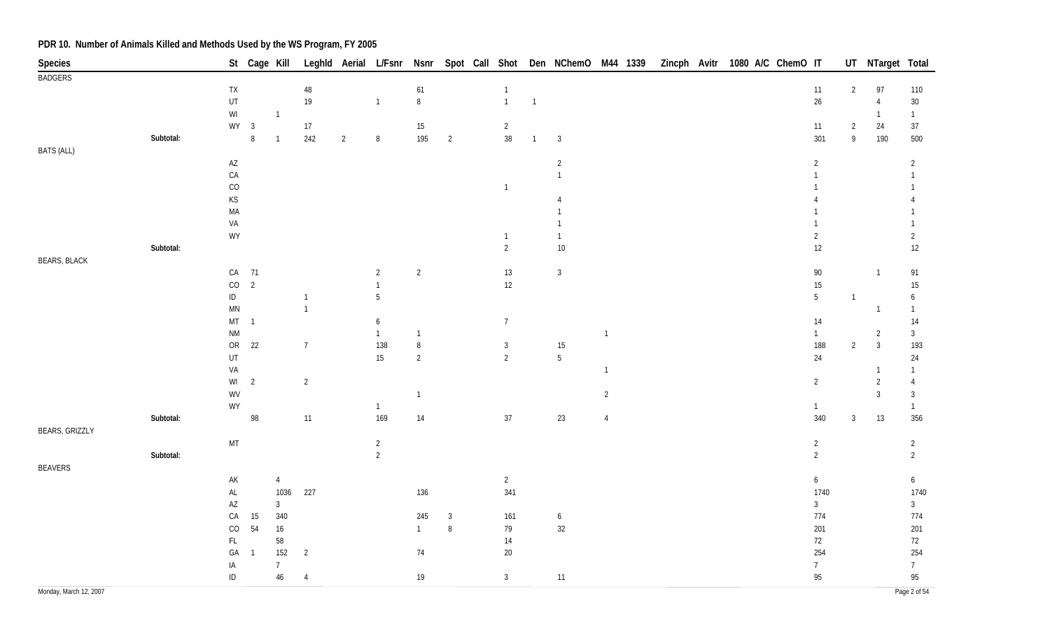## PDR 10. Number of Animals Killed and Methods Used by the WS Program, FY 2005

| Species | | St | Cage | Kill | Leghld | Aerial | L/Fsnr | Nsnr | Spot | Call | Shot | Den | NChemO | M44 | 1339 | Zincph | Avitr | 1080 | A/C | ChemO | IT | UT | NTarget | Total |
|---|---|---|---|---|---|---|---|---|---|---|---|---|---|---|---|---|---|---|---|---|---|---|---|---|
| BADGERS | | | | | | | | | | | | | | | | | | | | | | | | |
| | | TX | | | 48 | | | 61 | | | 1 | | | | | | | | | | 11 | 2 | 97 | 110 |
| | | UT | | | 19 | | 1 | 8 | | | 1 | 1 | | | | | | | | | 26 | | 4 | 30 |
| | | WI | | 1 | | | | | | | | | | | | | | | | | | | 1 | 1 |
| | | WY | 3 | | 17 | | | 15 | | | 2 | | | | | | | | | | 11 | 2 | 24 | 37 |
| | Subtotal: | | 8 | 1 | 242 | 2 | 8 | 195 | 2 | | 38 | 1 | 3 | | | | | | | | 301 | 9 | 190 | 500 |
| BATS (ALL) | | | | | | | | | | | | | | | | | | | | | | | | |
| | | AZ | | | | | | | | | | | 2 | | | | | | | | 2 | | | 2 |
| | | CA | | | | | | | | | | | 1 | | | | | | | | 1 | | | 1 |
| | | CO | | | | | | | | | 1 | | | | | | | | | | 1 | | | 1 |
| | | KS | | | | | | | | | | | 4 | | | | | | | | 4 | | | 4 |
| | | MA | | | | | | | | | | | 1 | | | | | | | | 1 | | | 1 |
| | | VA | | | | | | | | | | | 1 | | | | | | | | 1 | | | 1 |
| | | WY | | | | | | | | | 1 | | 1 | | | | | | | | 2 | | | 2 |
| | Subtotal: | | | | | | | | | | 2 | | 10 | | | | | | | | 12 | | | 12 |
| BEARS, BLACK | | | | | | | | | | | | | | | | | | | | | | | | |
| | | CA | 71 | | | | 2 | 2 | | | 13 | | 3 | | | | | | | | 90 | | 1 | 91 |
| | | CO | 2 | | | | 1 | | | | 12 | | | | | | | | | | 15 | | | 15 |
| | | ID | | | 1 | | 5 | | | | | | | | | | | | | | 5 | 1 | | 6 |
| | | MN | | | 1 | | | | | | | | | | | | | | | | | | 1 | 1 |
| | | MT | 1 | | | | 6 | | | | 7 | | | | | | | | | | 14 | | | 14 |
| | | NM | | | | | 1 | 1 | | | | | | 1 | | | | | | | 1 | | 2 | 3 |
| | | OR | 22 | | 7 | | 138 | 8 | | | 3 | | 15 | | | | | | | | 188 | 2 | 3 | 193 |
| | | UT | | | | | 15 | 2 | | | 2 | | 5 | | | | | | | | 24 | | | 24 |
| | | VA | | | | | | | | | | | | 1 | | | | | | | | | 1 | 1 |
| | | WI | 2 | | 2 | | | | | | | | | | | | | | | | 2 | | 2 | 4 |
| | | WV | | | | | | 1 | | | | | | 2 | | | | | | | | | 3 | 3 |
| | | WY | | | | | 1 | | | | | | | | | | | | | | 1 | | | 1 |
| | Subtotal: | | 98 | | 11 | | 169 | 14 | | | 37 | | 23 | 4 | | | | | | | 340 | 3 | 13 | 356 |
| BEARS, GRIZZLY | | | | | | | | | | | | | | | | | | | | | | | | |
| | | MT | | | | | 2 | | | | | | | | | | | | | | 2 | | | 2 |
| | Subtotal: | | | | | | 2 | | | | | | | | | | | | | | 2 | | | 2 |
| BEAVERS | | | | | | | | | | | | | | | | | | | | | | | | |
| | | AK | | 4 | | | | | | | 2 | | | | | | | | | | 6 | | | 6 |
| | | AL | | 1036 | 227 | | | 136 | | | 341 | | | | | | | | | | 1740 | | | 1740 |
| | | AZ | | 3 | | | | | | | | | | | | | | | | | 3 | | | 3 |
| | | CA | 15 | 340 | | | | 245 | 3 | | 161 | | 6 | | | | | | | | 774 | | | 774 |
| | | CO | 54 | 16 | | | | 1 | 8 | | 79 | | 32 | | | | | | | | 201 | | | 201 |
| | | FL | | 58 | | | | | | | 14 | | | | | | | | | | 72 | | | 72 |
| | | GA | 1 | 152 | 2 | | | 74 | | | 20 | | | | | | | | | | 254 | | | 254 |
| | | IA | | 7 | | | | | | | | | | | | | | | | | 7 | | | 7 |
| | | ID | | 46 | 4 | | | 19 | | | 3 | | 11 | | | | | | | | 95 | | | 95 |

Monday, March 12, 2007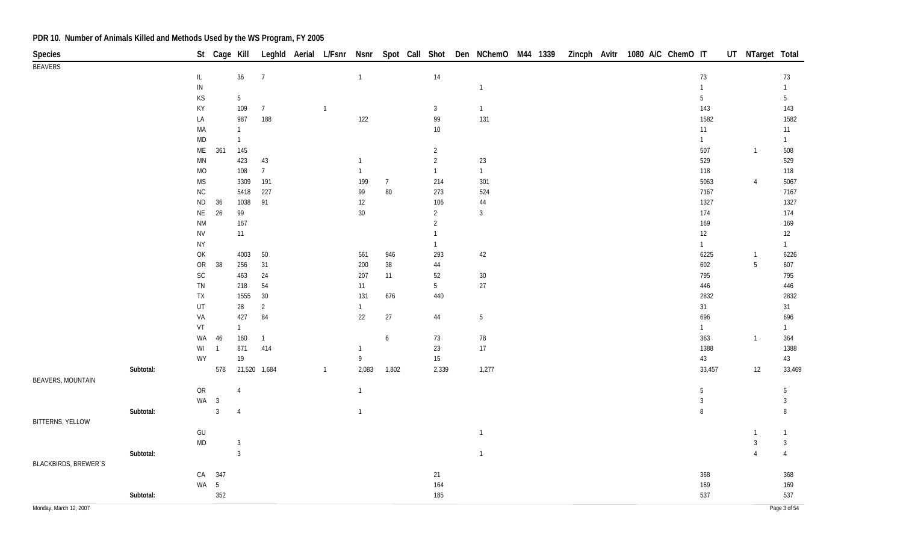## PDR 10. Number of Animals Killed and Methods Used by the WS Program, FY 2005

| Species | | St | Cage | Kill | Leghld | Aerial | L/Fsnr | Nsnr | Spot | Call | Shot | Den | NChemO | M44 | 1339 | Zincph | Avitr | 1080 | A/C | ChemO | IT | UT | NTarget | Total |
|---|---|---|---|---|---|---|---|---|---|---|---|---|---|---|---|---|---|---|---|---|---|---|---|---|
| BEAVERS | | | | | | | | | | | | | | | | | | | | | | | | |
| | | IL | | 36 | 7 | | | 1 | | | 14 | | | | | | | | | | 73 | | | 73 |
| | | IN | | | | | | | | | | | 1 | | | | | | | | 1 | | | 1 |
| | | KS | | 5 | | | | | | | | | | | | | | | | | 5 | | | 5 |
| | | KY | | 109 | 7 | | 1 | | | | 3 | | 1 | | | | | | | | 143 | | | 143 |
| | | LA | | 987 | 188 | | | 122 | | | 99 | | 131 | | | | | | | | 1582 | | | 1582 |
| | | MA | | 1 | | | | | | | 10 | | | | | | | | | | 11 | | | 11 |
| | | MD | | 1 | | | | | | | | | | | | | | | | | 1 | | | 1 |
| | | ME | 361 | 145 | | | | | | | 2 | | | | | | | | | | 507 | | 1 | 508 |
| | | MN | | 423 | 43 | | | 1 | | | 2 | | 23 | | | | | | | | 529 | | | 529 |
| | | MO | | 108 | 7 | | | 1 | | | 1 | | 1 | | | | | | | | 118 | | | 118 |
| | | MS | | 3309 | 191 | | | 199 | 7 | | 214 | | 301 | | | | | | | | 5063 | | 4 | 5067 |
| | | NC | | 5418 | 227 | | | 99 | 80 | | 273 | | 524 | | | | | | | | 7167 | | | 7167 |
| | | ND | 36 | 1038 | 91 | | | 12 | | | 106 | | 44 | | | | | | | | 1327 | | | 1327 |
| | | NE | 26 | 99 | | | | 30 | | | 2 | | 3 | | | | | | | | 174 | | | 174 |
| | | NM | | 167 | | | | | | | 2 | | | | | | | | | | 169 | | | 169 |
| | | NV | | 11 | | | | | | | 1 | | | | | | | | | | 12 | | | 12 |
| | | NY | | | | | | | | | 1 | | | | | | | | | | 1 | | | 1 |
| | | OK | | 4003 | 50 | | | 561 | 946 | | 293 | | 42 | | | | | | | | 6225 | | 1 | 6226 |
| | | OR | 38 | 256 | 31 | | | 200 | 38 | | 44 | | | | | | | | | | 602 | | 5 | 607 |
| | | SC | | 463 | 24 | | | 207 | 11 | | 52 | | 30 | | | | | | | | 795 | | | 795 |
| | | TN | | 218 | 54 | | | 11 | | | 5 | | 27 | | | | | | | | 446 | | | 446 |
| | | TX | | 1555 | 30 | | | 131 | 676 | | 440 | | | | | | | | | | 2832 | | | 2832 |
| | | UT | | 28 | 2 | | | 1 | | | | | | | | | | | | | 31 | | | 31 |
| | | VA | | 427 | 84 | | | 22 | 27 | | 44 | | 5 | | | | | | | | 696 | | | 696 |
| | | VT | | 1 | | | | | | | | | | | | | | | | | 1 | | | 1 |
| | | WA | 46 | 160 | 1 | | | | 6 | | 73 | | 78 | | | | | | | | 363 | | 1 | 364 |
| | | WI | 1 | 871 | 414 | | | 1 | | | 23 | | 17 | | | | | | | | 1388 | | | 1388 |
| | | WY | | 19 | | | | 9 | | | 15 | | | | | | | | | | 43 | | | 43 |
| | Subtotal: | | 578 | 21,520 | 1,684 | | 1 | 2,083 | 1,802 | | 2,339 | | 1,277 | | | | | | | | 33,457 | | 12 | 33,469 |
| BEAVERS, MOUNTAIN | | | | | | | | | | | | | | | | | | | | | | | | |
| | | OR | | 4 | | | | 1 | | | | | | | | | | | | | 5 | | | 5 |
| | | WA | 3 | | | | | | | | | | | | | | | | | | 3 | | | 3 |
| | Subtotal: | | 3 | 4 | | | | 1 | | | | | | | | | | | | | 8 | | | 8 |
| BITTERNS, YELLOW | | | | | | | | | | | | | | | | | | | | | | | | |
| | | GU | | | | | | | | | | | 1 | | | | | | | | | | 1 | 1 |
| | | MD | | 3 | | | | | | | | | | | | | | | | | | | 3 | 3 |
| | Subtotal: | | | 3 | | | | | | | | | 1 | | | | | | | | | | 4 | 4 |
| BLACKBIRDS, BREWER`S | | | | | | | | | | | | | | | | | | | | | | | | |
| | | CA | 347 | | | | | | | | 21 | | | | | | | | | | 368 | | | 368 |
| | | WA | 5 | | | | | | | | 164 | | | | | | | | | | 169 | | | 169 |
| | Subtotal: | | 352 | | | | | | | | 185 | | | | | | | | | | 537 | | | 537 |

Monday, March 12, 2007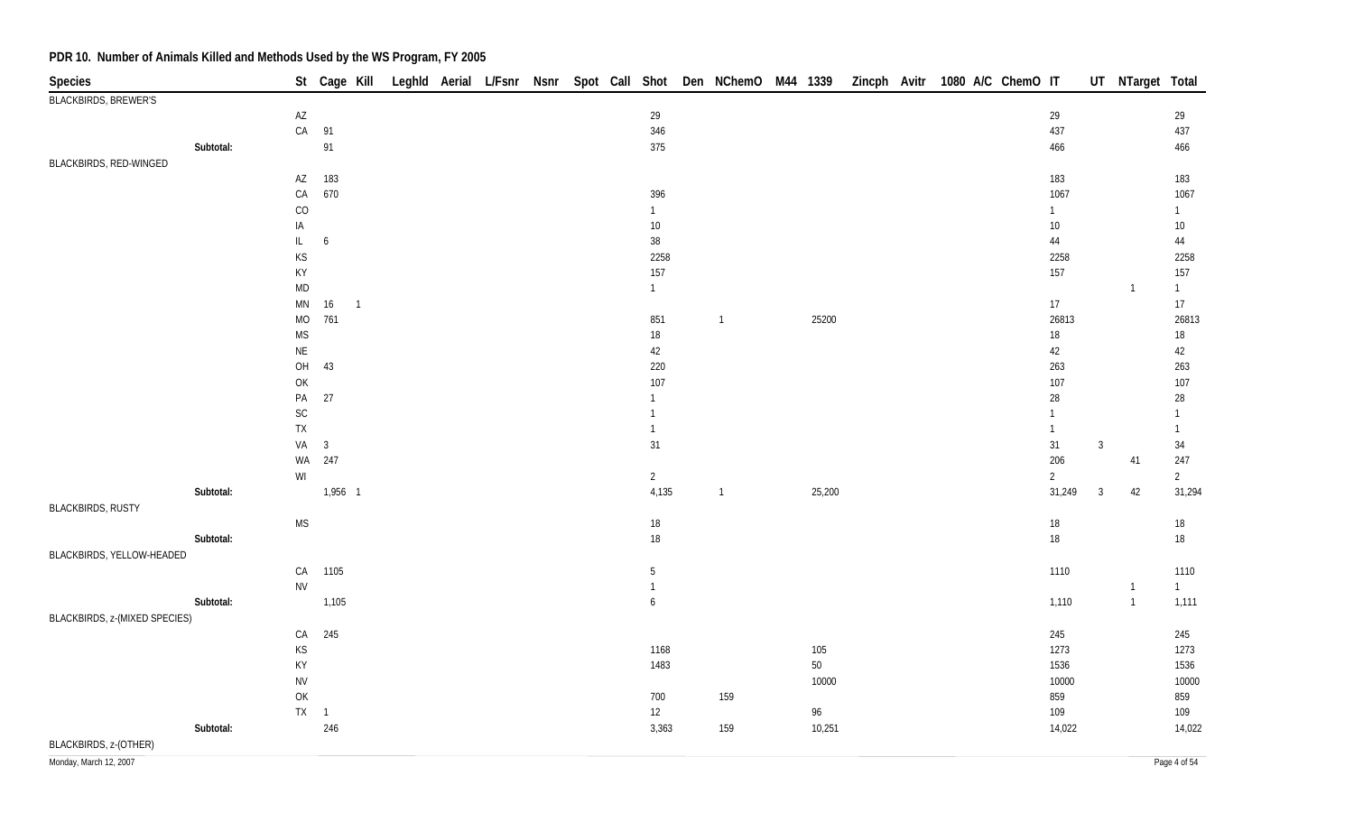## PDR 10. Number of Animals Killed and Methods Used by the WS Program, FY 2005

| Species | St | Cage | Kill | Leghld | Aerial | L/Fsnr | Nsnr | Spot | Call | Shot | Den | NChemO | M44 | 1339 | Zincph | Avitr | 1080 | A/C | ChemO | IT | UT | NTarget | Total |
|---|---|---|---|---|---|---|---|---|---|---|---|---|---|---|---|---|---|---|---|---|---|---|---|
| BLACKBIRDS, BREWER'S | | | | | | | | | | | | | | | | | | | | | | | |
| | AZ | | | | | | | | | 29 | | | | | | | | | | 29 | | | 29 |
| | CA | 91 | | | | | | | | 346 | | | | | | | | | | 437 | | | 437 |
| Subtotal: | | 91 | | | | | | | | 375 | | | | | | | | | | 466 | | | 466 |
| BLACKBIRDS, RED-WINGED | | | | | | | | | | | | | | | | | | | | | | | |
| | AZ | 183 | | | | | | | | | | | | | | | | | | 183 | | | 183 |
| | CA | 670 | | | | | | | | 396 | | | | | | | | | | 1067 | | | 1067 |
| | CO | | | | | | | | | 1 | | | | | | | | | | 1 | | | 1 |
| | IA | | | | | | | | | 10 | | | | | | | | | | 10 | | | 10 |
| | IL | 6 | | | | | | | | 38 | | | | | | | | | | 44 | | | 44 |
| | KS | | | | | | | | | 2258 | | | | | | | | | | 2258 | | | 2258 |
| | KY | | | | | | | | | 157 | | | | | | | | | | 157 | | | 157 |
| | MD | | | | | | | | | 1 | | | | | | | | | | | | 1 | 1 |
| | MN | 16 | 1 | | | | | | | | | | | | | | | | | 17 | | | 17 |
| | MO | 761 | | | | | | | | 851 | | 1 | | 25200 | | | | | | 26813 | | | 26813 |
| | MS | | | | | | | | | 18 | | | | | | | | | | 18 | | | 18 |
| | NE | | | | | | | | | 42 | | | | | | | | | | 42 | | | 42 |
| | OH | 43 | | | | | | | | 220 | | | | | | | | | | 263 | | | 263 |
| | OK | | | | | | | | | 107 | | | | | | | | | | 107 | | | 107 |
| | PA | 27 | | | | | | | | 1 | | | | | | | | | | 28 | | | 28 |
| | SC | | | | | | | | | 1 | | | | | | | | | | 1 | | | 1 |
| | TX | | | | | | | | | 1 | | | | | | | | | | 1 | | | 1 |
| | VA | 3 | | | | | | | | 31 | | | | | | | | | | 31 | 3 | | 34 |
| | WA | 247 | | | | | | | | | | | | | | | | | | 206 | | 41 | 247 |
| | WI | | | | | | | | | 2 | | | | | | | | | | 2 | | | 2 |
| Subtotal: | | 1,956 | 1 | | | | | | | 4,135 | | 1 | | 25,200 | | | | | | 31,249 | 3 | 42 | 31,294 |
| BLACKBIRDS, RUSTY | | | | | | | | | | | | | | | | | | | | | | | |
| | MS | | | | | | | | | 18 | | | | | | | | | | 18 | | | 18 |
| Subtotal: | | | | | | | | | | 18 | | | | | | | | | | 18 | | | 18 |
| BLACKBIRDS, YELLOW-HEADED | | | | | | | | | | | | | | | | | | | | | | | |
| | CA | 1105 | | | | | | | | 5 | | | | | | | | | | 1110 | | | 1110 |
| | NV | | | | | | | | | 1 | | | | | | | | | | | | 1 | 1 |
| Subtotal: | | 1,105 | | | | | | | | 6 | | | | | | | | | | 1,110 | | 1 | 1,111 |
| BLACKBIRDS, z-(MIXED SPECIES) | | | | | | | | | | | | | | | | | | | | | | | |
| | CA | 245 | | | | | | | | | | | | | | | | | | 245 | | | 245 |
| | KS | | | | | | | | | 1168 | | | | 105 | | | | | | 1273 | | | 1273 |
| | KY | | | | | | | | | 1483 | | | | 50 | | | | | | 1536 | | | 1536 |
| | NV | | | | | | | | | | | | | 10000 | | | | | | 10000 | | | 10000 |
| | OK | | | | | | | | | 700 | | 159 | | | | | | | | 859 | | | 859 |
| | TX | 1 | | | | | | | | 12 | | | | 96 | | | | | | 109 | | | 109 |
| Subtotal: | | 246 | | | | | | | | 3,363 | | 159 | | 10,251 | | | | | | 14,022 | | | 14,022 |
| BLACKBIRDS, z-(OTHER) | | | | | | | | | | | | | | | | | | | | | | | |

Monday, March 12, 2007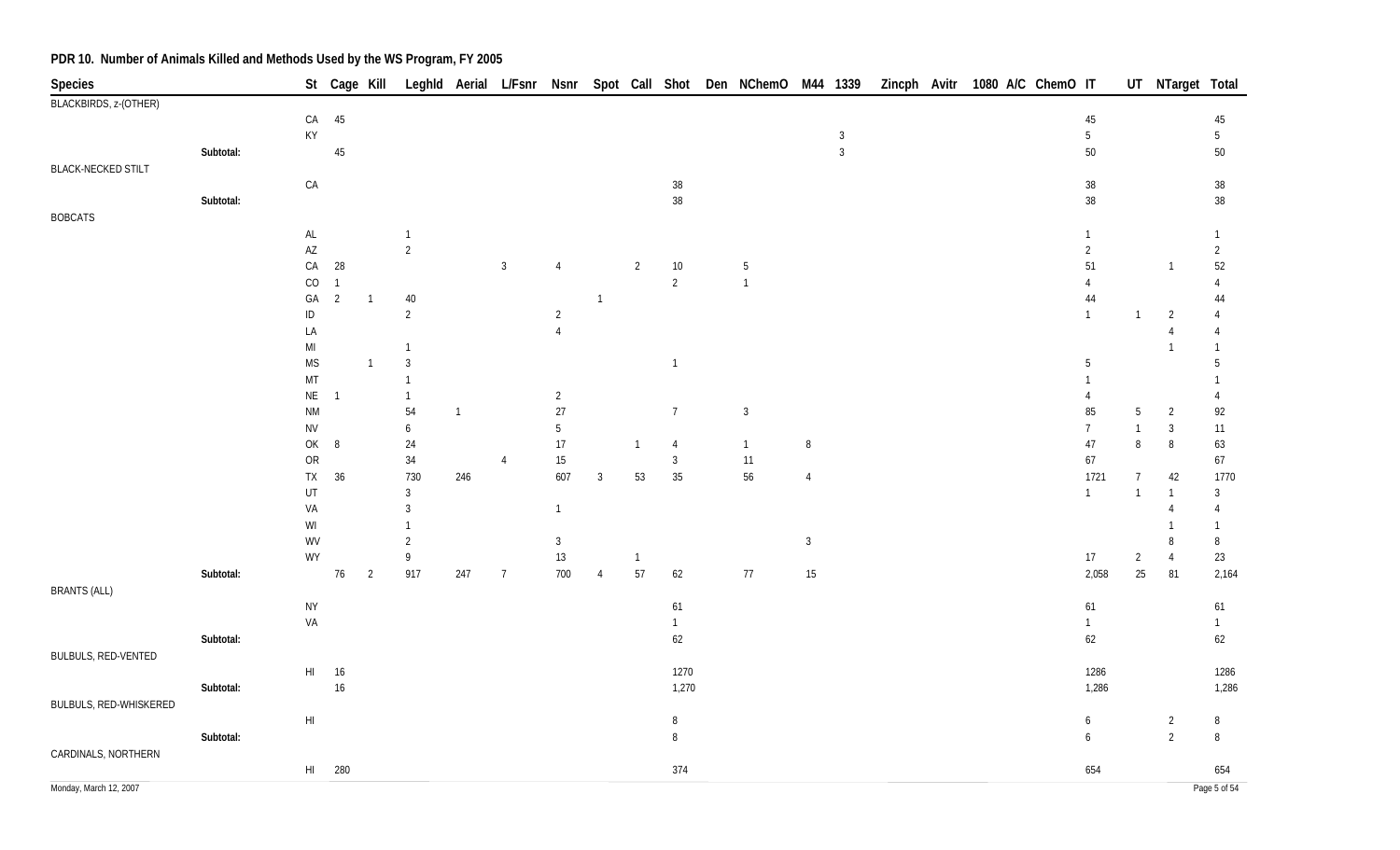## PDR 10. Number of Animals Killed and Methods Used by the WS Program, FY 2005

| Species | | St | Cage | Kill | Leghld | Aerial | L/Fsnr | Nsnr | Spot | Call | Shot | Den | NChemO | M44 | 1339 | Zincph | Avitr | 1080 | A/C | ChemO | IT | UT | NTarget | Total |
|---|---|---|---|---|---|---|---|---|---|---|---|---|---|---|---|---|---|---|---|---|---|---|---|---|
| BLACKBIRDS, z-(OTHER) | | | | | | | | | | | | | | | | | | | | | | | | |
| | | CA | 45 | | | | | | | | | | | | | | | | | | 45 | | | 45 |
| | | KY | | | | | | | | | | | | | 3 | | | | | | 5 | | | 5 |
| | Subtotal: | | 45 | | | | | | | | | | | | 3 | | | | | | 50 | | | 50 |
| BLACK-NECKED STILT | | | | | | | | | | | | | | | | | | | | | | | | |
| | | CA | | | | | | | | | 38 | | | | | | | | | | 38 | | | 38 |
| | Subtotal: | | | | | | | | | | 38 | | | | | | | | | | 38 | | | 38 |
| BOBCATS | | | | | | | | | | | | | | | | | | | | | | | | |
| | | AL | | | 1 | | | | | | | | | | | | | | | | 1 | | | 1 |
| | | AZ | | | 2 | | | | | | | | | | | | | | | | 2 | | | 2 |
| | | CA | 28 | | | | 3 | 4 | | 2 | 10 | | 5 | | | | | | | | 51 | | 1 | 52 |
| | | CO | 1 | | | | | | | | 2 | | 1 | | | | | | | | 4 | | | 4 |
| | | GA | 2 | 1 | 40 | | | | 1 | | | | | | | | | | | | 44 | | | 44 |
| | | ID | | | 2 | | | 2 | | | | | | | | | | | | | 1 | 1 | 2 | 4 |
| | | LA | | | | | | 4 | | | | | | | | | | | | | | | 4 | 4 |
| | | MI | | | 1 | | | | | | | | | | | | | | | | | | 1 | 1 |
| | | MS | | 1 | 3 | | | | | | 1 | | | | | | | | | | 5 | | | 5 |
| | | MT | | | 1 | | | | | | | | | | | | | | | | 1 | | | 1 |
| | | NE | 1 | | 1 | | | 2 | | | | | | | | | | | | | 4 | | | 4 |
| | | NM | | | 54 | 1 | | 27 | | | 7 | | 3 | | | | | | | | 85 | 5 | 2 | 92 |
| | | NV | | | 6 | | | 5 | | | | | | | | | | | | | 7 | 1 | 3 | 11 |
| | | OK | 8 | | 24 | | | 17 | | 1 | 4 | | 1 | 8 | | | | | | | 47 | 8 | 8 | 63 |
| | | OR | | | 34 | | 4 | 15 | | | 3 | | 11 | | | | | | | | 67 | | | 67 |
| | | TX | 36 | | 730 | 246 | | 607 | 3 | 53 | 35 | | 56 | 4 | | | | | | | 1721 | 7 | 42 | 1770 |
| | | UT | | | 3 | | | | | | | | | | | | | | | | 1 | 1 | 1 | 3 |
| | | VA | | | 3 | | | 1 | | | | | | | | | | | | | | | 4 | 4 |
| | | WI | | | 1 | | | | | | | | | | | | | | | | | | 1 | 1 |
| | | WV | | | 2 | | | 3 | | | | | | 3 | | | | | | | | | 8 | 8 |
| | | WY | | | 9 | | | 13 | | 1 | | | | | | | | | | | 17 | 2 | 4 | 23 |
| | Subtotal: | | 76 | 2 | 917 | 247 | 7 | 700 | 4 | 57 | 62 | | 77 | 15 | | | | | | | 2,058 | 25 | 81 | 2,164 |
| BRANTS (ALL) | | | | | | | | | | | | | | | | | | | | | | | | |
| | | NY | | | | | | | | | 61 | | | | | | | | | | 61 | | | 61 |
| | | VA | | | | | | | | | 1 | | | | | | | | | | 1 | | | 1 |
| | Subtotal: | | | | | | | | | | 62 | | | | | | | | | | 62 | | | 62 |
| BULBULS, RED-VENTED | | | | | | | | | | | | | | | | | | | | | | | | |
| | | HI | 16 | | | | | | | | 1270 | | | | | | | | | | 1286 | | | 1286 |
| | Subtotal: | | 16 | | | | | | | | 1,270 | | | | | | | | | | 1,286 | | | 1,286 |
| BULBULS, RED-WHISKERED | | | | | | | | | | | | | | | | | | | | | | | | |
| | | HI | | | | | | | | | 8 | | | | | | | | | | 6 | | 2 | 8 |
| | Subtotal: | | | | | | | | | | 8 | | | | | | | | | | 6 | | 2 | 8 |
| CARDINALS, NORTHERN | | | | | | | | | | | | | | | | | | | | | | | | |
| | | HI | 280 | | | | | | | | 374 | | | | | | | | | | 654 | | | 654 |

Monday, March 12, 2007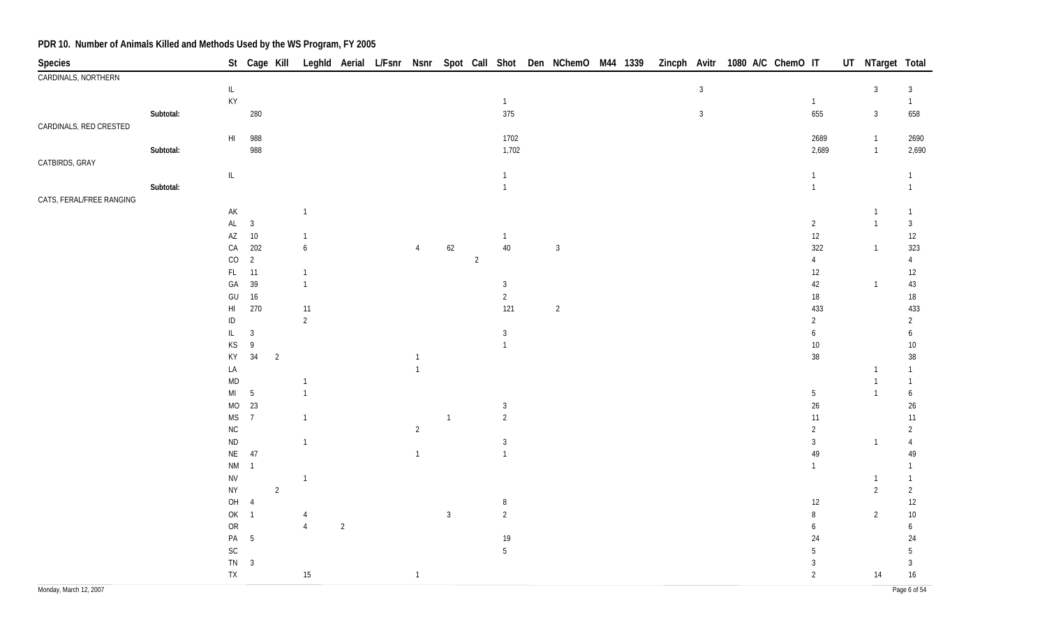**PDR 10. Number of Animals Killed and Methods Used by the WS Program, FY 2005**

| Species | | St | Cage | Kill | Leghld | Aerial | L/Fsnr | Nsnr | Spot | Call | Shot | Den | NChemO | M44 | 1339 | Zincph | Avitr | 1080 | A/C | ChemO | IT | UT | NTarget | Total |
|---|---|---|---|---|---|---|---|---|---|---|---|---|---|---|---|---|---|---|---|---|---|---|---|---|
| CARDINALS, NORTHERN | | | | | | | | | | | | | | | | | | | | | | | | |
| | | IL | | | | | | | | | | | | | | | 3 | | | | | | 3 | 3 |
| | | KY | | | | | | | | | 1 | | | | | | | | | | 1 | | | 1 |
| | Subtotal: | | 280 | | | | | | | | 375 | | | | | | 3 | | | | 655 | | 3 | 658 |
| CARDINALS, RED CRESTED | | | | | | | | | | | | | | | | | | | | | | | | |
| | | HI | 988 | | | | | | | | 1702 | | | | | | | | | | 2689 | | 1 | 2690 |
| | Subtotal: | | 988 | | | | | | | | 1,702 | | | | | | | | | | 2,689 | | 1 | 2,690 |
| CATBIRDS, GRAY | | | | | | | | | | | | | | | | | | | | | | | | |
| | | IL | | | | | | | | | 1 | | | | | | | | | | 1 | | | 1 |
| | Subtotal: | | | | | | | | | | 1 | | | | | | | | | | 1 | | | 1 |
| CATS, FERAL/FREE RANGING | | | | | | | | | | | | | | | | | | | | | | | | |
| | | AK | | | 1 | | | | | | | | | | | | | | | | | | 1 | 1 |
| | | AL | 3 | | | | | | | | | | | | | | | | | | 2 | | 1 | 3 |
| | | AZ | 10 | | 1 | | | | | | 1 | | | | | | | | | | 12 | | | 12 |
| | | CA | 202 | | 6 | | | 4 | 62 | | 40 | | 3 | | | | | | | | 322 | | 1 | 323 |
| | | CO | 2 | | | | | | | 2 | | | | | | | | | | | 4 | | | 4 |
| | | FL | 11 | | 1 | | | | | | | | | | | | | | | | 12 | | | 12 |
| | | GA | 39 | | 1 | | | | | | 3 | | | | | | | | | | 42 | | 1 | 43 |
| | | GU | 16 | | | | | | | | 2 | | | | | | | | | | 18 | | | 18 |
| | | HI | 270 | | 11 | | | | | | 121 | | 2 | | | | | | | | 433 | | | 433 |
| | | ID | | | 2 | | | | | | | | | | | | | | | | 2 | | | 2 |
| | | IL | 3 | | | | | | | | 3 | | | | | | | | | | 6 | | | 6 |
| | | KS | 9 | | | | | | | | 1 | | | | | | | | | | 10 | | | 10 |
| | | KY | 34 | 2 | | | | 1 | | | | | | | | | | | | | 38 | | | 38 |
| | | LA | | | | | | 1 | | | | | | | | | | | | | | | 1 | 1 |
| | | MD | | | 1 | | | | | | | | | | | | | | | | | | 1 | 1 |
| | | MI | 5 | | 1 | | | | | | | | | | | | | | | | 5 | | 1 | 6 |
| | | MO | 23 | | | | | | | | 3 | | | | | | | | | | 26 | | | 26 |
| | | MS | 7 | | 1 | | | | 1 | | 2 | | | | | | | | | | 11 | | | 11 |
| | | NC | | | | | | 2 | | | | | | | | | | | | | 2 | | | 2 |
| | | ND | | | 1 | | | | | | 3 | | | | | | | | | | 3 | | 1 | 4 |
| | | NE | 47 | | | | | 1 | | | 1 | | | | | | | | | | 49 | | | 49 |
| | | NM | 1 | | | | | | | | | | | | | | | | | | 1 | | | 1 |
| | | NV | | | 1 | | | | | | | | | | | | | | | | | | 1 | 1 |
| | | NY | | 2 | | | | | | | | | | | | | | | | | | | 2 | 2 |
| | | OH | 4 | | | | | | | | 8 | | | | | | | | | | 12 | | | 12 |
| | | OK | 1 | | 4 | | | | 3 | | 2 | | | | | | | | | | 8 | | 2 | 10 |
| | | OR | | | 4 | 2 | | | | | | | | | | | | | | | 6 | | | 6 |
| | | PA | 5 | | | | | | | | 19 | | | | | | | | | | 24 | | | 24 |
| | | SC | | | | | | | | | 5 | | | | | | | | | | 5 | | | 5 |
| | | TN | 3 | | | | | | | | | | | | | | | | | | 3 | | | 3 |
| | | TX | | | 15 | | | 1 | | | | | | | | | | | | | 2 | | 14 | 16 |

Monday, March 12, 2007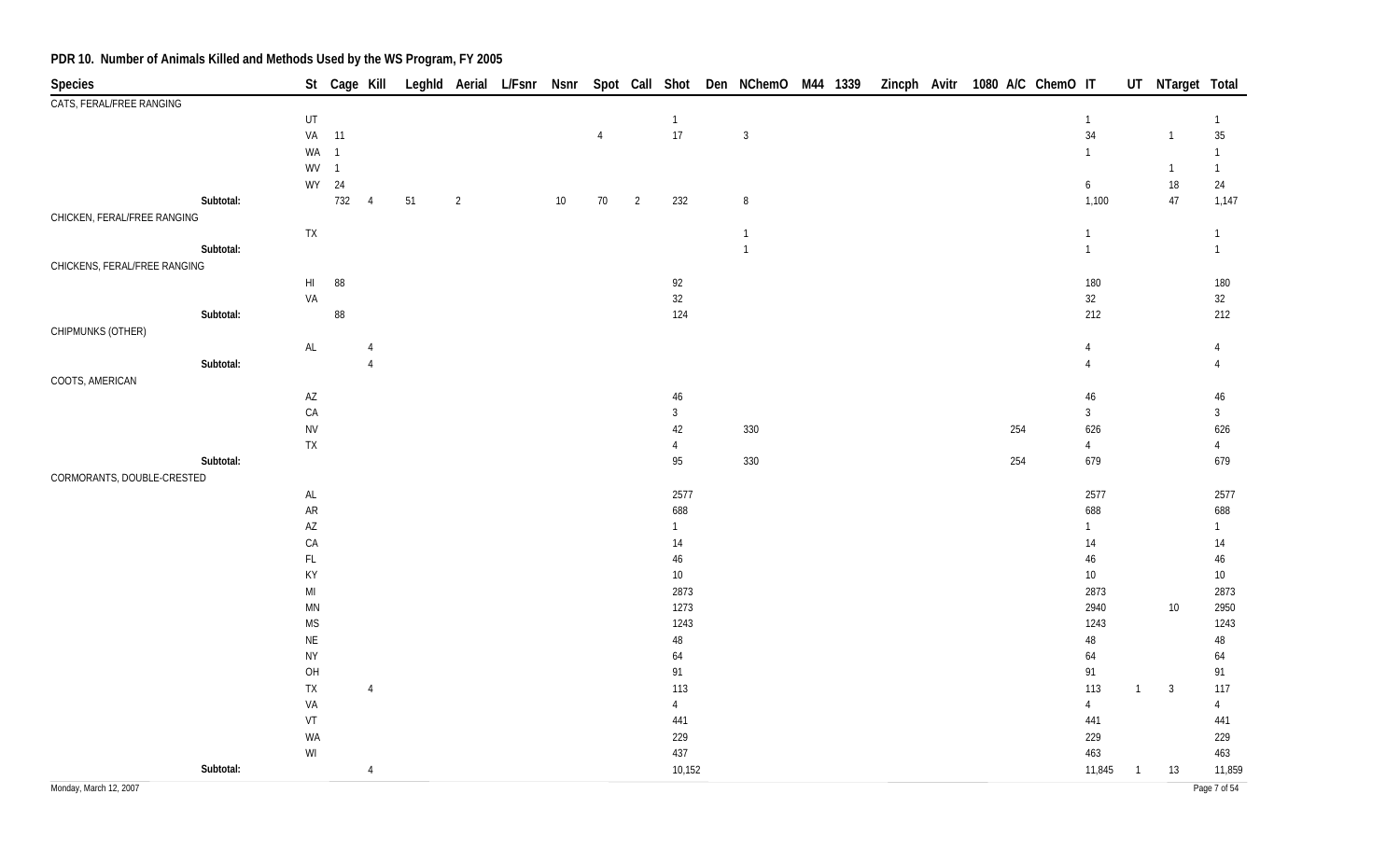## PDR 10. Number of Animals Killed and Methods Used by the WS Program, FY 2005

| Species | St | Cage | Kill | Leghld | Aerial | L/Fsnr | Nsnr | Spot | Call | Shot | Den | NChemO | M44 | 1339 | Zincph | Avitr | 1080 | A/C | ChemO | IT | UT | NTarget | Total |
|---|---|---|---|---|---|---|---|---|---|---|---|---|---|---|---|---|---|---|---|---|---|---|---|
| CATS, FERAL/FREE RANGING | | | | | | | | | | | | | | | | | | | | | | | |
| | UT | | | | | | | | | 1 | | | | | | | | | | 1 | | | 1 |
| | VA | 11 | | | | | | 4 | | 17 | | 3 | | | | | | | | 34 | | 1 | 35 |
| | WA | 1 | | | | | | | | | | | | | | | | | | 1 | | | 1 |
| | WV | 1 | | | | | | | | | | | | | | | | | | | | 1 | 1 |
| | WY | 24 | | | | | | | | | | | | | | | | | | 6 | | 18 | 24 |
| Subtotal: | | 732 | 4 | 51 | 2 | | 10 | 70 | 2 | 232 | | 8 | | | | | | | | 1,100 | | 47 | 1,147 |
| CHICKEN, FERAL/FREE RANGING | | | | | | | | | | | | | | | | | | | | | | | |
| | TX | | | | | | | | | | | 1 | | | | | | | | 1 | | | 1 |
| Subtotal: | | | | | | | | | | | | 1 | | | | | | | | 1 | | | 1 |
| CHICKENS, FERAL/FREE RANGING | | | | | | | | | | | | | | | | | | | | | | | |
| | HI | 88 | | | | | | | | 92 | | | | | | | | | | 180 | | | 180 |
| | VA | | | | | | | | | 32 | | | | | | | | | | 32 | | | 32 |
| Subtotal: | | 88 | | | | | | | | 124 | | | | | | | | | | 212 | | | 212 |
| CHIPMUNKS (OTHER) | | | | | | | | | | | | | | | | | | | | | | | |
| | AL | | 4 | | | | | | | | | | | | | | | | | 4 | | | 4 |
| Subtotal: | | | 4 | | | | | | | | | | | | | | | | | 4 | | | 4 |
| COOTS, AMERICAN | | | | | | | | | | | | | | | | | | | | | | | |
| | AZ | | | | | | | | | 46 | | | | | | | | | | 46 | | | 46 |
| | CA | | | | | | | | | 3 | | | | | | | | | | 3 | | | 3 |
| | NV | | | | | | | | | 42 | | 330 | | | | | | 254 | | 626 | | | 626 |
| | TX | | | | | | | | | 4 | | | | | | | | | | 4 | | | 4 |
| Subtotal: | | | | | | | | | | 95 | | 330 | | | | | | 254 | | 679 | | | 679 |
| CORMORANTS, DOUBLE-CRESTED | | | | | | | | | | | | | | | | | | | | | | | |
| | AL | | | | | | | | | 2577 | | | | | | | | | | 2577 | | | 2577 |
| | AR | | | | | | | | | 688 | | | | | | | | | | 688 | | | 688 |
| | AZ | | | | | | | | | 1 | | | | | | | | | | 1 | | | 1 |
| | CA | | | | | | | | | 14 | | | | | | | | | | 14 | | | 14 |
| | FL | | | | | | | | | 46 | | | | | | | | | | 46 | | | 46 |
| | KY | | | | | | | | | 10 | | | | | | | | | | 10 | | | 10 |
| | MI | | | | | | | | | 2873 | | | | | | | | | | 2873 | | | 2873 |
| | MN | | | | | | | | | 1273 | | | | | | | | | | 2940 | | 10 | 2950 |
| | MS | | | | | | | | | 1243 | | | | | | | | | | 1243 | | | 1243 |
| | NE | | | | | | | | | 48 | | | | | | | | | | 48 | | | 48 |
| | NY | | | | | | | | | 64 | | | | | | | | | | 64 | | | 64 |
| | OH | | | | | | | | | 91 | | | | | | | | | | 91 | | | 91 |
| | TX | | 4 | | | | | | | 113 | | | | | | | | | | 113 | 1 | 3 | 117 |
| | VA | | | | | | | | | 4 | | | | | | | | | | 4 | | | 4 |
| | VT | | | | | | | | | 441 | | | | | | | | | | 441 | | | 441 |
| | WA | | | | | | | | | 229 | | | | | | | | | | 229 | | | 229 |
| | WI | | | | | | | | | 437 | | | | | | | | | | 463 | | | 463 |
| Subtotal: | | | 4 | | | | | | | 10,152 | | | | | | | | | | 11,845 | 1 | 13 | 11,859 |

Monday, March 12, 2007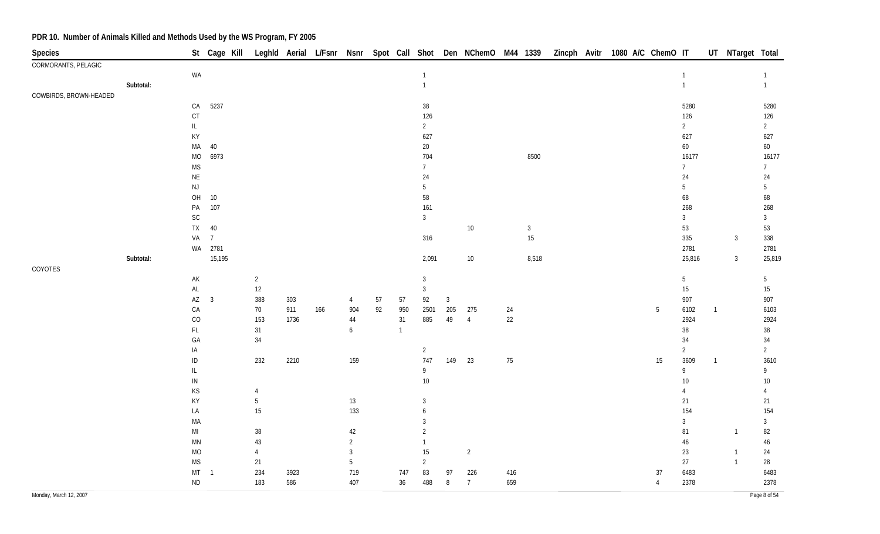## PDR 10. Number of Animals Killed and Methods Used by the WS Program, FY 2005

| Species | St | Cage | Kill | Leghld | Aerial | L/Fsnr | Nsnr | Spot | Call | Shot | Den | NChemO | M44 | 1339 | Zincph | Avitr | 1080 | A/C | ChemO | IT | UT | NTarget | Total |
|---|---|---|---|---|---|---|---|---|---|---|---|---|---|---|---|---|---|---|---|---|---|---|---|
| CORMORANTS, PELAGIC | | | | | | | | | | | | | | | | | | | | | | | |
| | WA | | | | | | | | | 1 | | | | | | | | | | 1 | | | 1 |
| Subtotal: | | | | | | | | | | 1 | | | | | | | | | | 1 | | | 1 |
| COWBIRDS, BROWN-HEADED | | | | | | | | | | | | | | | | | | | | | | | |
| | CA | 5237 | | | | | | | | 38 | | | | | | | | | | 5280 | | | 5280 |
| | CT | | | | | | | | | 126 | | | | | | | | | | 126 | | | 126 |
| | IL | | | | | | | | | 2 | | | | | | | | | | 2 | | | 2 |
| | KY | | | | | | | | | 627 | | | | | | | | | | 627 | | | 627 |
| | MA | 40 | | | | | | | | 20 | | | | | | | | | | 60 | | | 60 |
| | MO | 6973 | | | | | | | | 704 | | | | 8500 | | | | | | 16177 | | | 16177 |
| | MS | | | | | | | | | 7 | | | | | | | | | | 7 | | | 7 |
| | NE | | | | | | | | | 24 | | | | | | | | | | 24 | | | 24 |
| | NJ | | | | | | | | | 5 | | | | | | | | | | 5 | | | 5 |
| | OH | 10 | | | | | | | | 58 | | | | | | | | | | 68 | | | 68 |
| | PA | 107 | | | | | | | | 161 | | | | | | | | | | 268 | | | 268 |
| | SC | | | | | | | | | 3 | | | | | | | | | | 3 | | | 3 |
| | TX | 40 | | | | | | | | | | 10 | | 3 | | | | | | 53 | | | 53 |
| | VA | 7 | | | | | | | | 316 | | | | 15 | | | | | | 335 | | 3 | 338 |
| | WA | 2781 | | | | | | | | | | | | | | | | | | 2781 | | | 2781 |
| Subtotal: | | 15,195 | | | | | | | | 2,091 | | 10 | | 8,518 | | | | | | 25,816 | | 3 | 25,819 |
| COYOTES | | | | | | | | | | | | | | | | | | | | | | | |
| | AK | | | 2 | | | | | | 3 | | | | | | | | | | 5 | | | 5 |
| | AL | | | 12 | | | | | | 3 | | | | | | | | | | 15 | | | 15 |
| | AZ | 3 | | 388 | 303 | | 4 | 57 | 57 | 92 | 3 | | | | | | | | | 907 | | | 907 |
| | CA | | | 70 | 911 | 166 | 904 | 92 | 950 | 2501 | 205 | 275 | 24 | | | | | | 5 | 6102 | 1 | | 6103 |
| | CO | | | 153 | 1736 | | 44 | | 31 | 885 | 49 | 4 | 22 | | | | | | | 2924 | | | 2924 |
| | FL | | | 31 | | | 6 | | 1 | | | | | | | | | | | 38 | | | 38 |
| | GA | | | 34 | | | | | | | | | | | | | | | | 34 | | | 34 |
| | IA | | | | | | | | | 2 | | | | | | | | | | 2 | | | 2 |
| | ID | | | 232 | 2210 | | 159 | | | 747 | 149 | 23 | 75 | | | | | | 15 | 3609 | 1 | | 3610 |
| | IL | | | | | | | | | 9 | | | | | | | | | | 9 | | | 9 |
| | IN | | | | | | | | | 10 | | | | | | | | | | 10 | | | 10 |
| | KS | | | 4 | | | | | | | | | | | | | | | | 4 | | | 4 |
| | KY | | | 5 | | | 13 | | | 3 | | | | | | | | | | 21 | | | 21 |
| | LA | | | 15 | | | 133 | | | 6 | | | | | | | | | | 154 | | | 154 |
| | MA | | | | | | | | | 3 | | | | | | | | | | 3 | | | 3 |
| | MI | | | 38 | | | 42 | | | 2 | | | | | | | | | | 81 | | 1 | 82 |
| | MN | | | 43 | | | 2 | | | 1 | | | | | | | | | | 46 | | | 46 |
| | MO | | | 4 | | | 3 | | | 15 | | 2 | | | | | | | | 23 | | 1 | 24 |
| | MS | | | 21 | | | 5 | | | 2 | | | | | | | | | | 27 | | 1 | 28 |
| | MT | 1 | | 234 | 3923 | | 719 | | 747 | 83 | 97 | 226 | 416 | | | | | | 37 | 6483 | | | 6483 |
| | ND | | | 183 | 586 | | 407 | | 36 | 488 | 8 | 7 | 659 | | | | | | 4 | 2378 | | | 2378 |

Monday, March 12, 2007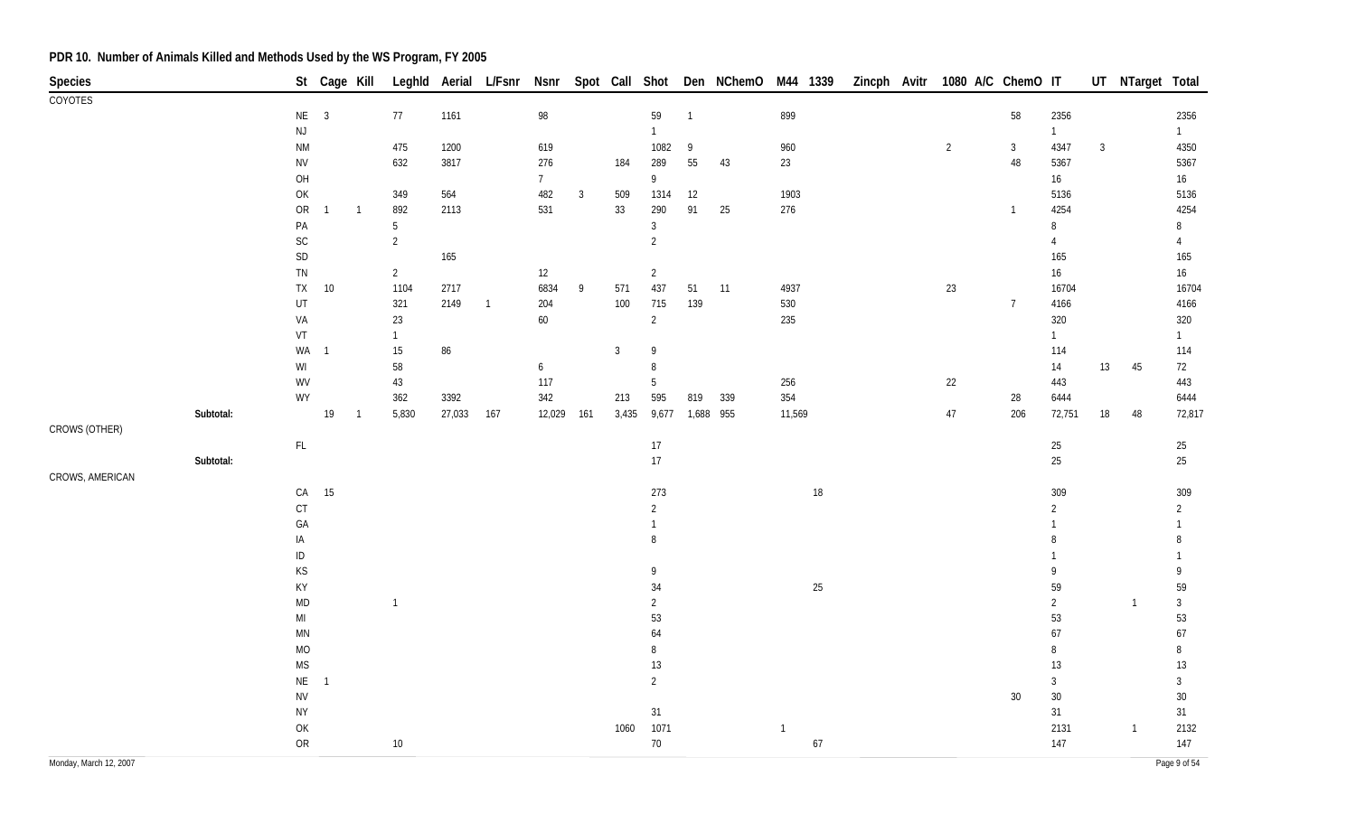## PDR 10. Number of Animals Killed and Methods Used by the WS Program, FY 2005

| Species | | St | Cage | Kill | Leghld | Aerial | L/Fsnr | Nsnr | Spot | Call | Shot | Den | NChemO | M44 | 1339 | Zincph | Avitr | 1080 | A/C | ChemO | IT | UT | NTarget | Total |
|---|---|---|---|---|---|---|---|---|---|---|---|---|---|---|---|---|---|---|---|---|---|---|---|---|
| COYOTES | | | | | | | | | | | | | | | | | | | | | | | | |
| | | NE | 3 | | 77 | 1161 | | 98 | | | 59 | 1 | | 899 | | | | | | 58 | 2356 | | | 2356 |
| | | NJ | | | | | | | | | 1 | | | | | | | | | | 1 | | | 1 |
| | | NM | | | 475 | 1200 | | 619 | | | 1082 | 9 | | 960 | | | | 2 | | 3 | 4347 | 3 | | 4350 |
| | | NV | | | 632 | 3817 | | 276 | | 184 | 289 | 55 | 43 | 23 | | | | | | 48 | 5367 | | | 5367 |
| | | OH | | | | | | 7 | | | 9 | | | | | | | | | | 16 | | | 16 |
| | | OK | | | 349 | 564 | | 482 | 3 | 509 | 1314 | 12 | | 1903 | | | | | | | 5136 | | | 5136 |
| | | OR | 1 | 1 | 892 | 2113 | | 531 | | 33 | 290 | 91 | 25 | 276 | | | | | | 1 | 4254 | | | 4254 |
| | | PA | | | 5 | | | | | | 3 | | | | | | | | | | 8 | | | 8 |
| | | SC | | | 2 | | | | | | 2 | | | | | | | | | | 4 | | | 4 |
| | | SD | | | | 165 | | | | | | | | | | | | | | | 165 | | | 165 |
| | | TN | | | 2 | | | 12 | | | 2 | | | | | | | | | | 16 | | | 16 |
| | | TX | 10 | | 1104 | 2717 | | 6834 | 9 | 571 | 437 | 51 | 11 | 4937 | | | | 23 | | | 16704 | | | 16704 |
| | | UT | | | 321 | 2149 | 1 | 204 | | 100 | 715 | 139 | | 530 | | | | | | 7 | 4166 | | | 4166 |
| | | VA | | | 23 | | | 60 | | | 2 | | | 235 | | | | | | | 320 | | | 320 |
| | | VT | | | 1 | | | | | | | | | | | | | | | | 1 | | | 1 |
| | | WA | 1 | | 15 | 86 | | | | 3 | 9 | | | | | | | | | | 114 | | | 114 |
| | | WI | | | 58 | | | 6 | | | 8 | | | | | | | | | | 14 | 13 | 45 | 72 |
| | | WV | | | 43 | | | 117 | | | 5 | | | 256 | | | | 22 | | | 443 | | | 443 |
| | | WY | | | 362 | 3392 | | 342 | | 213 | 595 | 819 | 339 | 354 | | | | | | 28 | 6444 | | | 6444 |
| | Subtotal: | | 19 | 1 | 5,830 | 27,033 | 167 | 12,029 | 161 | 3,435 | 9,677 | 1,688 | 955 | 11,569 | | | | 47 | | 206 | 72,751 | 18 | 48 | 72,817 |
| CROWS (OTHER) | | | | | | | | | | | | | | | | | | | | | | | | |
| | | FL | | | | | | | | | 17 | | | | | | | | | | 25 | | | 25 |
| | Subtotal: | | | | | | | | | | 17 | | | | | | | | | | 25 | | | 25 |
| CROWS, AMERICAN | | | | | | | | | | | | | | | | | | | | | | | | |
| | | CA | 15 | | | | | | | | 273 | | | | 18 | | | | | | 309 | | | 309 |
| | | CT | | | | | | | | | 2 | | | | | | | | | | 2 | | | 2 |
| | | GA | | | | | | | | | 1 | | | | | | | | | | 1 | | | 1 |
| | | IA | | | | | | | | | 8 | | | | | | | | | | 8 | | | 8 |
| | | ID | | | | | | | | | | | | | | | | | | | 1 | | | 1 |
| | | KS | | | | | | | | | 9 | | | | | | | | | | 9 | | | 9 |
| | | KY | | | | | | | | | 34 | | | | 25 | | | | | | 59 | | | 59 |
| | | MD | | | 1 | | | | | | 2 | | | | | | | | | | 2 | | 1 | 3 |
| | | MI | | | | | | | | | 53 | | | | | | | | | | 53 | | | 53 |
| | | MN | | | | | | | | | 64 | | | | | | | | | | 67 | | | 67 |
| | | MO | | | | | | | | | 8 | | | | | | | | | | 8 | | | 8 |
| | | MS | | | | | | | | | 13 | | | | | | | | | | 13 | | | 13 |
| | | NE | 1 | | | | | | | | 2 | | | | | | | | | | 3 | | | 3 |
| | | NV | | | | | | | | | | | | | | | | | | 30 | 30 | | | 30 |
| | | NY | | | | | | | | | 31 | | | | | | | | | | 31 | | | 31 |
| | | OK | | | | | | | | 1060 | 1071 | | | 1 | | | | | | | 2131 | | 1 | 2132 |
| | | OR | | | 10 | | | | | | 70 | | | | 67 | | | | | | 147 | | | 147 |

Monday, March 12, 2007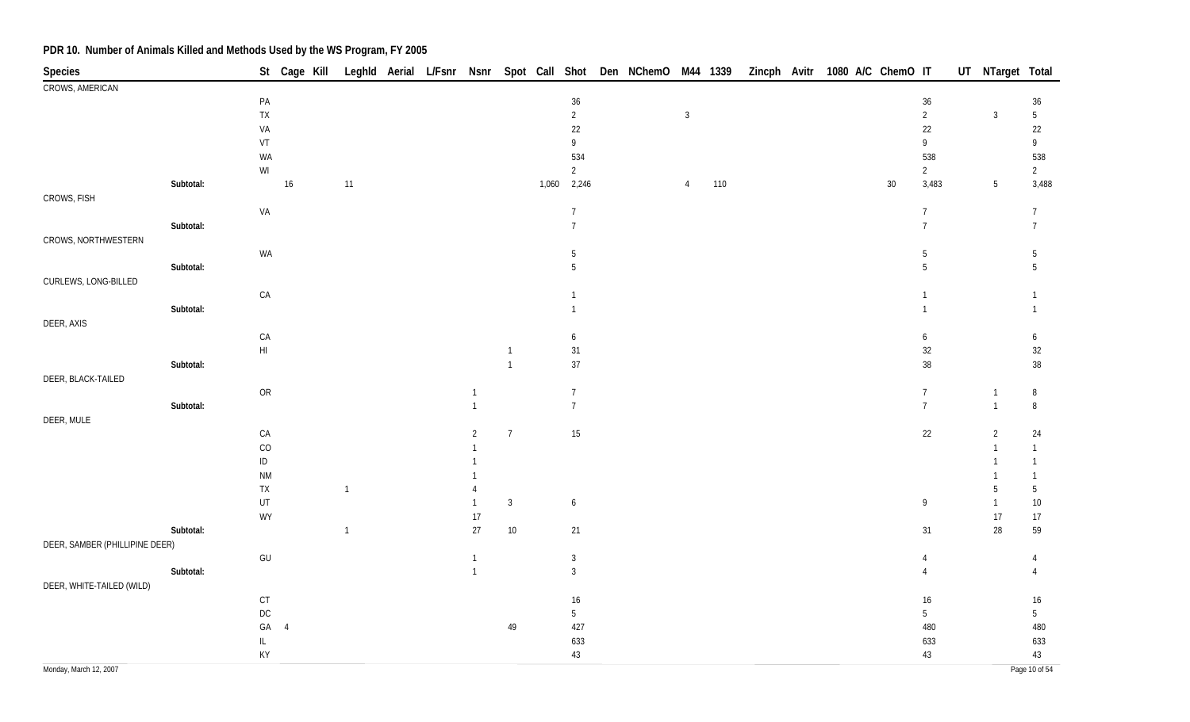## PDR 10. Number of Animals Killed and Methods Used by the WS Program, FY 2005

| Species | | St | Cage | Kill | Leghld | Aerial | L/Fsnr | Nsnr | Spot | Call | Shot | Den | NChemO | M44 | 1339 | Zincph | Avitr | 1080 | A/C | ChemO | IT | UT | NTarget | Total |
|---|---|---|---|---|---|---|---|---|---|---|---|---|---|---|---|---|---|---|---|---|---|---|---|---|
| CROWS, AMERICAN | | | | | | | | | | | | | | | | | | | | | | | | |
| | | PA | | | | | | | | | 36 | | | | | | | | | | 36 | | | 36 |
| | | TX | | | | | | | | | 2 | | | 3 | | | | | | | 2 | | 3 | 5 |
| | | VA | | | | | | | | | 22 | | | | | | | | | | 22 | | | 22 |
| | | VT | | | | | | | | | 9 | | | | | | | | | | 9 | | | 9 |
| | | WA | | | | | | | | | 534 | | | | | | | | | | 538 | | | 538 |
| | | WI | | | | | | | | | 2 | | | | | | | | | | 2 | | | 2 |
| | Subtotal: | | 16 | | 11 | | | | | 1,060 | 2,246 | | | 4 | 110 | | | | | 30 | 3,483 | | 5 | 3,488 |
| CROWS, FISH | | | | | | | | | | | | | | | | | | | | | | | | |
| | | VA | | | | | | | | | 7 | | | | | | | | | | 7 | | | 7 |
| | Subtotal: | | | | | | | | | | 7 | | | | | | | | | | 7 | | | 7 |
| CROWS, NORTHWESTERN | | | | | | | | | | | | | | | | | | | | | | | | |
| | | WA | | | | | | | | | 5 | | | | | | | | | | 5 | | | 5 |
| | Subtotal: | | | | | | | | | | 5 | | | | | | | | | | 5 | | | 5 |
| CURLEWS, LONG-BILLED | | | | | | | | | | | | | | | | | | | | | | | | |
| | | CA | | | | | | | | | 1 | | | | | | | | | | 1 | | | 1 |
| | Subtotal: | | | | | | | | | | 1 | | | | | | | | | | 1 | | | 1 |
| DEER, AXIS | | | | | | | | | | | | | | | | | | | | | | | | |
| | | CA | | | | | | | | | 6 | | | | | | | | | | 6 | | | 6 |
| | | HI | | | | | | | 1 | | 31 | | | | | | | | | | 32 | | | 32 |
| | Subtotal: | | | | | | | | 1 | | 37 | | | | | | | | | | 38 | | | 38 |
| DEER, BLACK-TAILED | | | | | | | | | | | | | | | | | | | | | | | | |
| | | OR | | | | | | 1 | | | 7 | | | | | | | | | | 7 | | 1 | 8 |
| | Subtotal: | | | | | | | 1 | | | 7 | | | | | | | | | | 7 | | 1 | 8 |
| DEER, MULE | | | | | | | | | | | | | | | | | | | | | | | | |
| | | CA | | | | | | 2 | 7 | | 15 | | | | | | | | | | 22 | | 2 | 24 |
| | | CO | | | | | | 1 | | | | | | | | | | | | | | | 1 | 1 |
| | | ID | | | | | | 1 | | | | | | | | | | | | | | | 1 | 1 |
| | | NM | | | | | | 1 | | | | | | | | | | | | | | | 1 | 1 |
| | | TX | | | 1 | | | 4 | | | | | | | | | | | | | | | 5 | 5 |
| | | UT | | | | | | 1 | 3 | | 6 | | | | | | | | | | 9 | | 1 | 10 |
| | | WY | | | | | | 17 | | | | | | | | | | | | | | | 17 | 17 |
| | Subtotal: | | | | 1 | | | 27 | 10 | | 21 | | | | | | | | | | 31 | | 28 | 59 |
| DEER, SAMBER (PHILLIPINE DEER) | | | | | | | | | | | | | | | | | | | | | | | | |
| | | GU | | | | | | 1 | | | 3 | | | | | | | | | | 4 | | | 4 |
| | Subtotal: | | | | | | | 1 | | | 3 | | | | | | | | | | 4 | | | 4 |
| DEER, WHITE-TAILED (WILD) | | | | | | | | | | | | | | | | | | | | | | | | |
| | | CT | | | | | | | | | 16 | | | | | | | | | | 16 | | | 16 |
| | | DC | | | | | | | | | 5 | | | | | | | | | | 5 | | | 5 |
| | | GA | 4 | | | | | | 49 | | 427 | | | | | | | | | | 480 | | | 480 |
| | | IL | | | | | | | | | 633 | | | | | | | | | | 633 | | | 633 |
| | | KY | | | | | | | | | 43 | | | | | | | | | | 43 | | | 43 |

Monday, March 12, 2007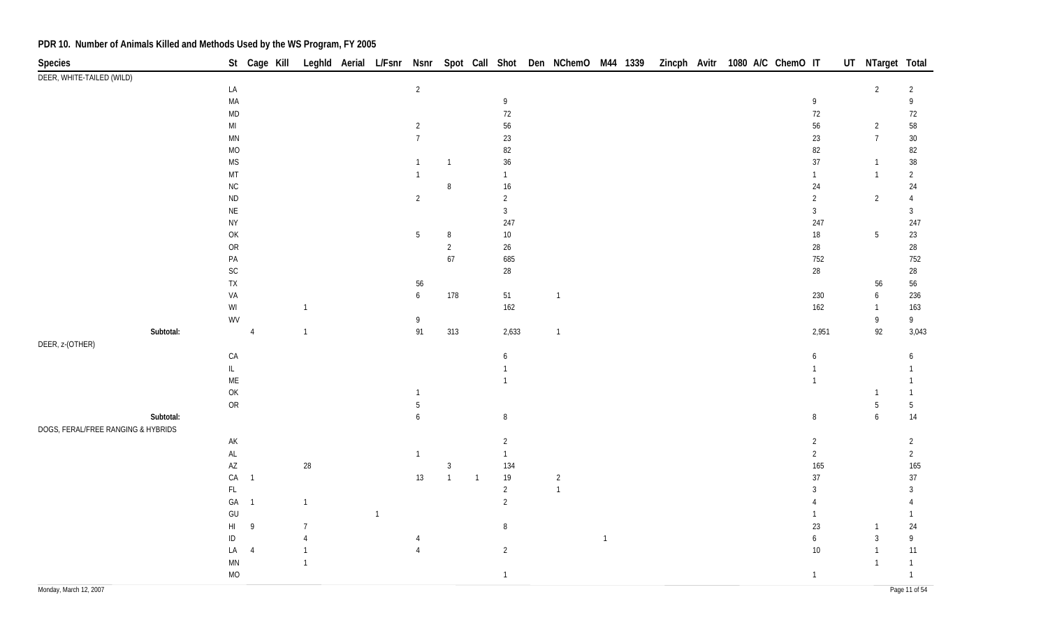## PDR 10. Number of Animals Killed and Methods Used by the WS Program, FY 2005

| Species | St | Cage | Kill | Leghld | Aerial | L/Fsnr | Nsnr | Spot | Call | Shot | Den | NChemO | M44 | 1339 | Zincph | Avitr | 1080 | A/C | ChemO | IT | UT | NTarget | Total |
|---|---|---|---|---|---|---|---|---|---|---|---|---|---|---|---|---|---|---|---|---|---|---|---|
| DEER, WHITE-TAILED (WILD) | | | | | | | | | | | | | | | | | | | | | | | |
| | LA | | | | | | 2 | | | | | | | | | | | | | | | 2 | 2 |
| | MA | | | | | | | | | 9 | | | | | | | | | | 9 | | | 9 |
| | MD | | | | | | | | | 72 | | | | | | | | | | 72 | | | 72 |
| | MI | | | | | | 2 | | | 56 | | | | | | | | | | 56 | | 2 | 58 |
| | MN | | | | | | 7 | | | 23 | | | | | | | | | | 23 | | 7 | 30 |
| | MO | | | | | | | | | 82 | | | | | | | | | | 82 | | | 82 |
| | MS | | | | | | 1 | 1 | | 36 | | | | | | | | | | 37 | | 1 | 38 |
| | MT | | | | | | 1 | | | 1 | | | | | | | | | | 1 | | 1 | 2 |
| | NC | | | | | | | 8 | | 16 | | | | | | | | | | 24 | | | 24 |
| | ND | | | | | | 2 | | | 2 | | | | | | | | | | 2 | | 2 | 4 |
| | NE | | | | | | | | | 3 | | | | | | | | | | 3 | | | 3 |
| | NY | | | | | | | | | 247 | | | | | | | | | | 247 | | | 247 |
| | OK | | | | | | 5 | 8 | | 10 | | | | | | | | | | 18 | | 5 | 23 |
| | OR | | | | | | | 2 | | 26 | | | | | | | | | | 28 | | | 28 |
| | PA | | | | | | | 67 | | 685 | | | | | | | | | | 752 | | | 752 |
| | SC | | | | | | | | | 28 | | | | | | | | | | 28 | | | 28 |
| | TX | | | | | | 56 | | | | | | | | | | | | | | | 56 | 56 |
| | VA | | | | | | 6 | 178 | | 51 | | 1 | | | | | | | | 230 | | 6 | 236 |
| | WI | | | 1 | | | | | | 162 | | | | | | | | | | 162 | | 1 | 163 |
| | WV | | | | | | 9 | | | | | | | | | | | | | | | 9 | 9 |
| Subtotal: | | 4 | | 1 | | | 91 | 313 | | 2,633 | | 1 | | | | | | | | 2,951 | | 92 | 3,043 |
| DEER, z-(OTHER) | | | | | | | | | | | | | | | | | | | | | | | |
| | CA | | | | | | | | | 6 | | | | | | | | | | 6 | | | 6 |
| | IL | | | | | | | | | 1 | | | | | | | | | | 1 | | | 1 |
| | ME | | | | | | | | | 1 | | | | | | | | | | 1 | | | 1 |
| | OK | | | | | | 1 | | | | | | | | | | | | | | | 1 | 1 |
| | OR | | | | | | 5 | | | | | | | | | | | | | | | 5 | 5 |
| Subtotal: | | | | | | | 6 | | | 8 | | | | | | | | | | 8 | | 6 | 14 |
| DOGS, FERAL/FREE RANGING & HYBRIDS | | | | | | | | | | | | | | | | | | | | | | | |
| | AK | | | | | | | | | 2 | | | | | | | | | | 2 | | | 2 |
| | AL | | | | | | 1 | | | 1 | | | | | | | | | | 2 | | | 2 |
| | AZ | | | 28 | | | | 3 | | 134 | | | | | | | | | | 165 | | | 165 |
| | CA | 1 | | | | | 13 | 1 | 1 | 19 | | 2 | | | | | | | | 37 | | | 37 |
| | FL | | | | | | | | | 2 | | 1 | | | | | | | | 3 | | | 3 |
| | GA | 1 | | 1 | | | | | | 2 | | | | | | | | | | 4 | | | 4 |
| | GU | | | | | 1 | | | | | | | | | | | | | | 1 | | | 1 |
| | HI | 9 | | 7 | | | | | | 8 | | | | | | | | | | 23 | | 1 | 24 |
| | ID | | | 4 | | | 4 | | | | | | 1 | | | | | | | 6 | | 3 | 9 |
| | LA | 4 | | 1 | | | 4 | | | 2 | | | | | | | | | | 10 | | 1 | 11 |
| | MN | | | 1 | | | | | | | | | | | | | | | | | | 1 | 1 |
| | MO | | | | | | | | | 1 | | | | | | | | | | 1 | | | 1 |

Monday, March 12, 2007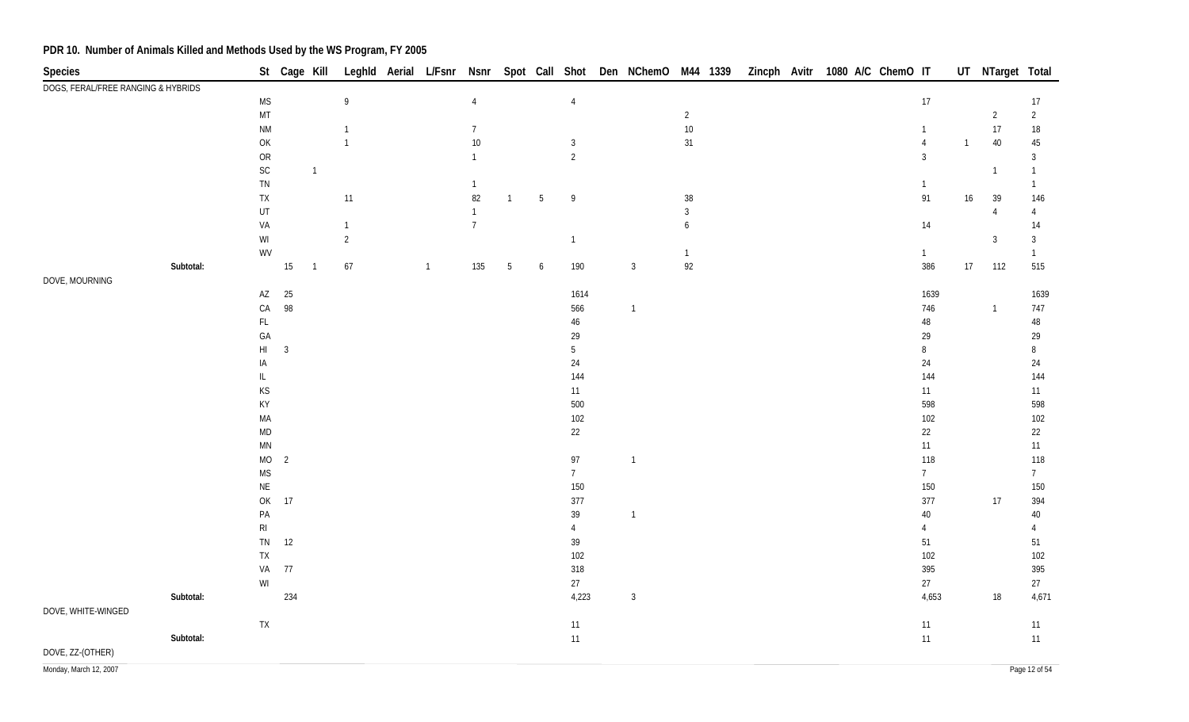## PDR 10. Number of Animals Killed and Methods Used by the WS Program, FY 2005

| Species | St | Cage | Kill | Leghld | Aerial | L/Fsnr | Nsnr | Spot | Call | Shot | Den | NChemO | M44 | 1339 | Zincph | Avitr | 1080 | A/C | ChemO | IT | UT | NTarget | Total |
|---|---|---|---|---|---|---|---|---|---|---|---|---|---|---|---|---|---|---|---|---|---|---|---|
| DOGS, FERAL/FREE RANGING & HYBRIDS | | | | | | | | | | | | | | | | | | | | | | | |
| | MS | | | 9 | | | 4 | | | 4 | | | | | | | | | | 17 | | | 17 |
| | MT | | | | | | | | | | | | 2 | | | | | | | | | 2 | 2 |
| | NM | | | 1 | | | 7 | | | | | | 10 | | | | | | | 1 | | 17 | 18 |
| | OK | | | 1 | | | 10 | | | 3 | | | 31 | | | | | | | 4 | 1 | 40 | 45 |
| | OR | | | | | | 1 | | | 2 | | | | | | | | | | 3 | | | 3 |
| | SC | | 1 | | | | | | | | | | | | | | | | | | | 1 | 1 |
| | TN | | | | | | 1 | | | | | | | | | | | | | 1 | | | 1 |
| | TX | | | 11 | | | 82 | 1 | 5 | 9 | | | 38 | | | | | | | 91 | 16 | 39 | 146 |
| | UT | | | | | | 1 | | | | | | 3 | | | | | | | | | 4 | 4 |
| | VA | | | 1 | | | 7 | | | | | | 6 | | | | | | | 14 | | | 14 |
| | WI | | | 2 | | | | | | 1 | | | | | | | | | | | | 3 | 3 |
| | WV | | | | | | | | | | | | 1 | | | | | | | 1 | | | 1 |
| **Subtotal:** | | 15 | 1 | 67 | | 1 | 135 | 5 | 6 | 190 | | 3 | 92 | | | | | | | 386 | 17 | 112 | 515 |
| DOVE, MOURNING | | | | | | | | | | | | | | | | | | | | | | | |
| | AZ | 25 | | | | | | | | 1614 | | | | | | | | | | 1639 | | | 1639 |
| | CA | 98 | | | | | | | | 566 | | 1 | | | | | | | | 746 | | 1 | 747 |
| | FL | | | | | | | | | 46 | | | | | | | | | | 48 | | | 48 |
| | GA | | | | | | | | | 29 | | | | | | | | | | 29 | | | 29 |
| | HI | 3 | | | | | | | | 5 | | | | | | | | | | 8 | | | 8 |
| | IA | | | | | | | | | 24 | | | | | | | | | | 24 | | | 24 |
| | IL | | | | | | | | | 144 | | | | | | | | | | 144 | | | 144 |
| | KS | | | | | | | | | 11 | | | | | | | | | | 11 | | | 11 |
| | KY | | | | | | | | | 500 | | | | | | | | | | 598 | | | 598 |
| | MA | | | | | | | | | 102 | | | | | | | | | | 102 | | | 102 |
| | MD | | | | | | | | | 22 | | | | | | | | | | 22 | | | 22 |
| | MN | | | | | | | | | | | | | | | | | | | 11 | | | 11 |
| | MO | 2 | | | | | | | | 97 | | 1 | | | | | | | | 118 | | | 118 |
| | MS | | | | | | | | | 7 | | | | | | | | | | 7 | | | 7 |
| | NE | | | | | | | | | 150 | | | | | | | | | | 150 | | | 150 |
| | OK | 17 | | | | | | | | 377 | | | | | | | | | | 377 | | 17 | 394 |
| | PA | | | | | | | | | 39 | | 1 | | | | | | | | 40 | | | 40 |
| | RI | | | | | | | | | 4 | | | | | | | | | | 4 | | | 4 |
| | TN | 12 | | | | | | | | 39 | | | | | | | | | | 51 | | | 51 |
| | TX | | | | | | | | | 102 | | | | | | | | | | 102 | | | 102 |
| | VA | 77 | | | | | | | | 318 | | | | | | | | | | 395 | | | 395 |
| | WI | | | | | | | | | 27 | | | | | | | | | | 27 | | | 27 |
| **Subtotal:** | | 234 | | | | | | | | 4,223 | | 3 | | | | | | | | 4,653 | | 18 | 4,671 |
| DOVE, WHITE-WINGED | | | | | | | | | | | | | | | | | | | | | | | |
| | TX | | | | | | | | | 11 | | | | | | | | | | 11 | | | 11 |
| **Subtotal:** | | | | | | | | | | 11 | | | | | | | | | | 11 | | | 11 |
| DOVE, ZZ-(OTHER) | | | | | | | | | | | | | | | | | | | | | | | |

Monday, March 12, 2007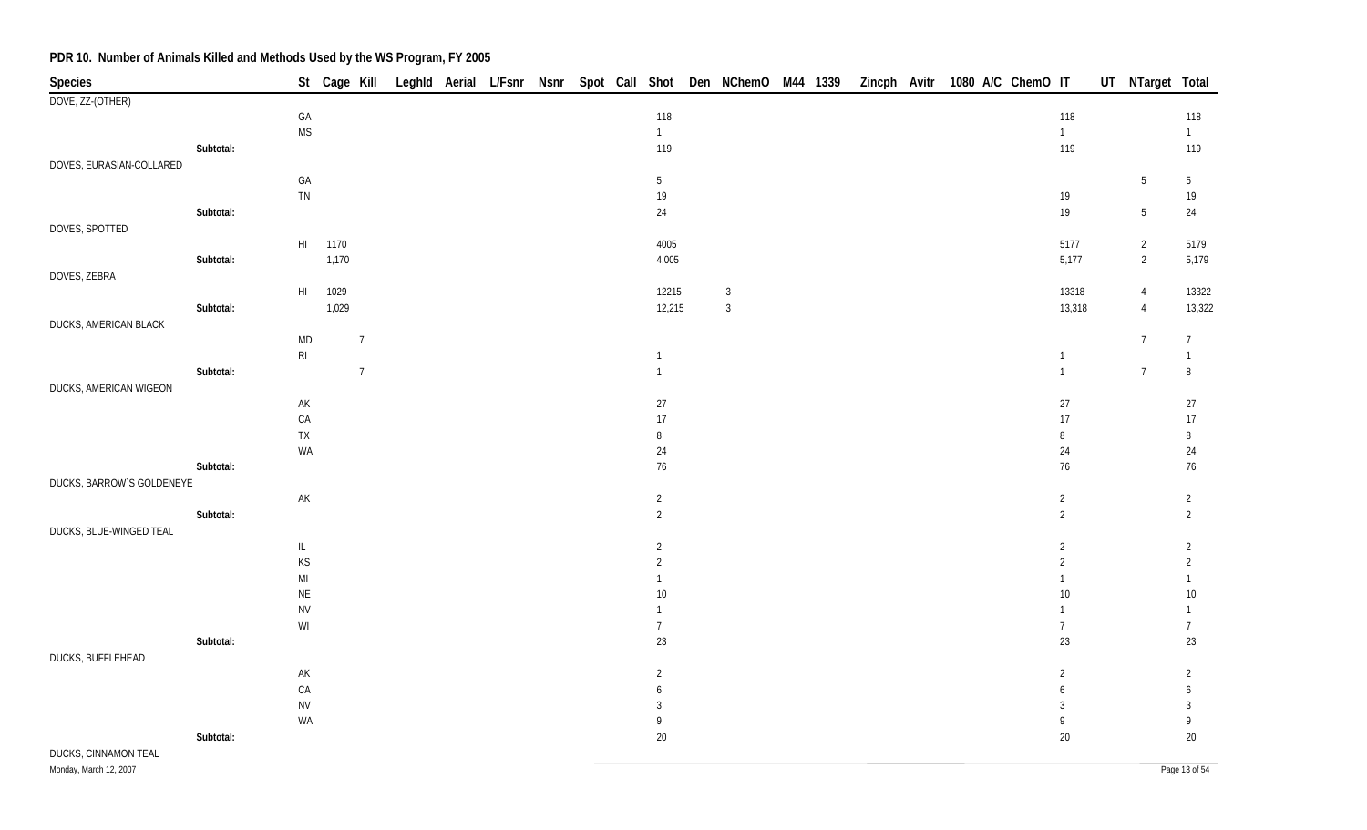# PDR 10. Number of Animals Killed and Methods Used by the WS Program, FY 2005

| Species | | St | Cage | Kill | Leghld | Aerial | L/Fsnr | Nsnr | Spot | Call | Shot | Den | NChemO | M44 | 1339 | Zincph | Avitr | 1080 | A/C | ChemO | IT | UT | NTarget | Total |
|---|---|---|---|---|---|---|---|---|---|---|---|---|---|---|---|---|---|---|---|---|---|---|---|---|
| DOVE, ZZ-(OTHER) | | | | | | | | | | | | | | | | | | | | | | | | |
| | | GA | | | | | | | | | 118 | | | | | | | | | | 118 | | | 118 |
| | | MS | | | | | | | | | 1 | | | | | | | | | | 1 | | | 1 |
| | Subtotal: | | | | | | | | | | 119 | | | | | | | | | | 119 | | | 119 |
| DOVES, EURASIAN-COLLARED | | | | | | | | | | | | | | | | | | | | | | | | |
| | | GA | | | | | | | | | 5 | | | | | | | | | | | | 5 | 5 |
| | | TN | | | | | | | | | 19 | | | | | | | | | | 19 | | | 19 |
| | Subtotal: | | | | | | | | | | 24 | | | | | | | | | | 19 | | 5 | 24 |
| DOVES, SPOTTED | | | | | | | | | | | | | | | | | | | | | | | | |
| | | HI | 1170 | | | | | | | | 4005 | | | | | | | | | | 5177 | | 2 | 5179 |
| | Subtotal: | | 1,170 | | | | | | | | 4,005 | | | | | | | | | | 5,177 | | 2 | 5,179 |
| DOVES, ZEBRA | | | | | | | | | | | | | | | | | | | | | | | | |
| | | HI | 1029 | | | | | | | | 12215 | | 3 | | | | | | | | 13318 | | 4 | 13322 |
| | Subtotal: | | 1,029 | | | | | | | | 12,215 | | 3 | | | | | | | | 13,318 | | 4 | 13,322 |
| DUCKS, AMERICAN BLACK | | | | | | | | | | | | | | | | | | | | | | | | |
| | | MD | | 7 | | | | | | | | | | | | | | | | | | | 7 | 7 |
| | | RI | | | | | | | | | 1 | | | | | | | | | | 1 | | | 1 |
| | Subtotal: | | | 7 | | | | | | | 1 | | | | | | | | | | 1 | | 7 | 8 |
| DUCKS, AMERICAN WIGEON | | | | | | | | | | | | | | | | | | | | | | | | |
| | | AK | | | | | | | | | 27 | | | | | | | | | | 27 | | | 27 |
| | | CA | | | | | | | | | 17 | | | | | | | | | | 17 | | | 17 |
| | | TX | | | | | | | | | 8 | | | | | | | | | | 8 | | | 8 |
| | | WA | | | | | | | | | 24 | | | | | | | | | | 24 | | | 24 |
| | Subtotal: | | | | | | | | | | 76 | | | | | | | | | | 76 | | | 76 |
| DUCKS, BARROW`S GOLDENEYE | | | | | | | | | | | | | | | | | | | | | | | | |
| | | AK | | | | | | | | | 2 | | | | | | | | | | 2 | | | 2 |
| | Subtotal: | | | | | | | | | | 2 | | | | | | | | | | 2 | | | 2 |
| DUCKS, BLUE-WINGED TEAL | | | | | | | | | | | | | | | | | | | | | | | | |
| | | IL | | | | | | | | | 2 | | | | | | | | | | 2 | | | 2 |
| | | KS | | | | | | | | | 2 | | | | | | | | | | 2 | | | 2 |
| | | MI | | | | | | | | | 1 | | | | | | | | | | 1 | | | 1 |
| | | NE | | | | | | | | | 10 | | | | | | | | | | 10 | | | 10 |
| | | NV | | | | | | | | | 1 | | | | | | | | | | 1 | | | 1 |
| | | WI | | | | | | | | | 7 | | | | | | | | | | 7 | | | 7 |
| | Subtotal: | | | | | | | | | | 23 | | | | | | | | | | 23 | | | 23 |
| DUCKS, BUFFLEHEAD | | | | | | | | | | | | | | | | | | | | | | | | |
| | | AK | | | | | | | | | 2 | | | | | | | | | | 2 | | | 2 |
| | | CA | | | | | | | | | 6 | | | | | | | | | | 6 | | | 6 |
| | | NV | | | | | | | | | 3 | | | | | | | | | | 3 | | | 3 |
| | | WA | | | | | | | | | 9 | | | | | | | | | | 9 | | | 9 |
| | Subtotal: | | | | | | | | | | 20 | | | | | | | | | | 20 | | | 20 |
| DUCKS, CINNAMON TEAL | | | | | | | | | | | | | | | | | | | | | | | | |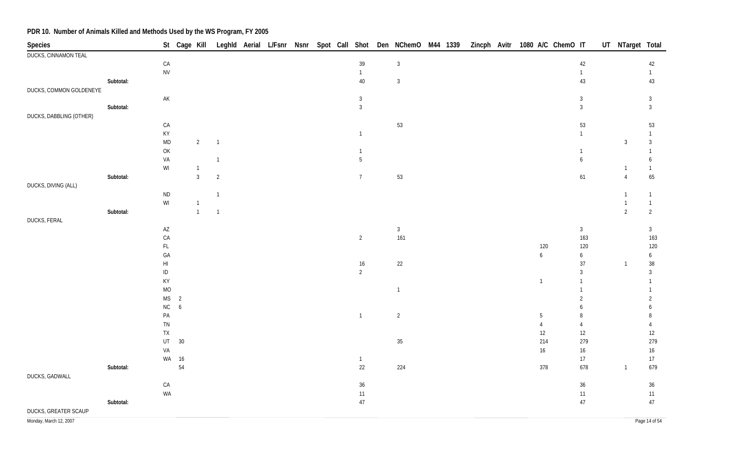# PDR 10. Number of Animals Killed and Methods Used by the WS Program, FY 2005

| Species | | St | Cage | Kill | Leghld | Aerial | L/Fsnr | Nsnr | Spot | Call | Shot | Den | NChemO | M44 | 1339 | Zincph | Avitr | 1080 | A/C | ChemO | IT | UT | NTarget | Total |
|---|---|---|---|---|---|---|---|---|---|---|---|---|---|---|---|---|---|---|---|---|---|---|---|---|
| DUCKS, CINNAMON TEAL | | | | | | | | | | | | | | | | | | | | | | | | |
| | | CA | | | | | | | | | 39 | | 3 | | | | | | | | 42 | | | 42 |
| | | NV | | | | | | | | | 1 | | | | | | | | | | 1 | | | 1 |
| | Subtotal: | | | | | | | | | | 40 | | 3 | | | | | | | | 43 | | | 43 |
| DUCKS, COMMON GOLDENEYE | | | | | | | | | | | | | | | | | | | | | | | | |
| | | AK | | | | | | | | | 3 | | | | | | | | | | 3 | | | 3 |
| | Subtotal: | | | | | | | | | | 3 | | | | | | | | | | 3 | | | 3 |
| DUCKS, DABBLING (OTHER) | | | | | | | | | | | | | | | | | | | | | | | | |
| | | CA | | | | | | | | | | | 53 | | | | | | | | 53 | | | 53 |
| | | KY | | | | | | | | | 1 | | | | | | | | | | 1 | | | 1 |
| | | MD | | 2 | 1 | | | | | | | | | | | | | | | | | | 3 | 3 |
| | | OK | | | | | | | | | 1 | | | | | | | | | | 1 | | | 1 |
| | | VA | | | 1 | | | | | | 5 | | | | | | | | | | 6 | | | 6 |
| | | WI | | 1 | | | | | | | | | | | | | | | | | | | 1 | 1 |
| | Subtotal: | | | 3 | 2 | | | | | | 7 | | 53 | | | | | | | | 61 | | 4 | 65 |
| DUCKS, DIVING (ALL) | | | | | | | | | | | | | | | | | | | | | | | | |
| | | ND | | | 1 | | | | | | | | | | | | | | | | | | 1 | 1 |
| | | WI | | 1 | | | | | | | | | | | | | | | | | | | 1 | 1 |
| | Subtotal: | | | 1 | 1 | | | | | | | | | | | | | | | | | | 2 | 2 |
| DUCKS, FERAL | | | | | | | | | | | | | | | | | | | | | | | | |
| | | AZ | | | | | | | | | | | 3 | | | | | | | | 3 | | | 3 |
| | | CA | | | | | | | | | 2 | | 161 | | | | | | | | 163 | | | 163 |
| | | FL | | | | | | | | | | | | | | | | | 120 | | 120 | | | 120 |
| | | GA | | | | | | | | | | | | | | | | | 6 | | 6 | | | 6 |
| | | HI | | | | | | | | | 16 | | 22 | | | | | | | | 37 | | 1 | 38 |
| | | ID | | | | | | | | | 2 | | | | | | | | | | 3 | | | 3 |
| | | KY | | | | | | | | | | | | | | | | | 1 | | 1 | | | 1 |
| | | MO | | | | | | | | | | | 1 | | | | | | | | 1 | | | 1 |
| | | MS | 2 | | | | | | | | | | | | | | | | | | 2 | | | 2 |
| | | NC | 6 | | | | | | | | | | | | | | | | | | 6 | | | 6 |
| | | PA | | | | | | | | | 1 | | 2 | | | | | | 5 | | 8 | | | 8 |
| | | TN | | | | | | | | | | | | | | | | | 4 | | 4 | | | 4 |
| | | TX | | | | | | | | | | | | | | | | | 12 | | 12 | | | 12 |
| | | UT | 30 | | | | | | | | | | 35 | | | | | | 214 | | 279 | | | 279 |
| | | VA | | | | | | | | | | | | | | | | | 16 | | 16 | | | 16 |
| | | WA | 16 | | | | | | | | 1 | | | | | | | | | | 17 | | | 17 |
| | Subtotal: | | 54 | | | | | | | | 22 | | 224 | | | | | | 378 | | 678 | | 1 | 679 |
| DUCKS, GADWALL | | | | | | | | | | | | | | | | | | | | | | | | |
| | | CA | | | | | | | | | 36 | | | | | | | | | | 36 | | | 36 |
| | | WA | | | | | | | | | 11 | | | | | | | | | | 11 | | | 11 |
| | Subtotal: | | | | | | | | | | 47 | | | | | | | | | | 47 | | | 47 |
| DUCKS, GREATER SCAUP | | | | | | | | | | | | | | | | | | | | | | | | |

Monday, March 12, 2007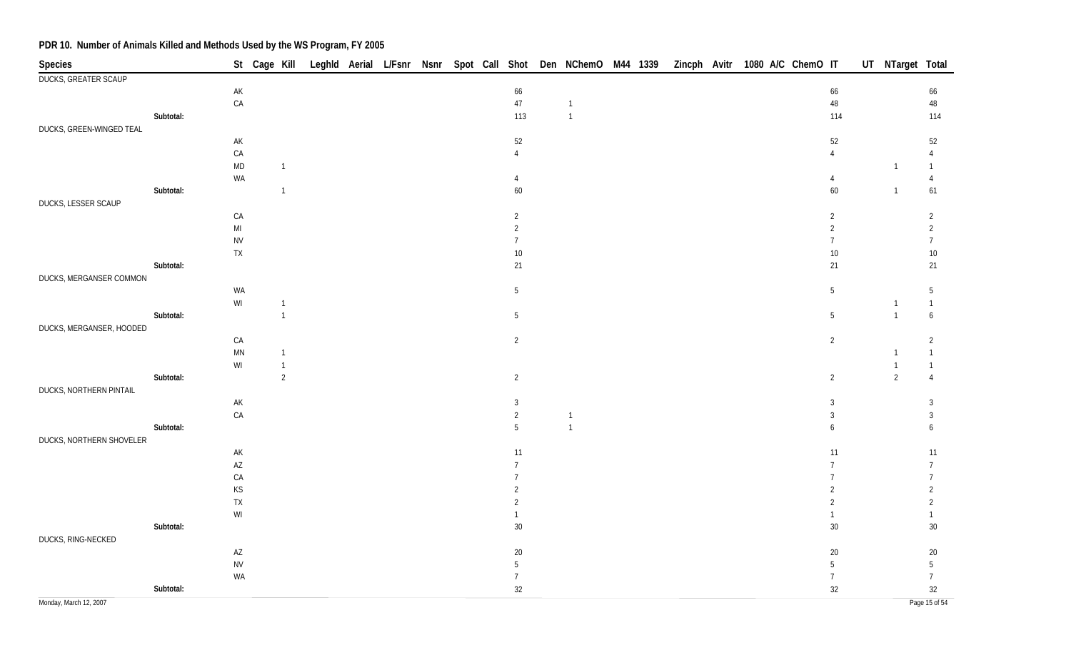## PDR 10. Number of Animals Killed and Methods Used by the WS Program, FY 2005

| Species | | St | Cage | Kill | Leghld | Aerial | L/Fsnr | Nsnr | Spot | Call | Shot | Den | NChemO | M44 | 1339 | Zincph | Avitr | 1080 | A/C | ChemO | IT | UT | NTarget | Total |
|---|---|---|---|---|---|---|---|---|---|---|---|---|---|---|---|---|---|---|---|---|---|---|---|---|
| DUCKS, GREATER SCAUP | | | | | | | | | | | | | | | | | | | | | | | | |
| | | AK | | | | | | | | | 66 | | | | | | | | | | 66 | | | 66 |
| | | CA | | | | | | | | | 47 | | 1 | | | | | | | | 48 | | | 48 |
| | Subtotal: | | | | | | | | | | 113 | | 1 | | | | | | | | 114 | | | 114 |
| DUCKS, GREEN-WINGED TEAL | | | | | | | | | | | | | | | | | | | | | | | | |
| | | AK | | | | | | | | | 52 | | | | | | | | | | 52 | | | 52 |
| | | CA | | | | | | | | | 4 | | | | | | | | | | 4 | | | 4 |
| | | MD | | 1 | | | | | | | | | | | | | | | | | | | 1 | 1 |
| | | WA | | | | | | | | | 4 | | | | | | | | | | 4 | | | 4 |
| | Subtotal: | | | 1 | | | | | | | 60 | | | | | | | | | | 60 | | 1 | 61 |
| DUCKS, LESSER SCAUP | | | | | | | | | | | | | | | | | | | | | | | | |
| | | CA | | | | | | | | | 2 | | | | | | | | | | 2 | | | 2 |
| | | MI | | | | | | | | | 2 | | | | | | | | | | 2 | | | 2 |
| | | NV | | | | | | | | | 7 | | | | | | | | | | 7 | | | 7 |
| | | TX | | | | | | | | | 10 | | | | | | | | | | 10 | | | 10 |
| | Subtotal: | | | | | | | | | | 21 | | | | | | | | | | 21 | | | 21 |
| DUCKS, MERGANSER COMMON | | | | | | | | | | | | | | | | | | | | | | | | |
| | | WA | | | | | | | | | 5 | | | | | | | | | | 5 | | | 5 |
| | | WI | | 1 | | | | | | | | | | | | | | | | | | | 1 | 1 |
| | Subtotal: | | | 1 | | | | | | | 5 | | | | | | | | | | 5 | | 1 | 6 |
| DUCKS, MERGANSER, HOODED | | | | | | | | | | | | | | | | | | | | | | | | |
| | | CA | | | | | | | | | 2 | | | | | | | | | | 2 | | | 2 |
| | | MN | | 1 | | | | | | | | | | | | | | | | | | | 1 | 1 |
| | | WI | | 1 | | | | | | | | | | | | | | | | | | | 1 | 1 |
| | Subtotal: | | | 2 | | | | | | | 2 | | | | | | | | | | 2 | | 2 | 4 |
| DUCKS, NORTHERN PINTAIL | | | | | | | | | | | | | | | | | | | | | | | | |
| | | AK | | | | | | | | | 3 | | | | | | | | | | 3 | | | 3 |
| | | CA | | | | | | | | | 2 | | 1 | | | | | | | | 3 | | | 3 |
| | Subtotal: | | | | | | | | | | 5 | | 1 | | | | | | | | 6 | | | 6 |
| DUCKS, NORTHERN SHOVELER | | | | | | | | | | | | | | | | | | | | | | | | |
| | | AK | | | | | | | | | 11 | | | | | | | | | | 11 | | | 11 |
| | | AZ | | | | | | | | | 7 | | | | | | | | | | 7 | | | 7 |
| | | CA | | | | | | | | | 7 | | | | | | | | | | 7 | | | 7 |
| | | KS | | | | | | | | | 2 | | | | | | | | | | 2 | | | 2 |
| | | TX | | | | | | | | | 2 | | | | | | | | | | 2 | | | 2 |
| | | WI | | | | | | | | | 1 | | | | | | | | | | 1 | | | 1 |
| | Subtotal: | | | | | | | | | | 30 | | | | | | | | | | 30 | | | 30 |
| DUCKS, RING-NECKED | | | | | | | | | | | | | | | | | | | | | | | | |
| | | AZ | | | | | | | | | 20 | | | | | | | | | | 20 | | | 20 |
| | | NV | | | | | | | | | 5 | | | | | | | | | | 5 | | | 5 |
| | | WA | | | | | | | | | 7 | | | | | | | | | | 7 | | | 7 |
| | Subtotal: | | | | | | | | | | 32 | | | | | | | | | | 32 | | | 32 |

Monday, March 12, 2007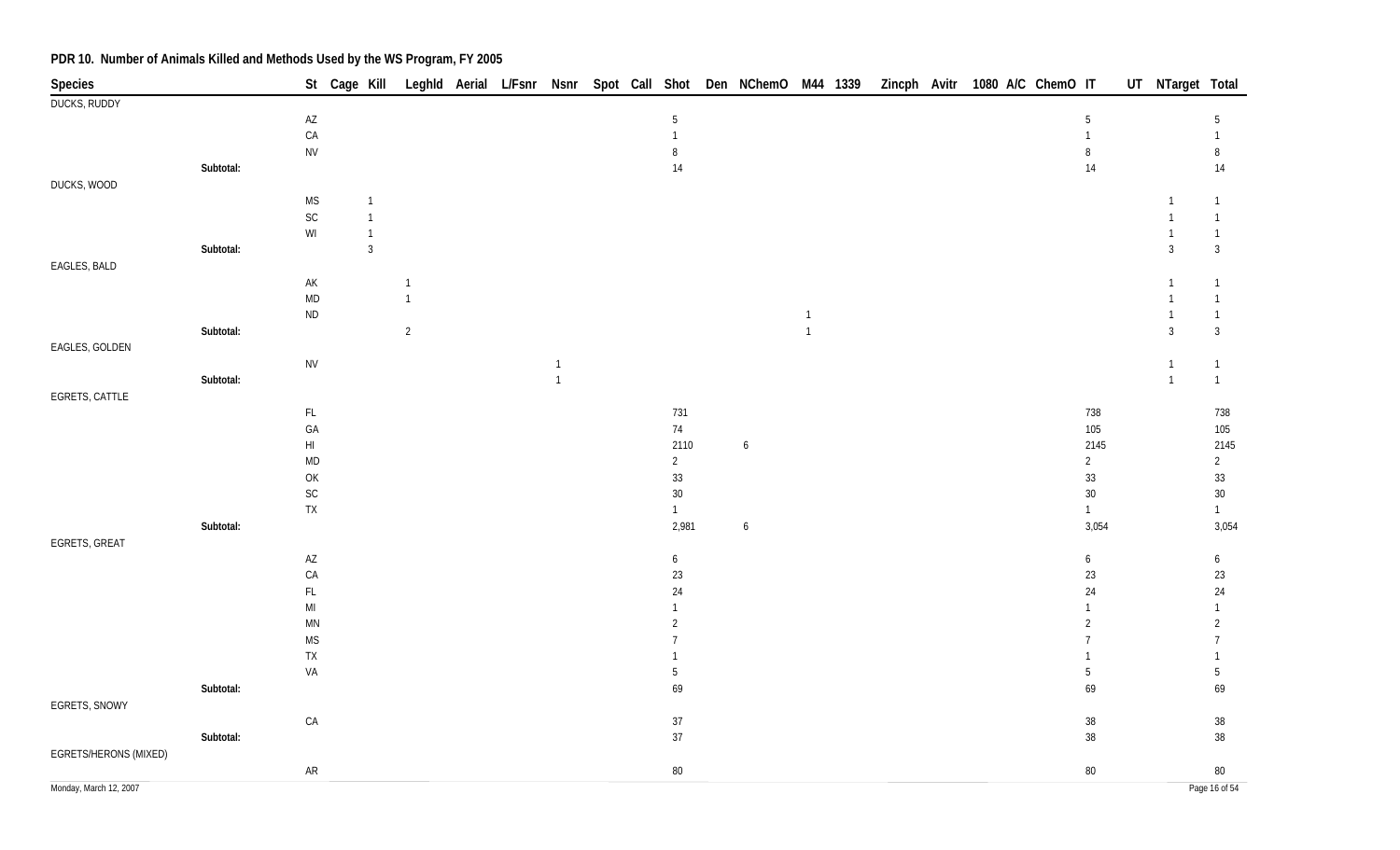## PDR 10. Number of Animals Killed and Methods Used by the WS Program, FY 2005

| Species | | St | Cage | Kill | Leghld | Aerial | L/Fsnr | Nsnr | Spot | Call | Shot | Den | NChemO | M44 | 1339 | Zincph | Avitr | 1080 | A/C | ChemO | IT | UT | NTarget | Total |
|---|---|---|---|---|---|---|---|---|---|---|---|---|---|---|---|---|---|---|---|---|---|---|---|---|
| DUCKS, RUDDY | | | | | | | | | | | | | | | | | | | | | | | | |
| | | AZ | | | | | | | | | 5 | | | | | | | | | | 5 | | | 5 |
| | | CA | | | | | | | | | 1 | | | | | | | | | | 1 | | | 1 |
| | | NV | | | | | | | | | 8 | | | | | | | | | | 8 | | | 8 |
| | Subtotal: | | | | | | | | | | 14 | | | | | | | | | | 14 | | | 14 |
| DUCKS, WOOD | | | | | | | | | | | | | | | | | | | | | | | | |
| | | MS | | 1 | | | | | | | | | | | | | | | | | | | 1 | 1 |
| | | SC | | 1 | | | | | | | | | | | | | | | | | | | 1 | 1 |
| | | WI | | 1 | | | | | | | | | | | | | | | | | | | 1 | 1 |
| | Subtotal: | | | 3 | | | | | | | | | | | | | | | | | | | 3 | 3 |
| EAGLES, BALD | | | | | | | | | | | | | | | | | | | | | | | | |
| | | AK | | | 1 | | | | | | | | | | | | | | | | | | 1 | 1 |
| | | MD | | | 1 | | | | | | | | | | | | | | | | | | 1 | 1 |
| | | ND | | | | | | | | | | | | 1 | | | | | | | | | 1 | 1 |
| | Subtotal: | | | | 2 | | | | | | | | | 1 | | | | | | | | | 3 | 3 |
| EAGLES, GOLDEN | | | | | | | | | | | | | | | | | | | | | | | | |
| | | NV | | | | | | 1 | | | | | | | | | | | | | | | 1 | 1 |
| | Subtotal: | | | | | | | 1 | | | | | | | | | | | | | | | 1 | 1 |
| EGRETS, CATTLE | | | | | | | | | | | | | | | | | | | | | | | | |
| | | FL | | | | | | | | | 731 | | | | | | | | | | 738 | | | 738 |
| | | GA | | | | | | | | | 74 | | | | | | | | | | 105 | | | 105 |
| | | HI | | | | | | | | | 2110 | | 6 | | | | | | | | 2145 | | | 2145 |
| | | MD | | | | | | | | | 2 | | | | | | | | | | 2 | | | 2 |
| | | OK | | | | | | | | | 33 | | | | | | | | | | 33 | | | 33 |
| | | SC | | | | | | | | | 30 | | | | | | | | | | 30 | | | 30 |
| | | TX | | | | | | | | | 1 | | | | | | | | | | 1 | | | 1 |
| | Subtotal: | | | | | | | | | | 2,981 | | 6 | | | | | | | | 3,054 | | | 3,054 |
| EGRETS, GREAT | | | | | | | | | | | | | | | | | | | | | | | | |
| | | AZ | | | | | | | | | 6 | | | | | | | | | | 6 | | | 6 |
| | | CA | | | | | | | | | 23 | | | | | | | | | | 23 | | | 23 |
| | | FL | | | | | | | | | 24 | | | | | | | | | | 24 | | | 24 |
| | | MI | | | | | | | | | 1 | | | | | | | | | | 1 | | | 1 |
| | | MN | | | | | | | | | 2 | | | | | | | | | | 2 | | | 2 |
| | | MS | | | | | | | | | 7 | | | | | | | | | | 7 | | | 7 |
| | | TX | | | | | | | | | 1 | | | | | | | | | | 1 | | | 1 |
| | | VA | | | | | | | | | 5 | | | | | | | | | | 5 | | | 5 |
| | Subtotal: | | | | | | | | | | 69 | | | | | | | | | | 69 | | | 69 |
| EGRETS, SNOWY | | | | | | | | | | | | | | | | | | | | | | | | |
| | | CA | | | | | | | | | 37 | | | | | | | | | | 38 | | | 38 |
| | Subtotal: | | | | | | | | | | 37 | | | | | | | | | | 38 | | | 38 |
| EGRETS/HERONS (MIXED) | | | | | | | | | | | | | | | | | | | | | | | | |
| | | AR | | | | | | | | | 80 | | | | | | | | | | 80 | | | 80 |

Monday, March 12, 2007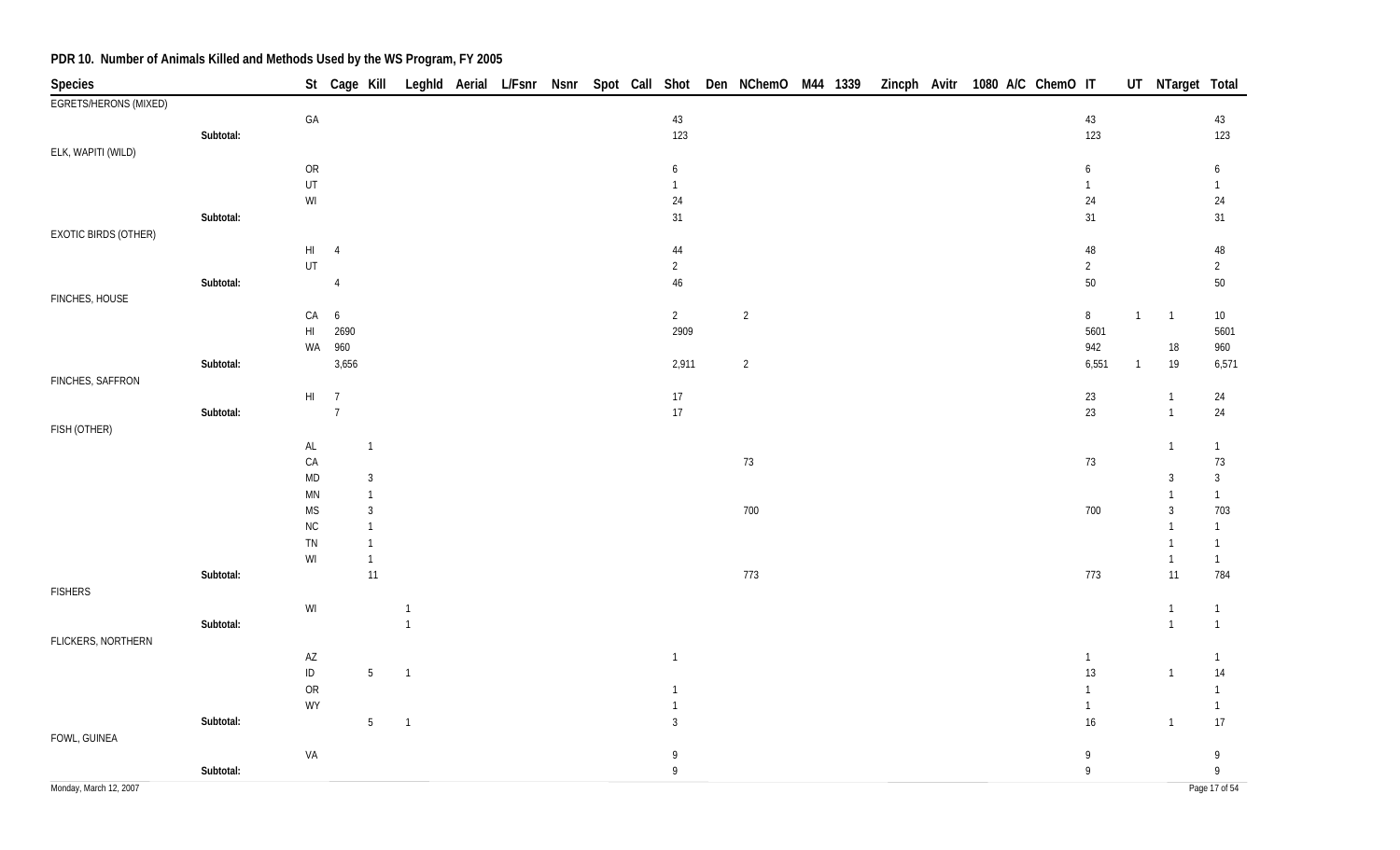## PDR 10. Number of Animals Killed and Methods Used by the WS Program, FY 2005

| Species | | St | Cage | Kill | Leghld | Aerial | L/Fsnr | Nsnr | Spot | Call | Shot | Den | NChemO | M44 | 1339 | Zincph | Avitr | 1080 | A/C | ChemO | IT | UT | NTarget | Total |
|---|---|---|---|---|---|---|---|---|---|---|---|---|---|---|---|---|---|---|---|---|---|---|---|---|
| EGRETS/HERONS (MIXED) | | | | | | | | | | | | | | | | | | | | | | | | |
| | | GA | | | | | | | | | 43 | | | | | | | | | | 43 | | | 43 |
| | Subtotal: | | | | | | | | | | 123 | | | | | | | | | | 123 | | | 123 |
| ELK, WAPITI (WILD) | | | | | | | | | | | | | | | | | | | | | | | | |
| | | OR | | | | | | | | | 6 | | | | | | | | | | 6 | | | 6 |
| | | UT | | | | | | | | | 1 | | | | | | | | | | 1 | | | 1 |
| | | WI | | | | | | | | | 24 | | | | | | | | | | 24 | | | 24 |
| | Subtotal: | | | | | | | | | | 31 | | | | | | | | | | 31 | | | 31 |
| EXOTIC BIRDS (OTHER) | | | | | | | | | | | | | | | | | | | | | | | | |
| | | HI | 4 | | | | | | | | 44 | | | | | | | | | | 48 | | | 48 |
| | | UT | | | | | | | | | 2 | | | | | | | | | | 2 | | | 2 |
| | Subtotal: | | 4 | | | | | | | | 46 | | | | | | | | | | 50 | | | 50 |
| FINCHES, HOUSE | | | | | | | | | | | | | | | | | | | | | | | | |
| | | CA | 6 | | | | | | | | 2 | | 2 | | | | | | | | 8 | 1 | 1 | 10 |
| | | HI | 2690 | | | | | | | | 2909 | | | | | | | | | | 5601 | | | 5601 |
| | | WA | 960 | | | | | | | | | | | | | | | | | | 942 | | 18 | 960 |
| | Subtotal: | | 3,656 | | | | | | | | 2,911 | | 2 | | | | | | | | 6,551 | 1 | 19 | 6,571 |
| FINCHES, SAFFRON | | | | | | | | | | | | | | | | | | | | | | | | |
| | | HI | 7 | | | | | | | | 17 | | | | | | | | | | 23 | | 1 | 24 |
| | Subtotal: | | 7 | | | | | | | | 17 | | | | | | | | | | 23 | | 1 | 24 |
| FISH (OTHER) | | | | | | | | | | | | | | | | | | | | | | | | |
| | | AL | | 1 | | | | | | | | | | | | | | | | | | | 1 | 1 |
| | | CA | | | | | | | | | | | 73 | | | | | | | | 73 | | | 73 |
| | | MD | | 3 | | | | | | | | | | | | | | | | | | | 3 | 3 |
| | | MN | | 1 | | | | | | | | | | | | | | | | | | | 1 | 1 |
| | | MS | | 3 | | | | | | | | | 700 | | | | | | | | 700 | | 3 | 703 |
| | | NC | | 1 | | | | | | | | | | | | | | | | | | | 1 | 1 |
| | | TN | | 1 | | | | | | | | | | | | | | | | | | | 1 | 1 |
| | | WI | | 1 | | | | | | | | | | | | | | | | | | | 1 | 1 |
| | Subtotal: | | | 11 | | | | | | | | | 773 | | | | | | | | 773 | | 11 | 784 |
| FISHERS | | | | | | | | | | | | | | | | | | | | | | | | |
| | | WI | | | 1 | | | | | | | | | | | | | | | | | | 1 | 1 |
| | Subtotal: | | | | 1 | | | | | | | | | | | | | | | | | | 1 | 1 |
| FLICKERS, NORTHERN | | | | | | | | | | | | | | | | | | | | | | | | |
| | | AZ | | | | | | | | | 1 | | | | | | | | | | 1 | | | 1 |
| | | ID | | 5 | 1 | | | | | | | | | | | | | | | | 13 | | 1 | 14 |
| | | OR | | | | | | | | | 1 | | | | | | | | | | 1 | | | 1 |
| | | WY | | | | | | | | | 1 | | | | | | | | | | 1 | | | 1 |
| | Subtotal: | | | 5 | 1 | | | | | | 3 | | | | | | | | | | 16 | | 1 | 17 |
| FOWL, GUINEA | | | | | | | | | | | | | | | | | | | | | | | | |
| | | VA | | | | | | | | | 9 | | | | | | | | | | 9 | | | 9 |
| | Subtotal: | | | | | | | | | | 9 | | | | | | | | | | 9 | | | 9 |

Monday, March 12, 2007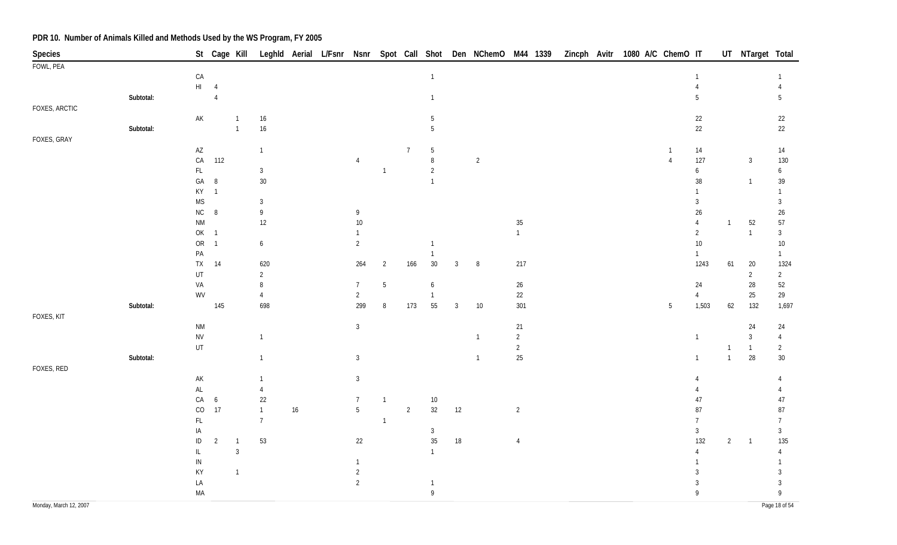## PDR 10. Number of Animals Killed and Methods Used by the WS Program, FY 2005

| Species | | St | Cage | Kill | Leghld | Aerial | L/Fsnr | Nsnr | Spot | Call | Shot | Den | NChemO | M44 | 1339 | Zincph | Avitr | 1080 | A/C | ChemO | IT | UT | NTarget | Total |
|---|---|---|---|---|---|---|---|---|---|---|---|---|---|---|---|---|---|---|---|---|---|---|---|---|
| FOWL, PEA | | | | | | | | | | | | | | | | | | | | | | | | |
| | | CA | | | | | | | | | 1 | | | | | | | | | | 1 | | | 1 |
| | | HI | 4 | | | | | | | | | | | | | | | | | | 4 | | | 4 |
| | Subtotal: | | 4 | | | | | | | | 1 | | | | | | | | | | 5 | | | 5 |
| FOXES, ARCTIC | | | | | | | | | | | | | | | | | | | | | | | | |
| | | AK | | 1 | 16 | | | | | | 5 | | | | | | | | | | 22 | | | 22 |
| | Subtotal: | | | 1 | 16 | | | | | | 5 | | | | | | | | | | 22 | | | 22 |
| FOXES, GRAY | | | | | | | | | | | | | | | | | | | | | | | | |
| | | AZ | | | 1 | | | | | 7 | 5 | | | | | | | | | 1 | 14 | | | 14 |
| | | CA | 112 | | | | | 4 | | | 8 | | 2 | | | | | | | 4 | 127 | | 3 | 130 |
| | | FL | | | 3 | | | | 1 | | 2 | | | | | | | | | | 6 | | | 6 |
| | | GA | 8 | | 30 | | | | | | 1 | | | | | | | | | | 38 | | 1 | 39 |
| | | KY | 1 | | | | | | | | | | | | | | | | | | 1 | | | 1 |
| | | MS | | | 3 | | | | | | | | | | | | | | | | 3 | | | 3 |
| | | NC | 8 | | 9 | | | 9 | | | | | | | | | | | | | 26 | | | 26 |
| | | NM | | | 12 | | | 10 | | | | | | 35 | | | | | | | 4 | 1 | 52 | 57 |
| | | OK | 1 | | | | | 1 | | | | | | 1 | | | | | | | 2 | | 1 | 3 |
| | | OR | 1 | | 6 | | | 2 | | | 1 | | | | | | | | | | 10 | | | 10 |
| | | PA | | | | | | | | | 1 | | | | | | | | | | 1 | | | 1 |
| | | TX | 14 | | 620 | | | 264 | 2 | 166 | 30 | 3 | 8 | 217 | | | | | | | 1243 | 61 | 20 | 1324 |
| | | UT | | | 2 | | | | | | | | | | | | | | | | | | 2 | 2 |
| | | VA | | | 8 | | | 7 | 5 | | 6 | | | 26 | | | | | | | 24 | | 28 | 52 |
| | | WV | | | 4 | | | 2 | | | 1 | | | 22 | | | | | | | 4 | | 25 | 29 |
| | Subtotal: | | 145 | | 698 | | | 299 | 8 | 173 | 55 | 3 | 10 | 301 | | | | | | 5 | 1,503 | 62 | 132 | 1,697 |
| FOXES, KIT | | | | | | | | | | | | | | | | | | | | | | | | |
| | | NM | | | | | | 3 | | | | | | 21 | | | | | | | | | 24 | 24 |
| | | NV | | | 1 | | | | | | | | 1 | 2 | | | | | | | 1 | | 3 | 4 |
| | | UT | | | | | | | | | | | | 2 | | | | | | | | 1 | 1 | 2 |
| | Subtotal: | | | | 1 | | | 3 | | | | | 1 | 25 | | | | | | | 1 | 1 | 28 | 30 |
| FOXES, RED | | | | | | | | | | | | | | | | | | | | | | | | |
| | | AK | | | 1 | | | 3 | | | | | | | | | | | | | 4 | | | 4 |
| | | AL | | | 4 | | | | | | | | | | | | | | | | 4 | | | 4 |
| | | CA | 6 | | 22 | | | 7 | 1 | | 10 | | | | | | | | | | 47 | | | 47 |
| | | CO | 17 | | 1 | 16 | | 5 | | 2 | 32 | 12 | | 2 | | | | | | | 87 | | | 87 |
| | | FL | | | 7 | | | | 1 | | | | | | | | | | | | 7 | | | 7 |
| | | IA | | | | | | | | | 3 | | | | | | | | | | 3 | | | 3 |
| | | ID | 2 | 1 | 53 | | | 22 | | | 35 | 18 | | 4 | | | | | | | 132 | 2 | 1 | 135 |
| | | IL | | 3 | | | | | | | 1 | | | | | | | | | | 4 | | | 4 |
| | | IN | | | | | | 1 | | | | | | | | | | | | | 1 | | | 1 |
| | | KY | | 1 | | | | 2 | | | | | | | | | | | | | 3 | | | 3 |
| | | LA | | | | | | 2 | | | 1 | | | | | | | | | | 3 | | | 3 |
| | | MA | | | | | | | | | 9 | | | | | | | | | | 9 | | | 9 |

Monday, March 12, 2007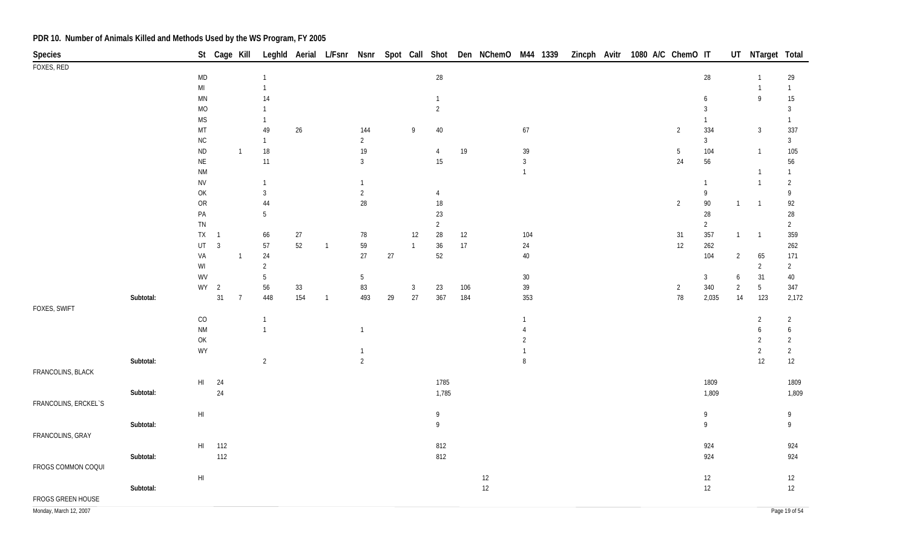## PDR 10. Number of Animals Killed and Methods Used by the WS Program, FY 2005

| Species | | St | Cage | Kill | Leghld | Aerial | L/Fsnr | Nsnr | Spot | Call | Shot | Den | NChemO | M44 | 1339 | Zincph | Avitr | 1080 | A/C | ChemO | IT | UT | NTarget | Total |
|---|---|---|---|---|---|---|---|---|---|---|---|---|---|---|---|---|---|---|---|---|---|---|---|---|
| FOXES, RED | | | | | | | | | | | | | | | | | | | | | | | | |
| | | MD | | | 1 | | | | | | 28 | | | | | | | | | | 28 | | 1 | 29 |
| | | MI | | | 1 | | | | | | | | | | | | | | | | | | 1 | 1 |
| | | MN | | | 14 | | | | | | 1 | | | | | | | | | | 6 | | 9 | 15 |
| | | MO | | | 1 | | | | | | 2 | | | | | | | | | | 3 | | | 3 |
| | | MS | | | 1 | | | | | | | | | | | | | | | | 1 | | | 1 |
| | | MT | | | 49 | 26 | | 144 | | 9 | 40 | | | 67 | | | | | | 2 | 334 | | 3 | 337 |
| | | NC | | | 1 | | | 2 | | | | | | | | | | | | | 3 | | | 3 |
| | | ND | | 1 | 18 | | | 19 | | | 4 | 19 | | 39 | | | | | | 5 | 104 | | 1 | 105 |
| | | NE | | | 11 | | | 3 | | | 15 | | | 3 | | | | | | 24 | 56 | | | 56 |
| | | NM | | | | | | | | | | | | 1 | | | | | | | | | 1 | 1 |
| | | NV | | | 1 | | | 1 | | | | | | | | | | | | | 1 | | 1 | 2 |
| | | OK | | | 3 | | | 2 | | | 4 | | | | | | | | | | 9 | | | 9 |
| | | OR | | | 44 | | | 28 | | | 18 | | | | | | | | | 2 | 90 | 1 | 1 | 92 |
| | | PA | | | 5 | | | | | | 23 | | | | | | | | | | 28 | | | 28 |
| | | TN | | | | | | | | | 2 | | | | | | | | | | 2 | | | 2 |
| | | TX | 1 | | 66 | 27 | | 78 | | 12 | 28 | 12 | | 104 | | | | | | 31 | 357 | 1 | 1 | 359 |
| | | UT | 3 | | 57 | 52 | 1 | 59 | | 1 | 36 | 17 | | 24 | | | | | | 12 | 262 | | | 262 |
| | | VA | | 1 | 24 | | | 27 | 27 | | 52 | | | 40 | | | | | | | 104 | 2 | 65 | 171 |
| | | WI | | | 2 | | | | | | | | | | | | | | | | | | 2 | 2 |
| | | WV | | | 5 | | | 5 | | | | | | 30 | | | | | | | 3 | 6 | 31 | 40 |
| | | WY | 2 | | 56 | 33 | | 83 | | 3 | 23 | 106 | | 39 | | | | | | 2 | 340 | 2 | 5 | 347 |
| | Subtotal: | | 31 | 7 | 448 | 154 | 1 | 493 | 29 | 27 | 367 | 184 | | 353 | | | | | | 78 | 2,035 | 14 | 123 | 2,172 |
| FOXES, SWIFT | | | | | | | | | | | | | | | | | | | | | | | | |
| | | CO | | | 1 | | | | | | | | | 1 | | | | | | | | | 2 | 2 |
| | | NM | | | 1 | | | 1 | | | | | | 4 | | | | | | | | | 6 | 6 |
| | | OK | | | | | | | | | | | | 2 | | | | | | | | | 2 | 2 |
| | | WY | | | | | | 1 | | | | | | 1 | | | | | | | | | 2 | 2 |
| | Subtotal: | | | | 2 | | | 2 | | | | | | 8 | | | | | | | | | 12 | 12 |
| FRANCOLINS, BLACK | | | | | | | | | | | | | | | | | | | | | | | | |
| | | HI | 24 | | | | | | | | 1785 | | | | | | | | | | 1809 | | | 1809 |
| | Subtotal: | | 24 | | | | | | | | 1,785 | | | | | | | | | | 1,809 | | | 1,809 |
| FRANCOLINS, ERCKEL`S | | | | | | | | | | | | | | | | | | | | | | | | |
| | | HI | | | | | | | | | 9 | | | | | | | | | | 9 | | | 9 |
| | Subtotal: | | | | | | | | | | 9 | | | | | | | | | | 9 | | | 9 |
| FRANCOLINS, GRAY | | | | | | | | | | | | | | | | | | | | | | | | |
| | | HI | 112 | | | | | | | | 812 | | | | | | | | | | 924 | | | 924 |
| | Subtotal: | | 112 | | | | | | | | 812 | | | | | | | | | | 924 | | | 924 |
| FROGS COMMON COQUI | | | | | | | | | | | | | | | | | | | | | | | | |
| | | HI | | | | | | | | | | | 12 | | | | | | | | 12 | | | 12 |
| | Subtotal: | | | | | | | | | | | | 12 | | | | | | | | 12 | | | 12 |
| FROGS GREEN HOUSE | | | | | | | | | | | | | | | | | | | | | | | | |

Monday, March 12, 2007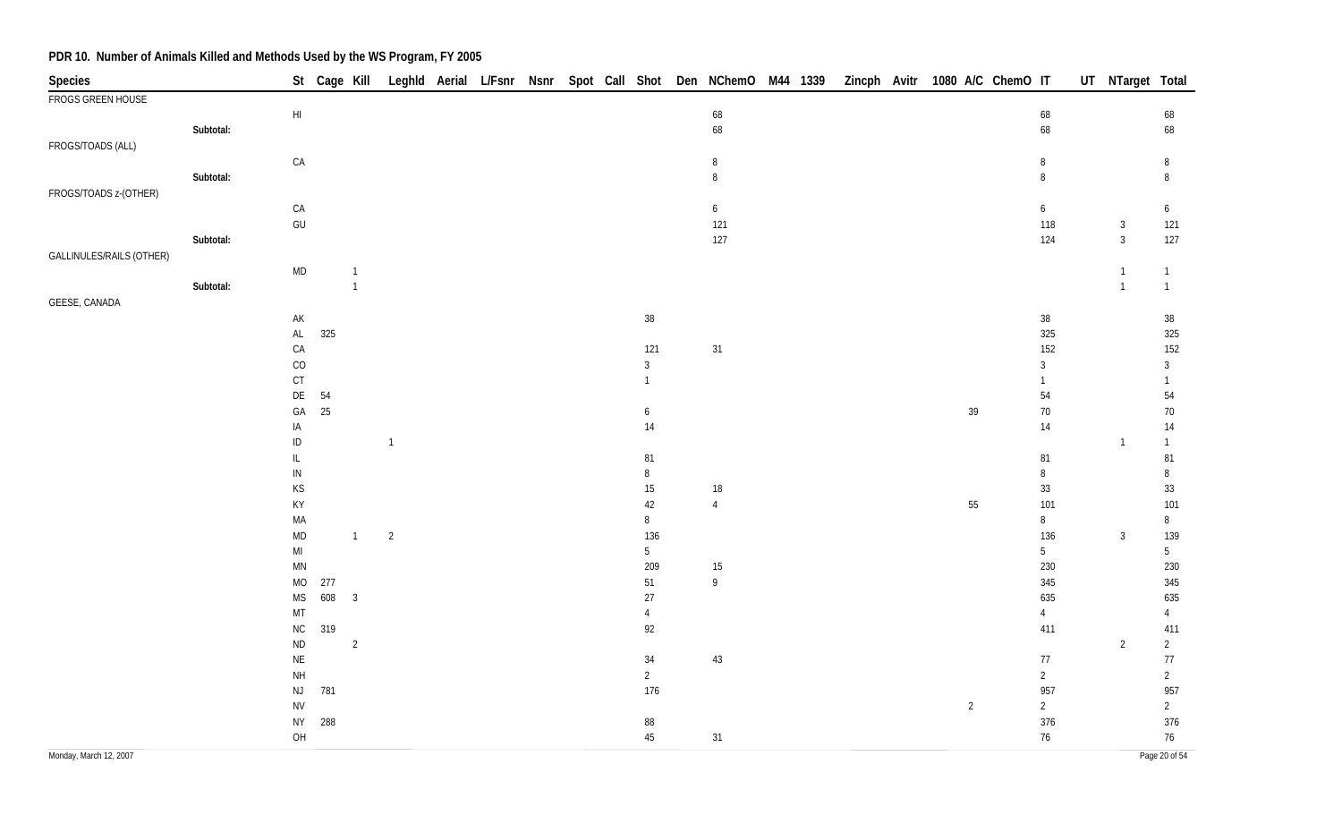# PDR 10. Number of Animals Killed and Methods Used by the WS Program, FY 2005

| Species | | St | Cage | Kill | Leghld | Aerial | L/Fsnr | Nsnr | Spot | Call | Shot | Den | NChemO | M44 | 1339 | Zincph | Avitr | 1080 | A/C | ChemO | IT | UT | NTarget | Total |
|---|---|---|---|---|---|---|---|---|---|---|---|---|---|---|---|---|---|---|---|---|---|---|---|---|
| FROGS GREEN HOUSE | | | | | | | | | | | | | | | | | | | | | | | | |
| | | HI | | | | | | | | | | | 68 | | | | | | | | 68 | | | 68 |
| | Subtotal: | | | | | | | | | | | | 68 | | | | | | | | 68 | | | 68 |
| FROGS/TOADS (ALL) | | | | | | | | | | | | | | | | | | | | | | | | |
| | | CA | | | | | | | | | | | 8 | | | | | | | | 8 | | | 8 |
| | Subtotal: | | | | | | | | | | | | 8 | | | | | | | | 8 | | | 8 |
| FROGS/TOADS z-(OTHER) | | | | | | | | | | | | | | | | | | | | | | | | |
| | | CA | | | | | | | | | | | 6 | | | | | | | | 6 | | | 6 |
| | | GU | | | | | | | | | | | 121 | | | | | | | | 118 | | 3 | 121 |
| | Subtotal: | | | | | | | | | | | | 127 | | | | | | | | 124 | | 3 | 127 |
| GALLINULES/RAILS (OTHER) | | | | | | | | | | | | | | | | | | | | | | | | |
| | | MD | | 1 | | | | | | | | | | | | | | | | | | | 1 | 1 |
| | Subtotal: | | | 1 | | | | | | | | | | | | | | | | | | | 1 | 1 |
| GEESE, CANADA | | | | | | | | | | | | | | | | | | | | | | | | |
| | | AK | | | | | | | | | 38 | | | | | | | | | | 38 | | | 38 |
| | | AL | 325 | | | | | | | | | | | | | | | | | | 325 | | | 325 |
| | | CA | | | | | | | | | 121 | | 31 | | | | | | | | 152 | | | 152 |
| | | CO | | | | | | | | | 3 | | | | | | | | | | 3 | | | 3 |
| | | CT | | | | | | | | | 1 | | | | | | | | | | 1 | | | 1 |
| | | DE | 54 | | | | | | | | | | | | | | | | | | 54 | | | 54 |
| | | GA | 25 | | | | | | | | 6 | | | | | | | | 39 | | 70 | | | 70 |
| | | IA | | | | | | | | | 14 | | | | | | | | | | 14 | | | 14 |
| | | ID | | | 1 | | | | | | | | | | | | | | | | | | 1 | 1 |
| | | IL | | | | | | | | | 81 | | | | | | | | | | 81 | | | 81 |
| | | IN | | | | | | | | | 8 | | | | | | | | | | 8 | | | 8 |
| | | KS | | | | | | | | | 15 | | 18 | | | | | | | | 33 | | | 33 |
| | | KY | | | | | | | | | 42 | | 4 | | | | | | 55 | | 101 | | | 101 |
| | | MA | | | | | | | | | 8 | | | | | | | | | | 8 | | | 8 |
| | | MD | | 1 | 2 | | | | | | 136 | | | | | | | | | | 136 | | 3 | 139 |
| | | MI | | | | | | | | | 5 | | | | | | | | | | 5 | | | 5 |
| | | MN | | | | | | | | | 209 | | 15 | | | | | | | | 230 | | | 230 |
| | | MO | 277 | | | | | | | | 51 | | 9 | | | | | | | | 345 | | | 345 |
| | | MS | 608 | 3 | | | | | | | 27 | | | | | | | | | | 635 | | | 635 |
| | | MT | | | | | | | | | 4 | | | | | | | | | | 4 | | | 4 |
| | | NC | 319 | | | | | | | | 92 | | | | | | | | | | 411 | | | 411 |
| | | ND | | 2 | | | | | | | | | | | | | | | | | | | 2 | 2 |
| | | NE | | | | | | | | | 34 | | 43 | | | | | | | | 77 | | | 77 |
| | | NH | | | | | | | | | 2 | | | | | | | | | | 2 | | | 2 |
| | | NJ | 781 | | | | | | | | 176 | | | | | | | | | | 957 | | | 957 |
| | | NV | | | | | | | | | | | | | | | | | 2 | | 2 | | | 2 |
| | | NY | 288 | | | | | | | | 88 | | | | | | | | | | 376 | | | 376 |
| | | OH | | | | | | | | | 45 | | 31 | | | | | | | | 76 | | | 76 |

Monday, March 12, 2007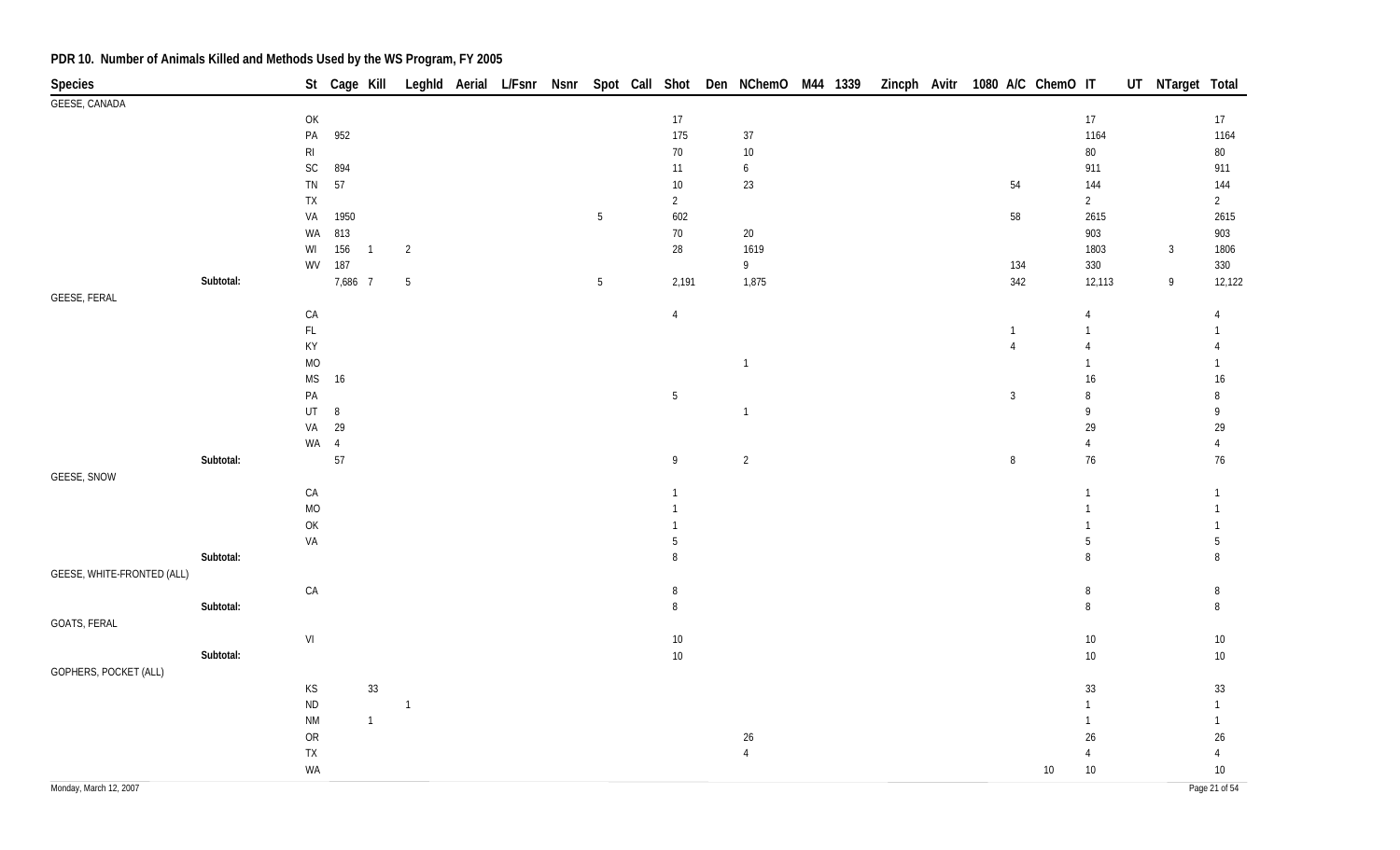## PDR 10. Number of Animals Killed and Methods Used by the WS Program, FY 2005

| Species | | St | Cage | Kill | Leghld | Aerial | L/Fsnr | Nsnr | Spot | Call | Shot | Den | NChemO | M44 | 1339 | Zincph | Avitr | 1080 | A/C | ChemO | IT | UT | NTarget | Total |
|---|---|---|---|---|---|---|---|---|---|---|---|---|---|---|---|---|---|---|---|---|---|---|---|---|
| GEESE, CANADA | | | | | | | | | | | | | | | | | | | | | | | | |
| | | OK | | | | | | | | | 17 | | | | | | | | | | 17 | | | 17 |
| | | PA | 952 | | | | | | | | 175 | | 37 | | | | | | | | 1164 | | | 1164 |
| | | RI | | | | | | | | | 70 | | 10 | | | | | | | | 80 | | | 80 |
| | | SC | 894 | | | | | | | | 11 | | 6 | | | | | | | | 911 | | | 911 |
| | | TN | 57 | | | | | | | | 10 | | 23 | | | | | | 54 | | 144 | | | 144 |
| | | TX | | | | | | | | | 2 | | | | | | | | | | 2 | | | 2 |
| | | VA | 1950 | | | | | | 5 | | 602 | | | | | | | | 58 | | 2615 | | | 2615 |
| | | WA | 813 | | | | | | | | 70 | | 20 | | | | | | | | 903 | | | 903 |
| | | WI | 156 | 1 | 2 | | | | | | 28 | | 1619 | | | | | | | | 1803 | | 3 | 1806 |
| | | WV | 187 | | | | | | | | | | 9 | | | | | | 134 | | 330 | | | 330 |
| | Subtotal: | | 7,686 | 7 | 5 | | | | 5 | | 2,191 | | 1,875 | | | | | | 342 | | 12,113 | | 9 | 12,122 |
| GEESE, FERAL | | | | | | | | | | | | | | | | | | | | | | | | |
| | | CA | | | | | | | | | 4 | | | | | | | | | | 4 | | | 4 |
| | | FL | | | | | | | | | | | | | | | | | 1 | | 1 | | | 1 |
| | | KY | | | | | | | | | | | | | | | | | 4 | | 4 | | | 4 |
| | | MO | | | | | | | | | | | 1 | | | | | | | | 1 | | | 1 |
| | | MS | 16 | | | | | | | | | | | | | | | | | | 16 | | | 16 |
| | | PA | | | | | | | | | 5 | | | | | | | | 3 | | 8 | | | 8 |
| | | UT | 8 | | | | | | | | | | 1 | | | | | | | | 9 | | | 9 |
| | | VA | 29 | | | | | | | | | | | | | | | | | | 29 | | | 29 |
| | | WA | 4 | | | | | | | | | | | | | | | | | | 4 | | | 4 |
| | Subtotal: | | 57 | | | | | | | | 9 | | 2 | | | | | | 8 | | 76 | | | 76 |
| GEESE, SNOW | | | | | | | | | | | | | | | | | | | | | | | | |
| | | CA | | | | | | | | | 1 | | | | | | | | | | 1 | | | 1 |
| | | MO | | | | | | | | | 1 | | | | | | | | | | 1 | | | 1 |
| | | OK | | | | | | | | | 1 | | | | | | | | | | 1 | | | 1 |
| | | VA | | | | | | | | | 5 | | | | | | | | | | 5 | | | 5 |
| | Subtotal: | | | | | | | | | | 8 | | | | | | | | | | 8 | | | 8 |
| GEESE, WHITE-FRONTED (ALL) | | | | | | | | | | | | | | | | | | | | | | | | |
| | | CA | | | | | | | | | 8 | | | | | | | | | | 8 | | | 8 |
| | Subtotal: | | | | | | | | | | 8 | | | | | | | | | | 8 | | | 8 |
| GOATS, FERAL | | | | | | | | | | | | | | | | | | | | | | | | |
| | | VI | | | | | | | | | 10 | | | | | | | | | | 10 | | | 10 |
| | Subtotal: | | | | | | | | | | 10 | | | | | | | | | | 10 | | | 10 |
| GOPHERS, POCKET (ALL) | | | | | | | | | | | | | | | | | | | | | | | | |
| | | KS | | 33 | | | | | | | | | | | | | | | | | 33 | | | 33 |
| | | ND | | | 1 | | | | | | | | | | | | | | | | 1 | | | 1 |
| | | NM | | 1 | | | | | | | | | | | | | | | | | 1 | | | 1 |
| | | OR | | | | | | | | | | | 26 | | | | | | | | 26 | | | 26 |
| | | TX | | | | | | | | | | | 4 | | | | | | | | 4 | | | 4 |
| | | WA | | | | | | | | | | | | | | | | | | 10 | 10 | | | 10 |

Monday, March 12, 2007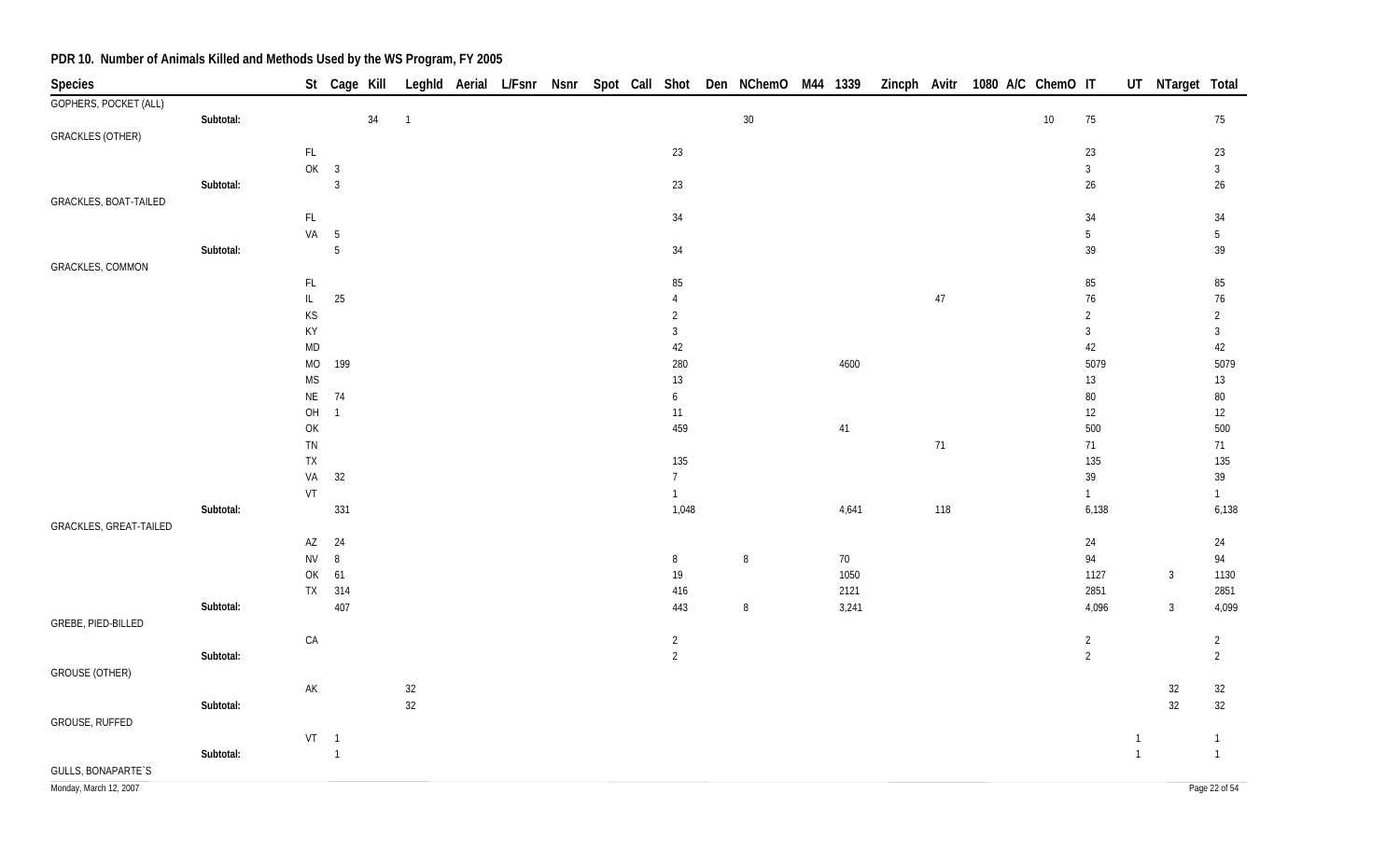# PDR 10. Number of Animals Killed and Methods Used by the WS Program, FY 2005

| Species | | St | Cage | Kill | Leghld | Aerial | L/Fsnr | Nsnr | Spot | Call | Shot | Den | NChemO | M44 | 1339 | Zincph | Avitr | 1080 | A/C | ChemO | IT | UT | NTarget | Total |
|---|---|---|---|---|---|---|---|---|---|---|---|---|---|---|---|---|---|---|---|---|---|---|---|---|
| GOPHERS, POCKET (ALL) | | | | | | | | | | | | | | | | | | | | | | | | |
| | Subtotal: | | | 34 | 1 | | | | | | | | 30 | | | | | | | 10 | 75 | | | 75 |
| GRACKLES (OTHER) | | | | | | | | | | | | | | | | | | | | | | | | |
| | | FL | | | | | | | | | 23 | | | | | | | | | | 23 | | | 23 |
| | | OK | 3 | | | | | | | | | | | | | | | | | | 3 | | | 3 |
| | Subtotal: | | 3 | | | | | | | | 23 | | | | | | | | | | 26 | | | 26 |
| GRACKLES, BOAT-TAILED | | | | | | | | | | | | | | | | | | | | | | | | |
| | | FL | | | | | | | | | 34 | | | | | | | | | | 34 | | | 34 |
| | | VA | 5 | | | | | | | | | | | | | | | | | | 5 | | | 5 |
| | Subtotal: | | 5 | | | | | | | | 34 | | | | | | | | | | 39 | | | 39 |
| GRACKLES, COMMON | | | | | | | | | | | | | | | | | | | | | | | | |
| | | FL | | | | | | | | | 85 | | | | | | | | | | 85 | | | 85 |
| | | IL | 25 | | | | | | | | 4 | | | | | | 47 | | | | 76 | | | 76 |
| | | KS | | | | | | | | | 2 | | | | | | | | | | 2 | | | 2 |
| | | KY | | | | | | | | | 3 | | | | | | | | | | 3 | | | 3 |
| | | MD | | | | | | | | | 42 | | | | | | | | | | 42 | | | 42 |
| | | MO | 199 | | | | | | | | 280 | | | | 4600 | | | | | | 5079 | | | 5079 |
| | | MS | | | | | | | | | 13 | | | | | | | | | | 13 | | | 13 |
| | | NE | 74 | | | | | | | | 6 | | | | | | | | | | 80 | | | 80 |
| | | OH | 1 | | | | | | | | 11 | | | | | | | | | | 12 | | | 12 |
| | | OK | | | | | | | | | 459 | | | | 41 | | | | | | 500 | | | 500 |
| | | TN | | | | | | | | | | | | | | | 71 | | | | 71 | | | 71 |
| | | TX | | | | | | | | | 135 | | | | | | | | | | 135 | | | 135 |
| | | VA | 32 | | | | | | | | 7 | | | | | | | | | | 39 | | | 39 |
| | | VT | | | | | | | | | 1 | | | | | | | | | | 1 | | | 1 |
| | Subtotal: | | 331 | | | | | | | | 1,048 | | | | 4,641 | | 118 | | | | 6,138 | | | 6,138 |
| GRACKLES, GREAT-TAILED | | | | | | | | | | | | | | | | | | | | | | | | |
| | | AZ | 24 | | | | | | | | | | | | | | | | | | 24 | | | 24 |
| | | NV | 8 | | | | | | | | 8 | | 8 | | 70 | | | | | | 94 | | | 94 |
| | | OK | 61 | | | | | | | | 19 | | | | 1050 | | | | | | 1127 | | 3 | 1130 |
| | | TX | 314 | | | | | | | | 416 | | | | 2121 | | | | | | 2851 | | | 2851 |
| | Subtotal: | | 407 | | | | | | | | 443 | | 8 | | 3,241 | | | | | | 4,096 | | 3 | 4,099 |
| GREBE, PIED-BILLED | | | | | | | | | | | | | | | | | | | | | | | | |
| | | CA | | | | | | | | | 2 | | | | | | | | | | 2 | | | 2 |
| | Subtotal: | | | | | | | | | | 2 | | | | | | | | | | 2 | | | 2 |
| GROUSE (OTHER) | | | | | | | | | | | | | | | | | | | | | | | | |
| | | AK | | | 32 | | | | | | | | | | | | | | | | | | 32 | 32 |
| | Subtotal: | | | | 32 | | | | | | | | | | | | | | | | | | 32 | 32 |
| GROUSE, RUFFED | | | | | | | | | | | | | | | | | | | | | | | | |
| | | VT | 1 | | | | | | | | | | | | | | | | | | | 1 | | 1 |
| | Subtotal: | | 1 | | | | | | | | | | | | | | | | | | | 1 | | 1 |
| GULLS, BONAPARTE`S | | | | | | | | | | | | | | | | | | | | | | | | |

Monday, March 12, 2007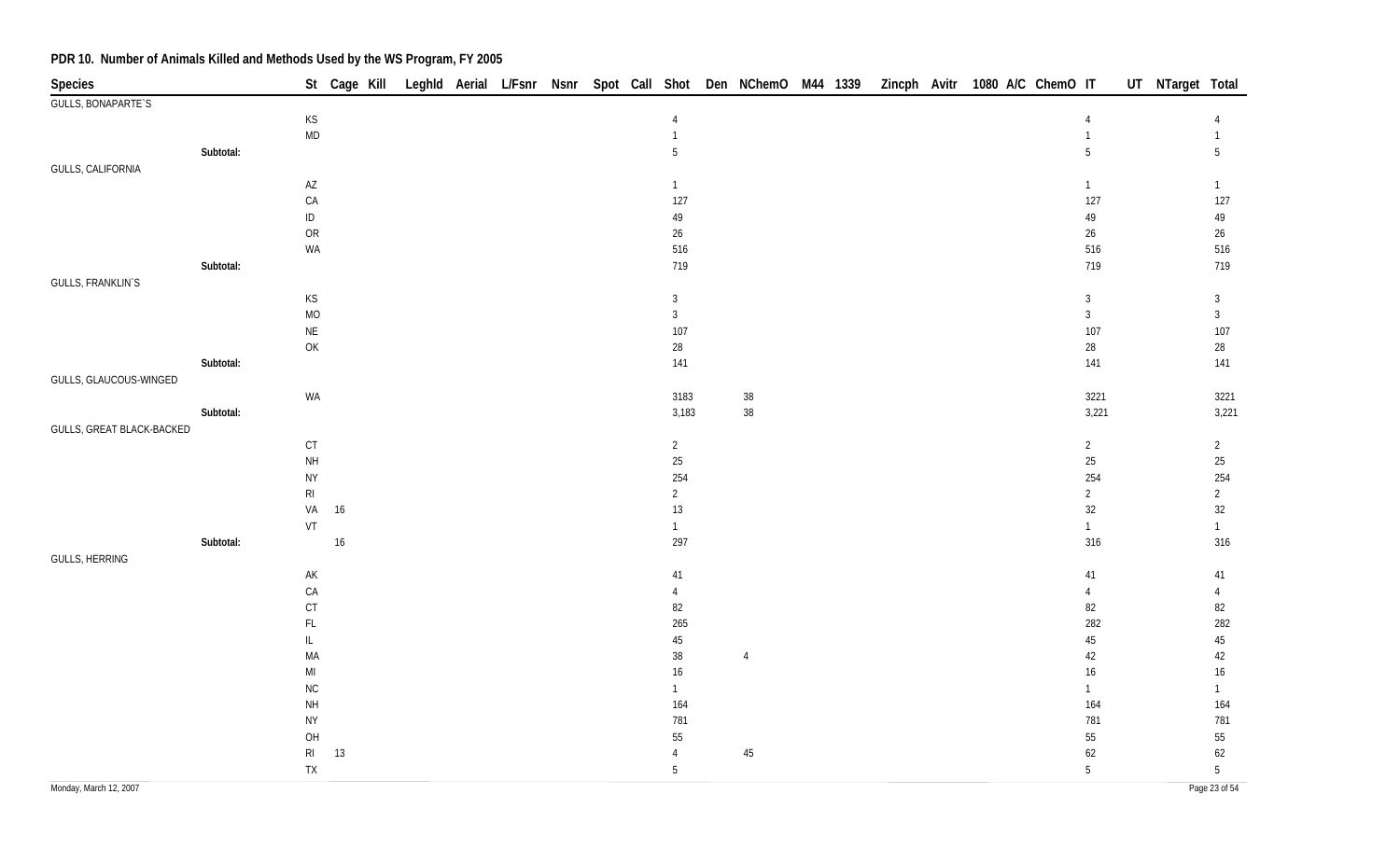# PDR 10. Number of Animals Killed and Methods Used by the WS Program, FY 2005

| Species | | St | Cage | Kill | Leghld | Aerial | L/Fsnr | Nsnr | Spot | Call | Shot | Den | NChemO | M44 | 1339 | Zincph | Avitr | 1080 | A/C | ChemO | IT | UT | NTarget | Total |
|---|---|---|---|---|---|---|---|---|---|---|---|---|---|---|---|---|---|---|---|---|---|---|---|---|
| GULLS, BONAPARTE`S | | | | | | | | | | | | | | | | | | | | | | | | |
| | | KS | | | | | | | | | 4 | | | | | | | | | | 4 | | | 4 |
| | | MD | | | | | | | | | 1 | | | | | | | | | | 1 | | | 1 |
| | Subtotal: | | | | | | | | | | 5 | | | | | | | | | | 5 | | | 5 |
| GULLS, CALIFORNIA | | | | | | | | | | | | | | | | | | | | | | | | |
| | | AZ | | | | | | | | | 1 | | | | | | | | | | 1 | | | 1 |
| | | CA | | | | | | | | | 127 | | | | | | | | | | 127 | | | 127 |
| | | ID | | | | | | | | | 49 | | | | | | | | | | 49 | | | 49 |
| | | OR | | | | | | | | | 26 | | | | | | | | | | 26 | | | 26 |
| | | WA | | | | | | | | | 516 | | | | | | | | | | 516 | | | 516 |
| | Subtotal: | | | | | | | | | | 719 | | | | | | | | | | 719 | | | 719 |
| GULLS, FRANKLIN`S | | | | | | | | | | | | | | | | | | | | | | | | |
| | | KS | | | | | | | | | 3 | | | | | | | | | | 3 | | | 3 |
| | | MO | | | | | | | | | 3 | | | | | | | | | | 3 | | | 3 |
| | | NE | | | | | | | | | 107 | | | | | | | | | | 107 | | | 107 |
| | | OK | | | | | | | | | 28 | | | | | | | | | | 28 | | | 28 |
| | Subtotal: | | | | | | | | | | 141 | | | | | | | | | | 141 | | | 141 |
| GULLS, GLAUCOUS-WINGED | | | | | | | | | | | | | | | | | | | | | | | | |
| | | WA | | | | | | | | | 3183 | | 38 | | | | | | | | 3221 | | | 3221 |
| | Subtotal: | | | | | | | | | | 3,183 | | 38 | | | | | | | | 3,221 | | | 3,221 |
| GULLS, GREAT BLACK-BACKED | | | | | | | | | | | | | | | | | | | | | | | | |
| | | CT | | | | | | | | | 2 | | | | | | | | | | 2 | | | 2 |
| | | NH | | | | | | | | | 25 | | | | | | | | | | 25 | | | 25 |
| | | NY | | | | | | | | | 254 | | | | | | | | | | 254 | | | 254 |
| | | RI | | | | | | | | | 2 | | | | | | | | | | 2 | | | 2 |
| | | VA | 16 | | | | | | | | 13 | | | | | | | | | | 32 | | | 32 |
| | | VT | | | | | | | | | 1 | | | | | | | | | | 1 | | | 1 |
| | Subtotal: | | 16 | | | | | | | | 297 | | | | | | | | | | 316 | | | 316 |
| GULLS, HERRING | | | | | | | | | | | | | | | | | | | | | | | | |
| | | AK | | | | | | | | | 41 | | | | | | | | | | 41 | | | 41 |
| | | CA | | | | | | | | | 4 | | | | | | | | | | 4 | | | 4 |
| | | CT | | | | | | | | | 82 | | | | | | | | | | 82 | | | 82 |
| | | FL | | | | | | | | | 265 | | | | | | | | | | 282 | | | 282 |
| | | IL | | | | | | | | | 45 | | | | | | | | | | 45 | | | 45 |
| | | MA | | | | | | | | | 38 | | 4 | | | | | | | | 42 | | | 42 |
| | | MI | | | | | | | | | 16 | | | | | | | | | | 16 | | | 16 |
| | | NC | | | | | | | | | 1 | | | | | | | | | | 1 | | | 1 |
| | | NH | | | | | | | | | 164 | | | | | | | | | | 164 | | | 164 |
| | | NY | | | | | | | | | 781 | | | | | | | | | | 781 | | | 781 |
| | | OH | | | | | | | | | 55 | | | | | | | | | | 55 | | | 55 |
| | | RI | 13 | | | | | | | | 4 | | 45 | | | | | | | | 62 | | | 62 |
| | | TX | | | | | | | | | 5 | | | | | | | | | | 5 | | | 5 |

Monday, March 12, 2007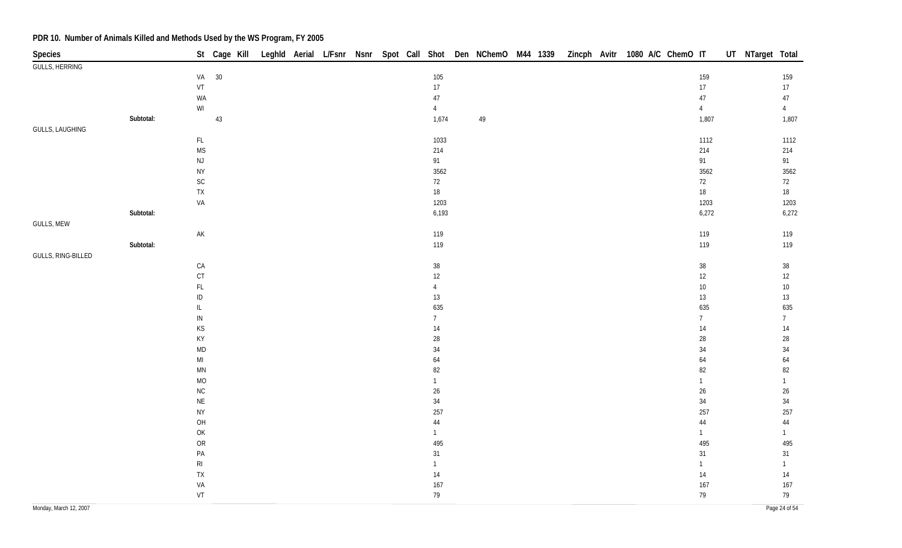## PDR 10. Number of Animals Killed and Methods Used by the WS Program, FY 2005

| Species | | St | Cage | Kill | Leghld | Aerial | L/Fsnr | Nsnr | Spot | Call | Shot | Den | NChemO | M44 | 1339 | Zincph | Avitr | 1080 | A/C | ChemO | IT | UT | NTarget | Total |
|---|---|---|---|---|---|---|---|---|---|---|---|---|---|---|---|---|---|---|---|---|---|---|---|---|
| GULLS, HERRING | | | | | | | | | | | | | | | | | | | | | | | | |
| | | VA | 30 | | | | | | | | 105 | | | | | | | | | | 159 | | | 159 |
| | | VT | | | | | | | | | 17 | | | | | | | | | | 17 | | | 17 |
| | | WA | | | | | | | | | 47 | | | | | | | | | | 47 | | | 47 |
| | | WI | | | | | | | | | 4 | | | | | | | | | | 4 | | | 4 |
| | Subtotal: | | 43 | | | | | | | | 1,674 | | 49 | | | | | | | | 1,807 | | | 1,807 |
| GULLS, LAUGHING | | | | | | | | | | | | | | | | | | | | | | | | |
| | | FL | | | | | | | | | 1033 | | | | | | | | | | 1112 | | | 1112 |
| | | MS | | | | | | | | | 214 | | | | | | | | | | 214 | | | 214 |
| | | NJ | | | | | | | | | 91 | | | | | | | | | | 91 | | | 91 |
| | | NY | | | | | | | | | 3562 | | | | | | | | | | 3562 | | | 3562 |
| | | SC | | | | | | | | | 72 | | | | | | | | | | 72 | | | 72 |
| | | TX | | | | | | | | | 18 | | | | | | | | | | 18 | | | 18 |
| | | VA | | | | | | | | | 1203 | | | | | | | | | | 1203 | | | 1203 |
| | Subtotal: | | | | | | | | | | 6,193 | | | | | | | | | | 6,272 | | | 6,272 |
| GULLS, MEW | | | | | | | | | | | | | | | | | | | | | | | | |
| | | AK | | | | | | | | | 119 | | | | | | | | | | 119 | | | 119 |
| | Subtotal: | | | | | | | | | | 119 | | | | | | | | | | 119 | | | 119 |
| GULLS, RING-BILLED | | | | | | | | | | | | | | | | | | | | | | | | |
| | | CA | | | | | | | | | 38 | | | | | | | | | | 38 | | | 38 |
| | | CT | | | | | | | | | 12 | | | | | | | | | | 12 | | | 12 |
| | | FL | | | | | | | | | 4 | | | | | | | | | | 10 | | | 10 |
| | | ID | | | | | | | | | 13 | | | | | | | | | | 13 | | | 13 |
| | | IL | | | | | | | | | 635 | | | | | | | | | | 635 | | | 635 |
| | | IN | | | | | | | | | 7 | | | | | | | | | | 7 | | | 7 |
| | | KS | | | | | | | | | 14 | | | | | | | | | | 14 | | | 14 |
| | | KY | | | | | | | | | 28 | | | | | | | | | | 28 | | | 28 |
| | | MD | | | | | | | | | 34 | | | | | | | | | | 34 | | | 34 |
| | | MI | | | | | | | | | 64 | | | | | | | | | | 64 | | | 64 |
| | | MN | | | | | | | | | 82 | | | | | | | | | | 82 | | | 82 |
| | | MO | | | | | | | | | 1 | | | | | | | | | | 1 | | | 1 |
| | | NC | | | | | | | | | 26 | | | | | | | | | | 26 | | | 26 |
| | | NE | | | | | | | | | 34 | | | | | | | | | | 34 | | | 34 |
| | | NY | | | | | | | | | 257 | | | | | | | | | | 257 | | | 257 |
| | | OH | | | | | | | | | 44 | | | | | | | | | | 44 | | | 44 |
| | | OK | | | | | | | | | 1 | | | | | | | | | | 1 | | | 1 |
| | | OR | | | | | | | | | 495 | | | | | | | | | | 495 | | | 495 |
| | | PA | | | | | | | | | 31 | | | | | | | | | | 31 | | | 31 |
| | | RI | | | | | | | | | 1 | | | | | | | | | | 1 | | | 1 |
| | | TX | | | | | | | | | 14 | | | | | | | | | | 14 | | | 14 |
| | | VA | | | | | | | | | 167 | | | | | | | | | | 167 | | | 167 |
| | | VT | | | | | | | | | 79 | | | | | | | | | | 79 | | | 79 |

Monday, March 12, 2007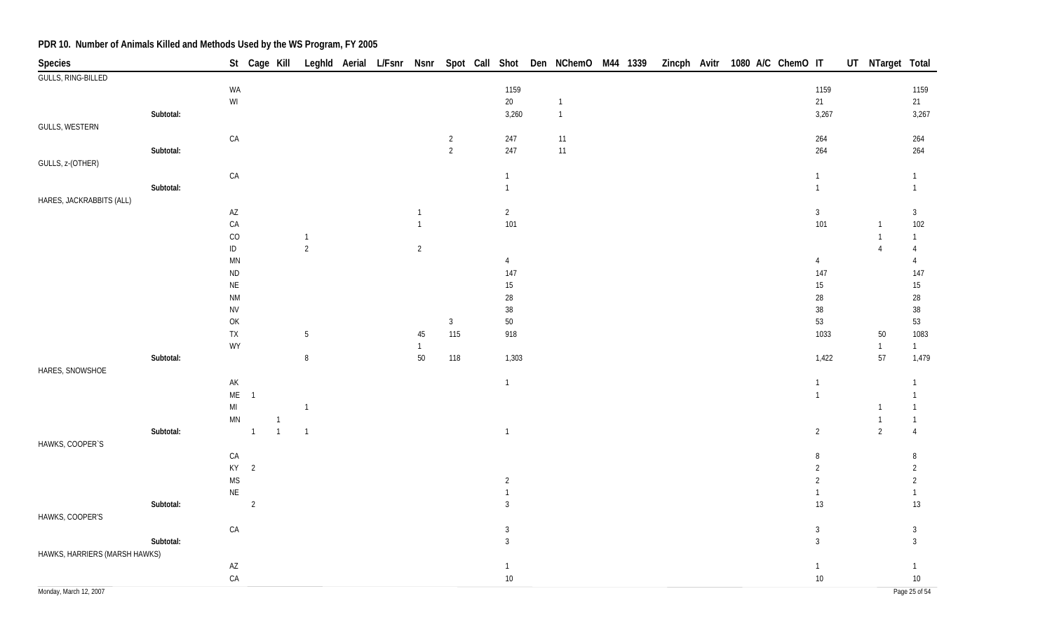## PDR 10. Number of Animals Killed and Methods Used by the WS Program, FY 2005

| Species | St | Cage | Kill | Leghld | Aerial | L/Fsnr | Nsnr | Spot | Call | Shot | Den | NChemO | M44 | 1339 | Zincph | Avitr | 1080 | A/C | ChemO | IT | UT | NTarget | Total |
|---|---|---|---|---|---|---|---|---|---|---|---|---|---|---|---|---|---|---|---|---|---|---|---|
| GULLS, RING-BILLED | | | | | | | | | | | | | | | | | | | | | | | |
| | WA | | | | | | | | | 1159 | | | | | | | | | | 1159 | | | 1159 |
| | WI | | | | | | | | | 20 | | 1 | | | | | | | | 21 | | | 21 |
| Subtotal: | | | | | | | | | | 3,260 | | 1 | | | | | | | | 3,267 | | | 3,267 |
| GULLS, WESTERN | | | | | | | | | | | | | | | | | | | | | | | |
| | CA | | | | | | | 2 | | 247 | | 11 | | | | | | | | 264 | | | 264 |
| Subtotal: | | | | | | | | 2 | | 247 | | 11 | | | | | | | | 264 | | | 264 |
| GULLS, z-(OTHER) | | | | | | | | | | | | | | | | | | | | | | | |
| | CA | | | | | | | | | 1 | | | | | | | | | | 1 | | | 1 |
| Subtotal: | | | | | | | | | | 1 | | | | | | | | | | 1 | | | 1 |
| HARES, JACKRABBITS (ALL) | | | | | | | | | | | | | | | | | | | | | | | |
| | AZ | | | | | | 1 | | | 2 | | | | | | | | | | 3 | | | 3 |
| | CA | | | | | | 1 | | | 101 | | | | | | | | | | 101 | | 1 | 102 |
| | CO | | | 1 | | | | | | | | | | | | | | | | | | 1 | 1 |
| | ID | | | 2 | | | 2 | | | | | | | | | | | | | | | 4 | 4 |
| | MN | | | | | | | | | 4 | | | | | | | | | | 4 | | | 4 |
| | ND | | | | | | | | | 147 | | | | | | | | | | 147 | | | 147 |
| | NE | | | | | | | | | 15 | | | | | | | | | | 15 | | | 15 |
| | NM | | | | | | | | | 28 | | | | | | | | | | 28 | | | 28 |
| | NV | | | | | | | | | 38 | | | | | | | | | | 38 | | | 38 |
| | OK | | | | | | | 3 | | 50 | | | | | | | | | | 53 | | | 53 |
| | TX | | | 5 | | | 45 | 115 | | 918 | | | | | | | | | | 1033 | | 50 | 1083 |
| | WY | | | | | | 1 | | | | | | | | | | | | | | | 1 | 1 |
| Subtotal: | | | | 8 | | | 50 | 118 | | 1,303 | | | | | | | | | | 1,422 | | 57 | 1,479 |
| HARES, SNOWSHOE | | | | | | | | | | | | | | | | | | | | | | | |
| | AK | | | | | | | | | 1 | | | | | | | | | | 1 | | | 1 |
| | ME | 1 | | | | | | | | | | | | | | | | | | 1 | | | 1 |
| | MI | | | 1 | | | | | | | | | | | | | | | | | | 1 | 1 |
| | MN | | 1 | | | | | | | | | | | | | | | | | | | 1 | 1 |
| Subtotal: | | 1 | 1 | 1 | | | | | | 1 | | | | | | | | | | 2 | | 2 | 4 |
| HAWKS, COOPER`S | | | | | | | | | | | | | | | | | | | | | | | |
| | CA | | | | | | | | | | | | | | | | | | | 8 | | | 8 |
| | KY | 2 | | | | | | | | | | | | | | | | | | 2 | | | 2 |
| | MS | | | | | | | | | 2 | | | | | | | | | | 2 | | | 2 |
| | NE | | | | | | | | | 1 | | | | | | | | | | 1 | | | 1 |
| Subtotal: | | 2 | | | | | | | | 3 | | | | | | | | | | 13 | | | 13 |
| HAWKS, COOPER'S | | | | | | | | | | | | | | | | | | | | | | | |
| | CA | | | | | | | | | 3 | | | | | | | | | | 3 | | | 3 |
| Subtotal: | | | | | | | | | | 3 | | | | | | | | | | 3 | | | 3 |
| HAWKS, HARRIERS (MARSH HAWKS) | | | | | | | | | | | | | | | | | | | | | | | |
| | AZ | | | | | | | | | 1 | | | | | | | | | | 1 | | | 1 |
| | CA | | | | | | | | | 10 | | | | | | | | | | 10 | | | 10 |

Monday, March 12, 2007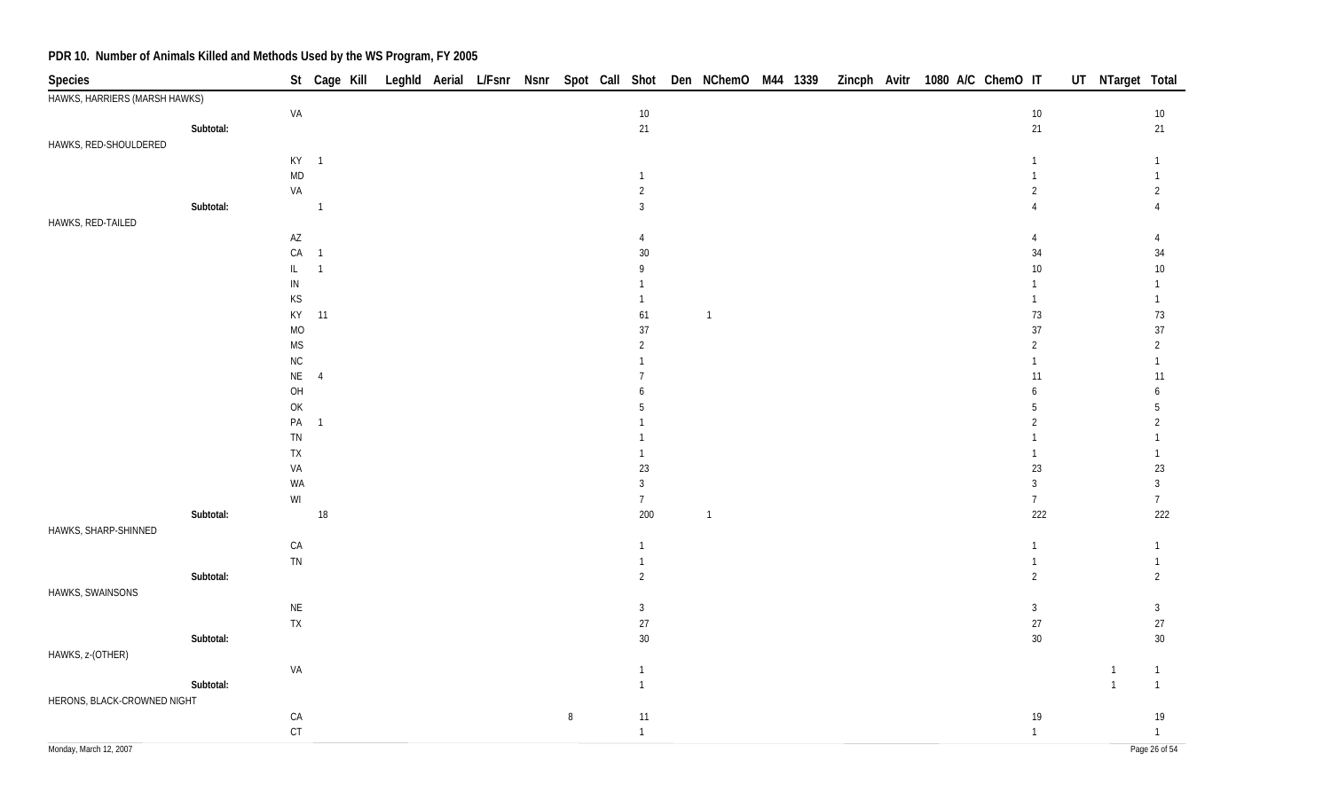**PDR 10. Number of Animals Killed and Methods Used by the WS Program, FY 2005**

| Species | | St | Cage | Kill | Leghld | Aerial | L/Fsnr | Nsnr | Spot | Call | Shot | Den | NChemO | M44 | 1339 | Zincph | Avitr | 1080 | A/C | ChemO | IT | UT | NTarget | Total |
|---|---|---|---|---|---|---|---|---|---|---|---|---|---|---|---|---|---|---|---|---|---|---|---|---|
| HAWKS, HARRIERS (MARSH HAWKS) | | | | | | | | | | | | | | | | | | | | | | | | |
| | | VA | | | | | | | | | 10 | | | | | | | | | | 10 | | | 10 |
| | Subtotal: | | | | | | | | | | 21 | | | | | | | | | | 21 | | | 21 |
| HAWKS, RED-SHOULDERED | | | | | | | | | | | | | | | | | | | | | | | | |
| | | KY | 1 | | | | | | | | | | | | | | | | | | 1 | | | 1 |
| | | MD | | | | | | | | | 1 | | | | | | | | | | 1 | | | 1 |
| | | VA | | | | | | | | | 2 | | | | | | | | | | 2 | | | 2 |
| | Subtotal: | | 1 | | | | | | | | 3 | | | | | | | | | | 4 | | | 4 |
| HAWKS, RED-TAILED | | | | | | | | | | | | | | | | | | | | | | | | |
| | | AZ | | | | | | | | | 4 | | | | | | | | | | 4 | | | 4 |
| | | CA | 1 | | | | | | | | 30 | | | | | | | | | | 34 | | | 34 |
| | | IL | 1 | | | | | | | | 9 | | | | | | | | | | 10 | | | 10 |
| | | IN | | | | | | | | | 1 | | | | | | | | | | 1 | | | 1 |
| | | KS | | | | | | | | | 1 | | | | | | | | | | 1 | | | 1 |
| | | KY | 11 | | | | | | | | 61 | | 1 | | | | | | | | 73 | | | 73 |
| | | MO | | | | | | | | | 37 | | | | | | | | | | 37 | | | 37 |
| | | MS | | | | | | | | | 2 | | | | | | | | | | 2 | | | 2 |
| | | NC | | | | | | | | | 1 | | | | | | | | | | 1 | | | 1 |
| | | NE | 4 | | | | | | | | 7 | | | | | | | | | | 11 | | | 11 |
| | | OH | | | | | | | | | 6 | | | | | | | | | | 6 | | | 6 |
| | | OK | | | | | | | | | 5 | | | | | | | | | | 5 | | | 5 |
| | | PA | 1 | | | | | | | | 1 | | | | | | | | | | 2 | | | 2 |
| | | TN | | | | | | | | | 1 | | | | | | | | | | 1 | | | 1 |
| | | TX | | | | | | | | | 1 | | | | | | | | | | 1 | | | 1 |
| | | VA | | | | | | | | | 23 | | | | | | | | | | 23 | | | 23 |
| | | WA | | | | | | | | | 3 | | | | | | | | | | 3 | | | 3 |
| | | WI | | | | | | | | | 7 | | | | | | | | | | 7 | | | 7 |
| | Subtotal: | | 18 | | | | | | | | 200 | | 1 | | | | | | | | 222 | | | 222 |
| HAWKS, SHARP-SHINNED | | | | | | | | | | | | | | | | | | | | | | | | |
| | | CA | | | | | | | | | 1 | | | | | | | | | | 1 | | | 1 |
| | | TN | | | | | | | | | 1 | | | | | | | | | | 1 | | | 1 |
| | Subtotal: | | | | | | | | | | 2 | | | | | | | | | | 2 | | | 2 |
| HAWKS, SWAINSONS | | | | | | | | | | | | | | | | | | | | | | | | |
| | | NE | | | | | | | | | 3 | | | | | | | | | | 3 | | | 3 |
| | | TX | | | | | | | | | 27 | | | | | | | | | | 27 | | | 27 |
| | Subtotal: | | | | | | | | | | 30 | | | | | | | | | | 30 | | | 30 |
| HAWKS, z-(OTHER) | | | | | | | | | | | | | | | | | | | | | | | | |
| | | VA | | | | | | | | | 1 | | | | | | | | | | | | 1 | 1 |
| | Subtotal: | | | | | | | | | | 1 | | | | | | | | | | | | 1 | 1 |
| HERONS, BLACK-CROWNED NIGHT | | | | | | | | | | | | | | | | | | | | | | | | |
| | | CA | | | | | | | 8 | | 11 | | | | | | | | | | 19 | | | 19 |
| | | CT | | | | | | | | | 1 | | | | | | | | | | 1 | | | 1 |

Monday, March 12, 2007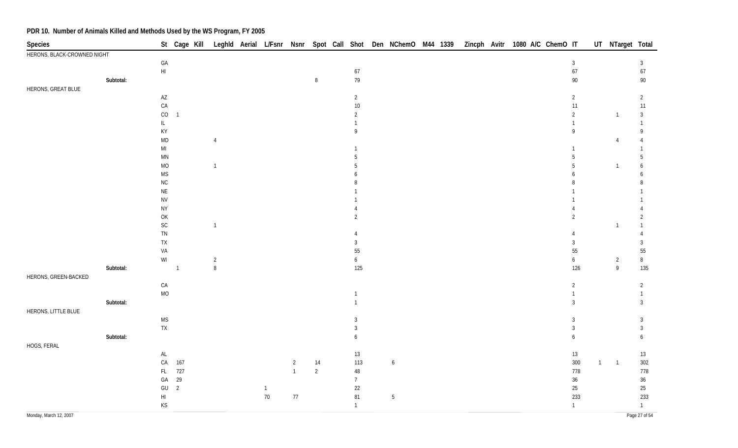## PDR 10. Number of Animals Killed and Methods Used by the WS Program, FY 2005

| Species | | St | Cage | Kill | Leghld | Aerial | L/Fsnr | Nsnr | Spot | Call | Shot | Den | NChemO | M44 | 1339 | Zincph | Avitr | 1080 | A/C | ChemO | IT | UT | NTarget | Total |
|---|---|---|---|---|---|---|---|---|---|---|---|---|---|---|---|---|---|---|---|---|---|---|---|---|
| HERONS, BLACK-CROWNED NIGHT | | | | | | | | | | | | | | | | | | | | | | | | |
| | | GA | | | | | | | | | | | | | | | | | | | 3 | | | 3 |
| | | HI | | | | | | | | | 67 | | | | | | | | | | 67 | | | 67 |
| | Subtotal: | | | | | | | | 8 | | 79 | | | | | | | | | | 90 | | | 90 |
| HERONS, GREAT BLUE | | | | | | | | | | | | | | | | | | | | | | | | |
| | | AZ | | | | | | | | | 2 | | | | | | | | | | 2 | | | 2 |
| | | CA | | | | | | | | | 10 | | | | | | | | | | 11 | | | 11 |
| | | CO | 1 | | | | | | | | 2 | | | | | | | | | | 2 | | 1 | 3 |
| | | IL | | | | | | | | | 1 | | | | | | | | | | 1 | | | 1 |
| | | KY | | | | | | | | | 9 | | | | | | | | | | 9 | | | 9 |
| | | MD | | | 4 | | | | | | | | | | | | | | | | | | 4 | 4 |
| | | MI | | | | | | | | | 1 | | | | | | | | | | 1 | | | 1 |
| | | MN | | | | | | | | | 5 | | | | | | | | | | 5 | | | 5 |
| | | MO | | | 1 | | | | | | 5 | | | | | | | | | | 5 | | 1 | 6 |
| | | MS | | | | | | | | | 6 | | | | | | | | | | 6 | | | 6 |
| | | NC | | | | | | | | | 8 | | | | | | | | | | 8 | | | 8 |
| | | NE | | | | | | | | | 1 | | | | | | | | | | 1 | | | 1 |
| | | NV | | | | | | | | | 1 | | | | | | | | | | 1 | | | 1 |
| | | NY | | | | | | | | | 4 | | | | | | | | | | 4 | | | 4 |
| | | OK | | | | | | | | | 2 | | | | | | | | | | 2 | | | 2 |
| | | SC | | | 1 | | | | | | | | | | | | | | | | | | 1 | 1 |
| | | TN | | | | | | | | | 4 | | | | | | | | | | 4 | | | 4 |
| | | TX | | | | | | | | | 3 | | | | | | | | | | 3 | | | 3 |
| | | VA | | | | | | | | | 55 | | | | | | | | | | 55 | | | 55 |
| | | WI | | | 2 | | | | | | 6 | | | | | | | | | | 6 | | 2 | 8 |
| | Subtotal: | | 1 | | 8 | | | | | | 125 | | | | | | | | | | 126 | | 9 | 135 |
| HERONS, GREEN-BACKED | | | | | | | | | | | | | | | | | | | | | | | | |
| | | CA | | | | | | | | | | | | | | | | | | | 2 | | | 2 |
| | | MO | | | | | | | | | 1 | | | | | | | | | | 1 | | | 1 |
| | Subtotal: | | | | | | | | | | 1 | | | | | | | | | | 3 | | | 3 |
| HERONS, LITTLE BLUE | | | | | | | | | | | | | | | | | | | | | | | | |
| | | MS | | | | | | | | | 3 | | | | | | | | | | 3 | | | 3 |
| | | TX | | | | | | | | | 3 | | | | | | | | | | 3 | | | 3 |
| | Subtotal: | | | | | | | | | | 6 | | | | | | | | | | 6 | | | 6 |
| HOGS, FERAL | | | | | | | | | | | | | | | | | | | | | | | | |
| | | AL | | | | | | | | | 13 | | | | | | | | | | 13 | | | 13 |
| | | CA | 167 | | | | | 2 | 14 | | 113 | | 6 | | | | | | | | 300 | 1 | 1 | 302 |
| | | FL | 727 | | | | | 1 | 2 | | 48 | | | | | | | | | | 778 | | | 778 |
| | | GA | 29 | | | | | | | | 7 | | | | | | | | | | 36 | | | 36 |
| | | GU | 2 | | | | 1 | | | | 22 | | | | | | | | | | 25 | | | 25 |
| | | HI | | | | | 70 | 77 | | | 81 | | 5 | | | | | | | | 233 | | | 233 |
| | | KS | | | | | | | | | 1 | | | | | | | | | | 1 | | | 1 |

Monday, March 12, 2007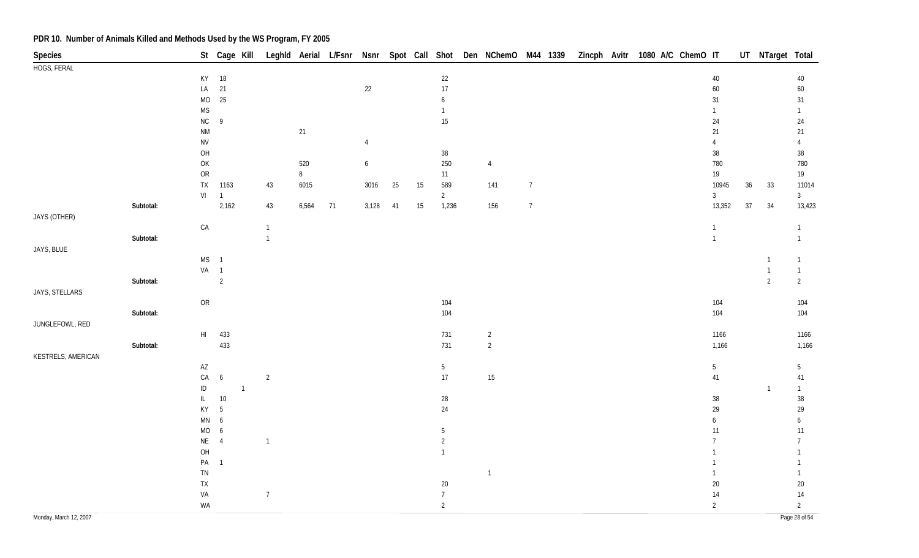## PDR 10. Number of Animals Killed and Methods Used by the WS Program, FY 2005

| Species | | St | Cage | Kill | Leghld | Aerial | L/Fsnr | Nsnr | Spot | Call | Shot | Den | NChemO | M44 | 1339 | Zincph | Avitr | 1080 | A/C | ChemO | IT | UT | NTarget | Total |
|---|---|---|---|---|---|---|---|---|---|---|---|---|---|---|---|---|---|---|---|---|---|---|---|---|
| HOGS, FERAL | | | | | | | | | | | | | | | | | | | | | | | | |
| | | KY | 18 | | | | | | | | 22 | | | | | | | | | | 40 | | | 40 |
| | | LA | 21 | | | | | 22 | | | 17 | | | | | | | | | | 60 | | | 60 |
| | | MO | 25 | | | | | | | | 6 | | | | | | | | | | 31 | | | 31 |
| | | MS | | | | | | | | | 1 | | | | | | | | | | 1 | | | 1 |
| | | NC | 9 | | | | | | | | 15 | | | | | | | | | | 24 | | | 24 |
| | | NM | | | | 21 | | | | | | | | | | | | | | | 21 | | | 21 |
| | | NV | | | | | | 4 | | | | | | | | | | | | | 4 | | | 4 |
| | | OH | | | | | | | | | 38 | | | | | | | | | | 38 | | | 38 |
| | | OK | | | | 520 | | 6 | | | 250 | | 4 | | | | | | | | 780 | | | 780 |
| | | OR | | | | 8 | | | | | 11 | | | | | | | | | | 19 | | | 19 |
| | | TX | 1163 | | 43 | 6015 | | 3016 | 25 | 15 | 589 | | 141 | 7 | | | | | | | 10945 | 36 | 33 | 11014 |
| | | VI | 1 | | | | | | | | 2 | | | | | | | | | | 3 | | | 3 |
| | Subtotal: | | 2,162 | | 43 | 6,564 | 71 | 3,128 | 41 | 15 | 1,236 | | 156 | 7 | | | | | | | 13,352 | 37 | 34 | 13,423 |
| JAYS (OTHER) | | | | | | | | | | | | | | | | | | | | | | | | |
| | | CA | | | 1 | | | | | | | | | | | | | | | | 1 | | | 1 |
| | Subtotal: | | | | 1 | | | | | | | | | | | | | | | | 1 | | | 1 |
| JAYS, BLUE | | | | | | | | | | | | | | | | | | | | | | | | |
| | | MS | 1 | | | | | | | | | | | | | | | | | | | | 1 | 1 |
| | | VA | 1 | | | | | | | | | | | | | | | | | | | | 1 | 1 |
| | Subtotal: | | 2 | | | | | | | | | | | | | | | | | | | | 2 | 2 |
| JAYS, STELLARS | | | | | | | | | | | | | | | | | | | | | | | | |
| | | OR | | | | | | | | | 104 | | | | | | | | | | 104 | | | 104 |
| | Subtotal: | | | | | | | | | | 104 | | | | | | | | | | 104 | | | 104 |
| JUNGLEFOWL, RED | | | | | | | | | | | | | | | | | | | | | | | | |
| | | HI | 433 | | | | | | | | 731 | | 2 | | | | | | | | 1166 | | | 1166 |
| | Subtotal: | | 433 | | | | | | | | 731 | | 2 | | | | | | | | 1,166 | | | 1,166 |
| KESTRELS, AMERICAN | | | | | | | | | | | | | | | | | | | | | | | | |
| | | AZ | | | | | | | | | 5 | | | | | | | | | | 5 | | | 5 |
| | | CA | 6 | | 2 | | | | | | 17 | | 15 | | | | | | | | 41 | | | 41 |
| | | ID | | 1 | | | | | | | | | | | | | | | | | | | 1 | 1 |
| | | IL | 10 | | | | | | | | 28 | | | | | | | | | | 38 | | | 38 |
| | | KY | 5 | | | | | | | | 24 | | | | | | | | | | 29 | | | 29 |
| | | MN | 6 | | | | | | | | | | | | | | | | | | 6 | | | 6 |
| | | MO | 6 | | | | | | | | 5 | | | | | | | | | | 11 | | | 11 |
| | | NE | 4 | | 1 | | | | | | 2 | | | | | | | | | | 7 | | | 7 |
| | | OH | | | | | | | | | 1 | | | | | | | | | | 1 | | | 1 |
| | | PA | 1 | | | | | | | | | | | | | | | | | | 1 | | | 1 |
| | | TN | | | | | | | | | | | 1 | | | | | | | | 1 | | | 1 |
| | | TX | | | | | | | | | 20 | | | | | | | | | | 20 | | | 20 |
| | | VA | | | 7 | | | | | | 7 | | | | | | | | | | 14 | | | 14 |
| | | WA | | | | | | | | | 2 | | | | | | | | | | 2 | | | 2 |

Monday, March 12, 2007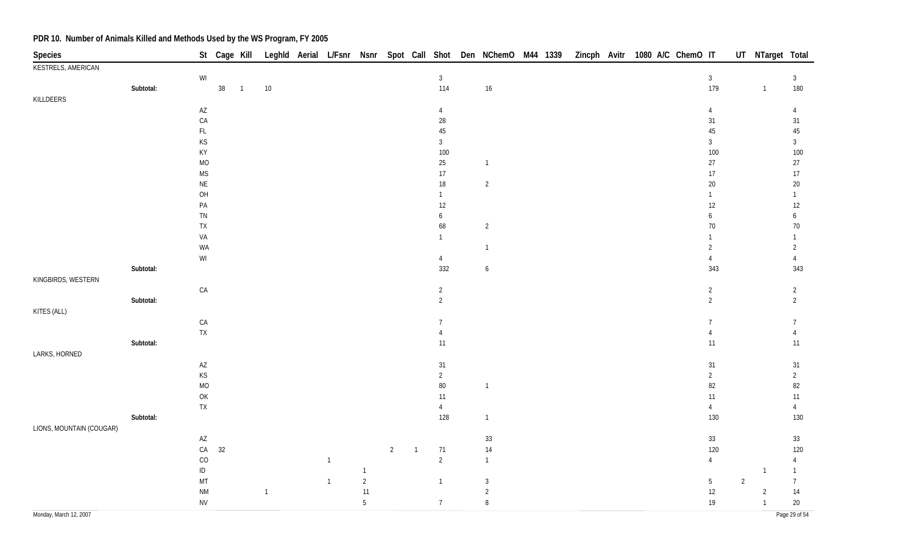## PDR 10. Number of Animals Killed and Methods Used by the WS Program, FY 2005

| Species | | St | Cage | Kill | Leghld | Aerial | L/Fsnr | Nsnr | Spot | Call | Shot | Den | NChemO | M44 | 1339 | Zincph | Avitr | 1080 | A/C | ChemO | IT | UT | NTarget | Total |
|---|---|---|---|---|---|---|---|---|---|---|---|---|---|---|---|---|---|---|---|---|---|---|---|---|
| KESTRELS, AMERICAN | | | | | | | | | | | | | | | | | | | | | | | | |
| | | WI | | | | | | | | | 3 | | | | | | | | | | 3 | | | 3 |
| | Subtotal: | | 38 | 1 | 10 | | | | | | 114 | | 16 | | | | | | | | 179 | | 1 | 180 |
| KILLDEERS | | | | | | | | | | | | | | | | | | | | | | | | |
| | | AZ | | | | | | | | | 4 | | | | | | | | | | 4 | | | 4 |
| | | CA | | | | | | | | | 28 | | | | | | | | | | 31 | | | 31 |
| | | FL | | | | | | | | | 45 | | | | | | | | | | 45 | | | 45 |
| | | KS | | | | | | | | | 3 | | | | | | | | | | 3 | | | 3 |
| | | KY | | | | | | | | | 100 | | | | | | | | | | 100 | | | 100 |
| | | MO | | | | | | | | | 25 | | 1 | | | | | | | | 27 | | | 27 |
| | | MS | | | | | | | | | 17 | | | | | | | | | | 17 | | | 17 |
| | | NE | | | | | | | | | 18 | | 2 | | | | | | | | 20 | | | 20 |
| | | OH | | | | | | | | | 1 | | | | | | | | | | 1 | | | 1 |
| | | PA | | | | | | | | | 12 | | | | | | | | | | 12 | | | 12 |
| | | TN | | | | | | | | | 6 | | | | | | | | | | 6 | | | 6 |
| | | TX | | | | | | | | | 68 | | 2 | | | | | | | | 70 | | | 70 |
| | | VA | | | | | | | | | 1 | | | | | | | | | | 1 | | | 1 |
| | | WA | | | | | | | | | | | 1 | | | | | | | | 2 | | | 2 |
| | | WI | | | | | | | | | 4 | | | | | | | | | | 4 | | | 4 |
| | Subtotal: | | | | | | | | | | 332 | | 6 | | | | | | | | 343 | | | 343 |
| KINGBIRDS, WESTERN | | | | | | | | | | | | | | | | | | | | | | | | |
| | | CA | | | | | | | | | 2 | | | | | | | | | | 2 | | | 2 |
| | Subtotal: | | | | | | | | | | 2 | | | | | | | | | | 2 | | | 2 |
| KITES (ALL) | | | | | | | | | | | | | | | | | | | | | | | | |
| | | CA | | | | | | | | | 7 | | | | | | | | | | 7 | | | 7 |
| | | TX | | | | | | | | | 4 | | | | | | | | | | 4 | | | 4 |
| | Subtotal: | | | | | | | | | | 11 | | | | | | | | | | 11 | | | 11 |
| LARKS, HORNED | | | | | | | | | | | | | | | | | | | | | | | | |
| | | AZ | | | | | | | | | 31 | | | | | | | | | | 31 | | | 31 |
| | | KS | | | | | | | | | 2 | | | | | | | | | | 2 | | | 2 |
| | | MO | | | | | | | | | 80 | | 1 | | | | | | | | 82 | | | 82 |
| | | OK | | | | | | | | | 11 | | | | | | | | | | 11 | | | 11 |
| | | TX | | | | | | | | | 4 | | | | | | | | | | 4 | | | 4 |
| | Subtotal: | | | | | | | | | | 128 | | 1 | | | | | | | | 130 | | | 130 |
| LIONS, MOUNTAIN (COUGAR) | | | | | | | | | | | | | | | | | | | | | | | | |
| | | AZ | | | | | | | | | | | 33 | | | | | | | | 33 | | | 33 |
| | | CA | 32 | | | | | | 2 | 1 | 71 | | 14 | | | | | | | | 120 | | | 120 |
| | | CO | | | | | 1 | | | | 2 | | 1 | | | | | | | | 4 | | | 4 |
| | | ID | | | | | | 1 | | | | | | | | | | | | | | | 1 | 1 |
| | | MT | | | | | 1 | 2 | | | 1 | | 3 | | | | | | | | 5 | 2 | | 7 |
| | | NM | | | 1 | | | 11 | | | | | 2 | | | | | | | | 12 | | 2 | 14 |
| | | NV | | | | | | 5 | | | 7 | | 8 | | | | | | | | 19 | | 1 | 20 |

Monday, March 12, 2007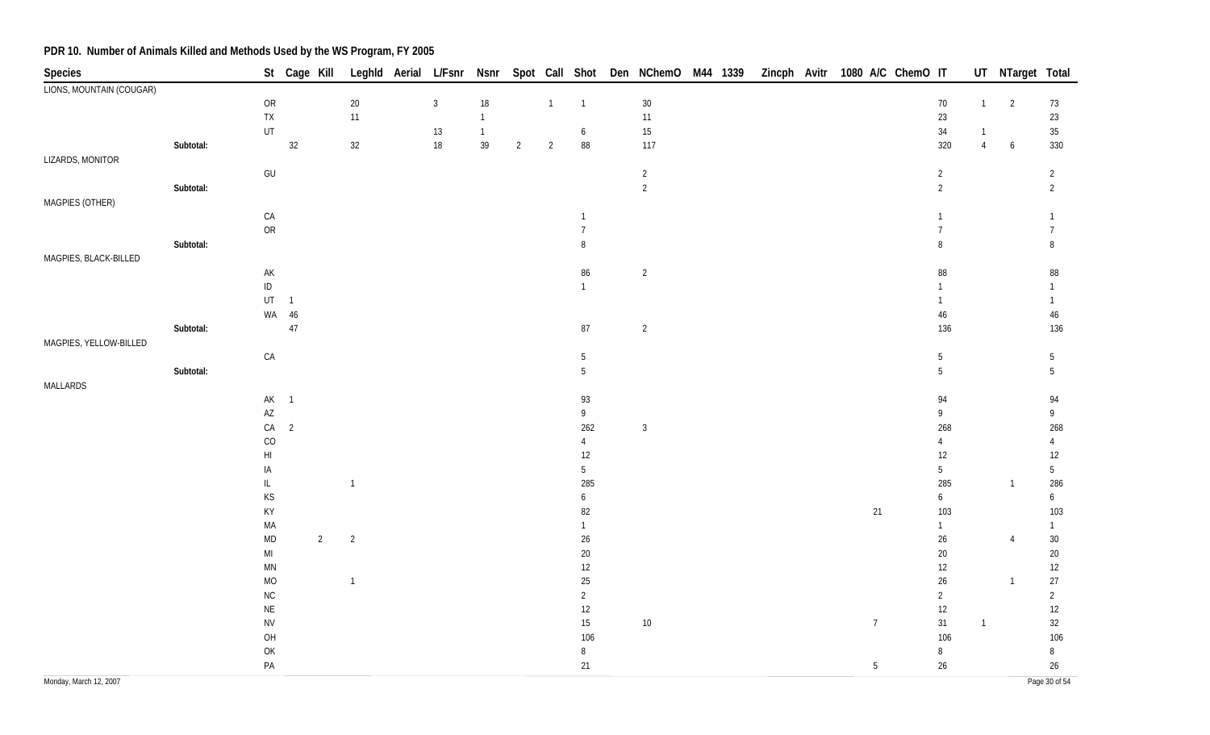## PDR 10. Number of Animals Killed and Methods Used by the WS Program, FY 2005

| Species | | St | Cage | Kill | Leghld | Aerial | L/Fsnr | Nsnr | Spot | Call | Shot | Den | NChemO | M44 | 1339 | Zincph | Avitr | 1080 | A/C | ChemO | IT | UT | NTarget | Total |
|---|---|---|---|---|---|---|---|---|---|---|---|---|---|---|---|---|---|---|---|---|---|---|---|---|
| LIONS, MOUNTAIN (COUGAR) | | | | | | | | | | | | | | | | | | | | | | | | |
| | | OR | | | 20 | | 3 | 18 | | 1 | 1 | | 30 | | | | | | | | 70 | 1 | 2 | 73 |
| | | TX | | | 11 | | | 1 | | | | | 11 | | | | | | | | 23 | | | 23 |
| | | UT | | | | | 13 | 1 | | | 6 | | 15 | | | | | | | | 34 | 1 | | 35 |
| | Subtotal: | | 32 | | 32 | | 18 | 39 | 2 | 2 | 88 | | 117 | | | | | | | | 320 | 4 | 6 | 330 |
| LIZARDS, MONITOR | | | | | | | | | | | | | | | | | | | | | | | | |
| | | GU | | | | | | | | | | | 2 | | | | | | | | 2 | | | 2 |
| | Subtotal: | | | | | | | | | | | | 2 | | | | | | | | 2 | | | 2 |
| MAGPIES (OTHER) | | | | | | | | | | | | | | | | | | | | | | | | |
| | | CA | | | | | | | | | 1 | | | | | | | | | | 1 | | | 1 |
| | | OR | | | | | | | | | 7 | | | | | | | | | | 7 | | | 7 |
| | Subtotal: | | | | | | | | | | 8 | | | | | | | | | | 8 | | | 8 |
| MAGPIES, BLACK-BILLED | | | | | | | | | | | | | | | | | | | | | | | | |
| | | AK | | | | | | | | | 86 | | 2 | | | | | | | | 88 | | | 88 |
| | | ID | | | | | | | | | 1 | | | | | | | | | | 1 | | | 1 |
| | | UT | 1 | | | | | | | | | | | | | | | | | | 1 | | | 1 |
| | | WA | 46 | | | | | | | | | | | | | | | | | | 46 | | | 46 |
| | Subtotal: | | 47 | | | | | | | | 87 | | 2 | | | | | | | | 136 | | | 136 |
| MAGPIES, YELLOW-BILLED | | | | | | | | | | | | | | | | | | | | | | | | |
| | | CA | | | | | | | | | 5 | | | | | | | | | | 5 | | | 5 |
| | Subtotal: | | | | | | | | | | 5 | | | | | | | | | | 5 | | | 5 |
| MALLARDS | | | | | | | | | | | | | | | | | | | | | | | | |
| | | AK | 1 | | | | | | | | 93 | | | | | | | | | | 94 | | | 94 |
| | | AZ | | | | | | | | | 9 | | | | | | | | | | 9 | | | 9 |
| | | CA | 2 | | | | | | | | 262 | | 3 | | | | | | | | 268 | | | 268 |
| | | CO | | | | | | | | | 4 | | | | | | | | | | 4 | | | 4 |
| | | HI | | | | | | | | | 12 | | | | | | | | | | 12 | | | 12 |
| | | IA | | | | | | | | | 5 | | | | | | | | | | 5 | | | 5 |
| | | IL | | | 1 | | | | | | 285 | | | | | | | | | | 285 | | 1 | 286 |
| | | KS | | | | | | | | | 6 | | | | | | | | | | 6 | | | 6 |
| | | KY | | | | | | | | | 82 | | | | | | | | 21 | | 103 | | | 103 |
| | | MA | | | | | | | | | 1 | | | | | | | | | | 1 | | | 1 |
| | | MD | | 2 | 2 | | | | | | 26 | | | | | | | | | | 26 | | 4 | 30 |
| | | MI | | | | | | | | | 20 | | | | | | | | | | 20 | | | 20 |
| | | MN | | | | | | | | | 12 | | | | | | | | | | 12 | | | 12 |
| | | MO | | | 1 | | | | | | 25 | | | | | | | | | | 26 | | 1 | 27 |
| | | NC | | | | | | | | | 2 | | | | | | | | | | 2 | | | 2 |
| | | NE | | | | | | | | | 12 | | | | | | | | | | 12 | | | 12 |
| | | NV | | | | | | | | | 15 | | 10 | | | | | | 7 | | 31 | 1 | | 32 |
| | | OH | | | | | | | | | 106 | | | | | | | | | | 106 | | | 106 |
| | | OK | | | | | | | | | 8 | | | | | | | | | | 8 | | | 8 |
| | | PA | | | | | | | | | 21 | | | | | | | | 5 | | 26 | | | 26 |

Monday, March 12, 2007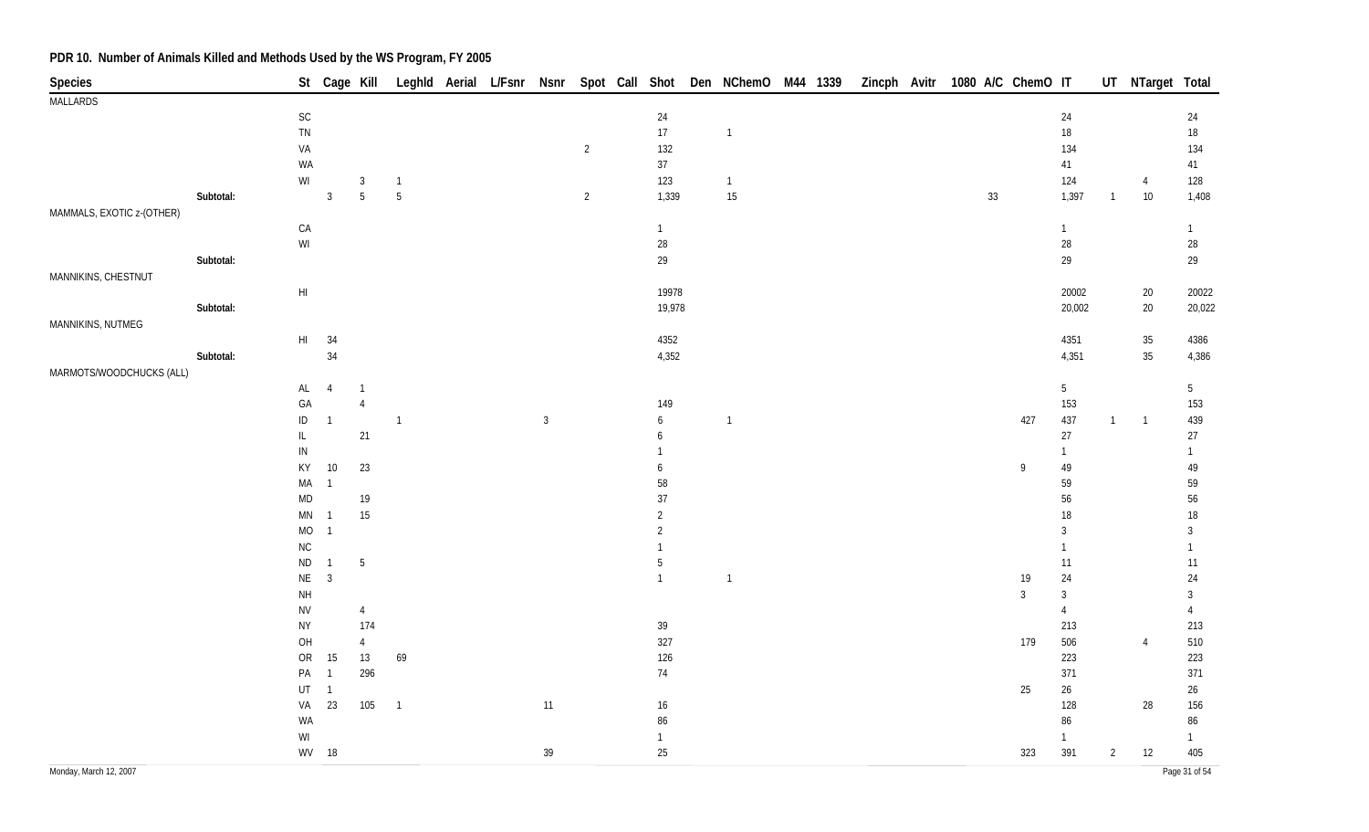## PDR 10. Number of Animals Killed and Methods Used by the WS Program, FY 2005

| Species | | St | Cage | Kill | Leghld | Aerial | L/Fsnr | Nsnr | Spot | Call | Shot | Den | NChemO | M44 | 1339 | Zincph | Avitr | 1080 | A/C | ChemO | IT | UT | NTarget | Total |
|---|---|---|---|---|---|---|---|---|---|---|---|---|---|---|---|---|---|---|---|---|---|---|---|---|
| MALLARDS | | | | | | | | | | | | | | | | | | | | | | | | |
| | | SC | | | | | | | | | 24 | | | | | | | | | | 24 | | | 24 |
| | | TN | | | | | | | | | 17 | | 1 | | | | | | | | 18 | | | 18 |
| | | VA | | | | | | | 2 | | 132 | | | | | | | | | | 134 | | | 134 |
| | | WA | | | | | | | | | 37 | | | | | | | | | | 41 | | | 41 |
| | | WI | | 3 | 1 | | | | | | 123 | | 1 | | | | | | | | 124 | | 4 | 128 |
| | Subtotal: | | 3 | 5 | 5 | | | | 2 | | 1,339 | | 15 | | | | | | 33 | | 1,397 | 1 | 10 | 1,408 |
| MAMMALS, EXOTIC z-(OTHER) | | | | | | | | | | | | | | | | | | | | | | | | |
| | | CA | | | | | | | | | 1 | | | | | | | | | | 1 | | | 1 |
| | | WI | | | | | | | | | 28 | | | | | | | | | | 28 | | | 28 |
| | Subtotal: | | | | | | | | | | 29 | | | | | | | | | | 29 | | | 29 |
| MANNIKINS, CHESTNUT | | | | | | | | | | | | | | | | | | | | | | | | |
| | | HI | | | | | | | | | 19978 | | | | | | | | | | 20002 | | 20 | 20022 |
| | Subtotal: | | | | | | | | | | 19,978 | | | | | | | | | | 20,002 | | 20 | 20,022 |
| MANNIKINS, NUTMEG | | | | | | | | | | | | | | | | | | | | | | | | |
| | | HI | 34 | | | | | | | | 4352 | | | | | | | | | | 4351 | | 35 | 4386 |
| | Subtotal: | | 34 | | | | | | | | 4,352 | | | | | | | | | | 4,351 | | 35 | 4,386 |
| MARMOTS/WOODCHUCKS (ALL) | | | | | | | | | | | | | | | | | | | | | | | | |
| | | AL | 4 | 1 | | | | | | | | | | | | | | | | | 5 | | | 5 |
| | | GA | | 4 | | | | | | | 149 | | | | | | | | | | 153 | | | 153 |
| | | ID | 1 | | 1 | | | 3 | | | 6 | | 1 | | | | | | | 427 | 437 | 1 | 1 | 439 |
| | | IL | | 21 | | | | | | | 6 | | | | | | | | | | 27 | | | 27 |
| | | IN | | | | | | | | | 1 | | | | | | | | | | 1 | | | 1 |
| | | KY | 10 | 23 | | | | | | | 6 | | | | | | | | | 9 | 49 | | | 49 |
| | | MA | 1 | | | | | | | | 58 | | | | | | | | | | 59 | | | 59 |
| | | MD | | 19 | | | | | | | 37 | | | | | | | | | | 56 | | | 56 |
| | | MN | 1 | 15 | | | | | | | 2 | | | | | | | | | | 18 | | | 18 |
| | | MO | 1 | | | | | | | | 2 | | | | | | | | | | 3 | | | 3 |
| | | NC | | | | | | | | | 1 | | | | | | | | | | 1 | | | 1 |
| | | ND | 1 | 5 | | | | | | | 5 | | | | | | | | | | 11 | | | 11 |
| | | NE | 3 | | | | | | | | 1 | | 1 | | | | | | | 19 | 24 | | | 24 |
| | | NH | | | | | | | | | | | | | | | | | | 3 | 3 | | | 3 |
| | | NV | | 4 | | | | | | | | | | | | | | | | | 4 | | | 4 |
| | | NY | | 174 | | | | | | | 39 | | | | | | | | | | 213 | | | 213 |
| | | OH | | 4 | | | | | | | 327 | | | | | | | | | 179 | 506 | | 4 | 510 |
| | | OR | 15 | 13 | 69 | | | | | | 126 | | | | | | | | | | 223 | | | 223 |
| | | PA | 1 | 296 | | | | | | | 74 | | | | | | | | | | 371 | | | 371 |
| | | UT | 1 | | | | | | | | | | | | | | | | | 25 | 26 | | | 26 |
| | | VA | 23 | 105 | 1 | | | 11 | | | 16 | | | | | | | | | | 128 | | 28 | 156 |
| | | WA | | | | | | | | | 86 | | | | | | | | | | 86 | | | 86 |
| | | WI | | | | | | | | | 1 | | | | | | | | | | 1 | | | 1 |
| | | WV | 18 | | | | | 39 | | | 25 | | | | | | | | | 323 | 391 | 2 | 12 | 405 |

Monday, March 12, 2007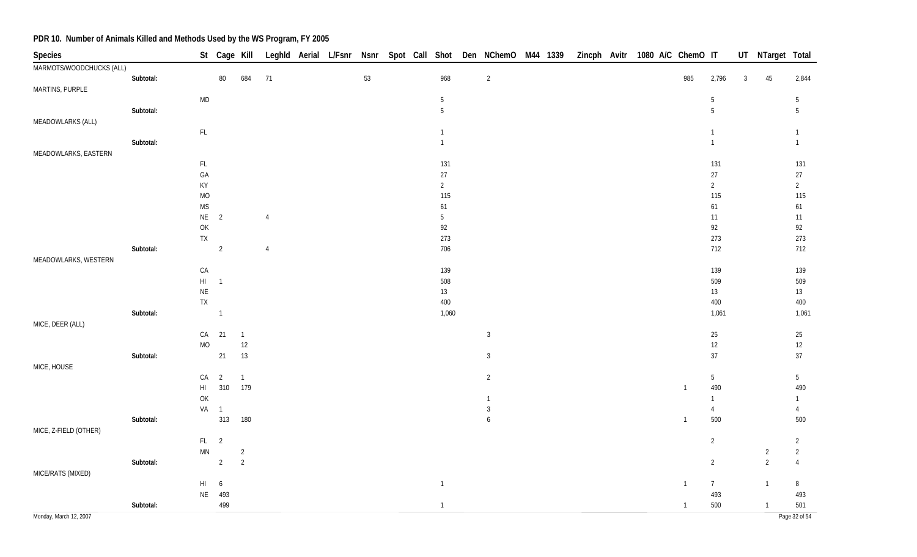# PDR 10. Number of Animals Killed and Methods Used by the WS Program, FY 2005

| Species | | St | Cage | Kill | Leghld | Aerial | L/Fsnr | Nsnr | Spot | Call | Shot | Den | NChemO | M44 | 1339 | Zincph | Avitr | 1080 | A/C | ChemO | IT | UT | NTarget | Total |
|---|---|---|---|---|---|---|---|---|---|---|---|---|---|---|---|---|---|---|---|---|---|---|---|---|
| MARMOTS/WOODCHUCKS (ALL) | | | | | | | | | | | | | | | | | | | | | | | | |
| | Subtotal: | | 80 | 684 | 71 | | | 53 | | | 968 | | 2 | | | | | | | 985 | 2,796 | 3 | 45 | 2,844 |
| MARTINS, PURPLE | | | | | | | | | | | | | | | | | | | | | | | | |
| | | MD | | | | | | | | | 5 | | | | | | | | | | 5 | | | 5 |
| | Subtotal: | | | | | | | | | | 5 | | | | | | | | | | 5 | | | 5 |
| MEADOWLARKS (ALL) | | | | | | | | | | | | | | | | | | | | | | | | |
| | | FL | | | | | | | | | 1 | | | | | | | | | | 1 | | | 1 |
| | Subtotal: | | | | | | | | | | 1 | | | | | | | | | | 1 | | | 1 |
| MEADOWLARKS, EASTERN | | | | | | | | | | | | | | | | | | | | | | | | |
| | | FL | | | | | | | | | 131 | | | | | | | | | | 131 | | | 131 |
| | | GA | | | | | | | | | 27 | | | | | | | | | | 27 | | | 27 |
| | | KY | | | | | | | | | 2 | | | | | | | | | | 2 | | | 2 |
| | | MO | | | | | | | | | 115 | | | | | | | | | | 115 | | | 115 |
| | | MS | | | | | | | | | 61 | | | | | | | | | | 61 | | | 61 |
| | | NE | 2 | | 4 | | | | | | 5 | | | | | | | | | | 11 | | | 11 |
| | | OK | | | | | | | | | 92 | | | | | | | | | | 92 | | | 92 |
| | | TX | | | | | | | | | 273 | | | | | | | | | | 273 | | | 273 |
| | Subtotal: | | 2 | | 4 | | | | | | 706 | | | | | | | | | | 712 | | | 712 |
| MEADOWLARKS, WESTERN | | | | | | | | | | | | | | | | | | | | | | | | |
| | | CA | | | | | | | | | 139 | | | | | | | | | | 139 | | | 139 |
| | | HI | 1 | | | | | | | | 508 | | | | | | | | | | 509 | | | 509 |
| | | NE | | | | | | | | | 13 | | | | | | | | | | 13 | | | 13 |
| | | TX | | | | | | | | | 400 | | | | | | | | | | 400 | | | 400 |
| | Subtotal: | | 1 | | | | | | | | 1,060 | | | | | | | | | | 1,061 | | | 1,061 |
| MICE, DEER (ALL) | | | | | | | | | | | | | | | | | | | | | | | | |
| | | CA | 21 | 1 | | | | | | | | | 3 | | | | | | | | 25 | | | 25 |
| | | MO | | 12 | | | | | | | | | | | | | | | | | 12 | | | 12 |
| | Subtotal: | | 21 | 13 | | | | | | | | | 3 | | | | | | | | 37 | | | 37 |
| MICE, HOUSE | | | | | | | | | | | | | | | | | | | | | | | | |
| | | CA | 2 | 1 | | | | | | | | | 2 | | | | | | | | 5 | | | 5 |
| | | HI | 310 | 179 | | | | | | | | | | | | | | | | 1 | 490 | | | 490 |
| | | OK | | | | | | | | | | | 1 | | | | | | | | 1 | | | 1 |
| | | VA | 1 | | | | | | | | | | 3 | | | | | | | | 4 | | | 4 |
| | Subtotal: | | 313 | 180 | | | | | | | | | 6 | | | | | | | 1 | 500 | | | 500 |
| MICE, Z-FIELD (OTHER) | | | | | | | | | | | | | | | | | | | | | | | | |
| | | FL | 2 | | | | | | | | | | | | | | | | | | 2 | | | 2 |
| | | MN | | 2 | | | | | | | | | | | | | | | | | | | 2 | 2 |
| | Subtotal: | | 2 | 2 | | | | | | | | | | | | | | | | | 2 | | 2 | 4 |
| MICE/RATS (MIXED) | | | | | | | | | | | | | | | | | | | | | | | | |
| | | HI | 6 | | | | | | | | 1 | | | | | | | | | 1 | 7 | | 1 | 8 |
| | | NE | 493 | | | | | | | | | | | | | | | | | | 493 | | | 493 |
| | Subtotal: | | 499 | | | | | | | | 1 | | | | | | | | | 1 | 500 | | 1 | 501 |

Monday, March 12, 2007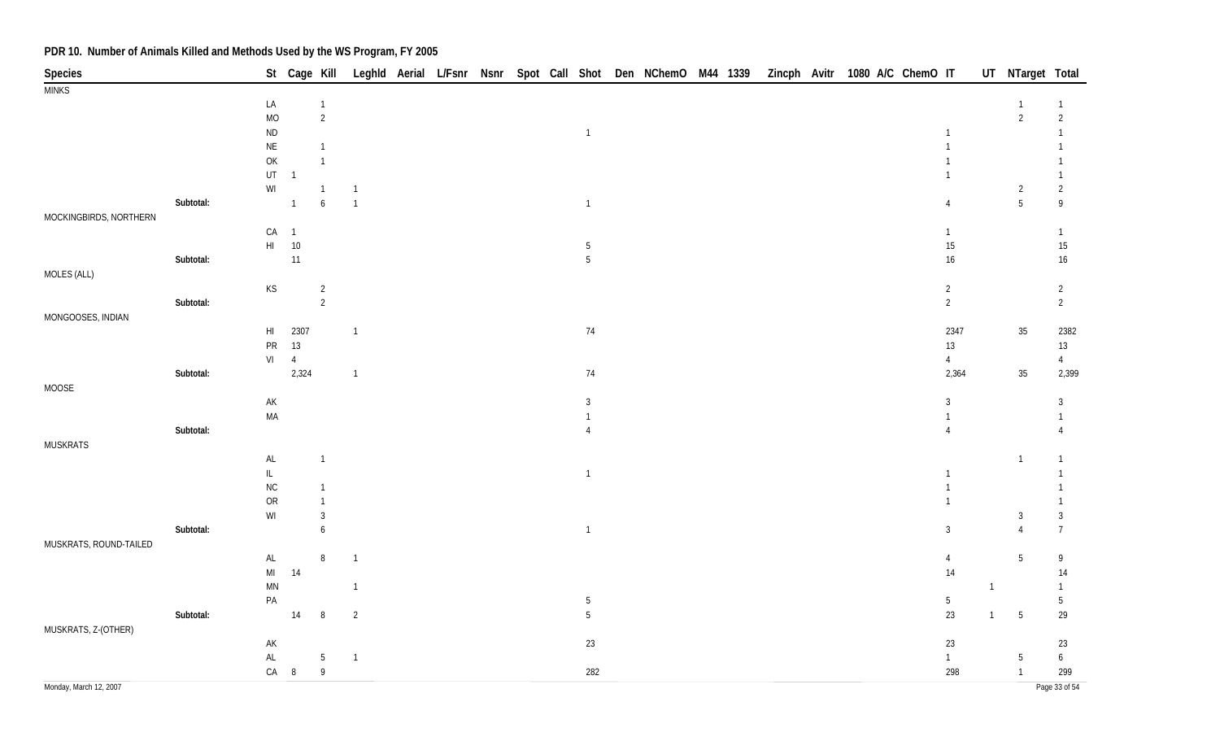## PDR 10. Number of Animals Killed and Methods Used by the WS Program, FY 2005

| Species | | St | Cage | Kill | Leghld | Aerial | L/Fsnr | Nsnr | Spot | Call | Shot | Den | NChemO | M44 | 1339 | Zincph | Avitr | 1080 | A/C | ChemO | IT | UT | NTarget | Total |
|---|---|---|---|---|---|---|---|---|---|---|---|---|---|---|---|---|---|---|---|---|---|---|---|---|
| MINKS | | | | | | | | | | | | | | | | | | | | | | | | |
| | | LA | | 1 | | | | | | | | | | | | | | | | | | | 1 | 1 |
| | | MO | | 2 | | | | | | | | | | | | | | | | | | | 2 | 2 |
| | | ND | | | | | | | | | 1 | | | | | | | | | | 1 | | | 1 |
| | | NE | | 1 | | | | | | | | | | | | | | | | | 1 | | | 1 |
| | | OK | | 1 | | | | | | | | | | | | | | | | | 1 | | | 1 |
| | | UT | 1 | | | | | | | | | | | | | | | | | | 1 | | | 1 |
| | | WI | | 1 | 1 | | | | | | | | | | | | | | | | | | 2 | 2 |
| | Subtotal: | | 1 | 6 | 1 | | | | | | 1 | | | | | | | | | | 4 | | 5 | 9 |
| MOCKINGBIRDS, NORTHERN | | | | | | | | | | | | | | | | | | | | | | | | |
| | | CA | 1 | | | | | | | | | | | | | | | | | | 1 | | | 1 |
| | | HI | 10 | | | | | | | | 5 | | | | | | | | | | 15 | | | 15 |
| | Subtotal: | | 11 | | | | | | | | 5 | | | | | | | | | | 16 | | | 16 |
| MOLES (ALL) | | | | | | | | | | | | | | | | | | | | | | | | |
| | | KS | | 2 | | | | | | | | | | | | | | | | | 2 | | | 2 |
| | Subtotal: | | | 2 | | | | | | | | | | | | | | | | | 2 | | | 2 |
| MONGOOSES, INDIAN | | | | | | | | | | | | | | | | | | | | | | | | |
| | | HI | 2307 | | 1 | | | | | | 74 | | | | | | | | | | 2347 | | 35 | 2382 |
| | | PR | 13 | | | | | | | | | | | | | | | | | | 13 | | | 13 |
| | | VI | 4 | | | | | | | | | | | | | | | | | | 4 | | | 4 |
| | Subtotal: | | 2,324 | | 1 | | | | | | 74 | | | | | | | | | | 2,364 | | 35 | 2,399 |
| MOOSE | | | | | | | | | | | | | | | | | | | | | | | | |
| | | AK | | | | | | | | | 3 | | | | | | | | | | 3 | | | 3 |
| | | MA | | | | | | | | | 1 | | | | | | | | | | 1 | | | 1 |
| | Subtotal: | | | | | | | | | | 4 | | | | | | | | | | 4 | | | 4 |
| MUSKRATS | | | | | | | | | | | | | | | | | | | | | | | | |
| | | AL | | 1 | | | | | | | | | | | | | | | | | | | 1 | 1 |
| | | IL | | | | | | | | | 1 | | | | | | | | | | 1 | | | 1 |
| | | NC | | 1 | | | | | | | | | | | | | | | | | 1 | | | 1 |
| | | OR | | 1 | | | | | | | | | | | | | | | | | 1 | | | 1 |
| | | WI | | 3 | | | | | | | | | | | | | | | | | | | 3 | 3 |
| | Subtotal: | | | 6 | | | | | | | 1 | | | | | | | | | | 3 | | 4 | 7 |
| MUSKRATS, ROUND-TAILED | | | | | | | | | | | | | | | | | | | | | | | | |
| | | AL | | 8 | 1 | | | | | | | | | | | | | | | | 4 | | 5 | 9 |
| | | MI | 14 | | | | | | | | | | | | | | | | | | 14 | | | 14 |
| | | MN | | | 1 | | | | | | | | | | | | | | | | | 1 | | 1 |
| | | PA | | | | | | | | | 5 | | | | | | | | | | 5 | | | 5 |
| | Subtotal: | | 14 | 8 | 2 | | | | | | 5 | | | | | | | | | | 23 | 1 | 5 | 29 |
| MUSKRATS, Z-(OTHER) | | | | | | | | | | | | | | | | | | | | | | | | |
| | | AK | | | | | | | | | 23 | | | | | | | | | | 23 | | | 23 |
| | | AL | | 5 | 1 | | | | | | | | | | | | | | | | 1 | | 5 | 6 |
| | | CA | 8 | 9 | | | | | | | 282 | | | | | | | | | | 298 | | 1 | 299 |

Monday, March 12, 2007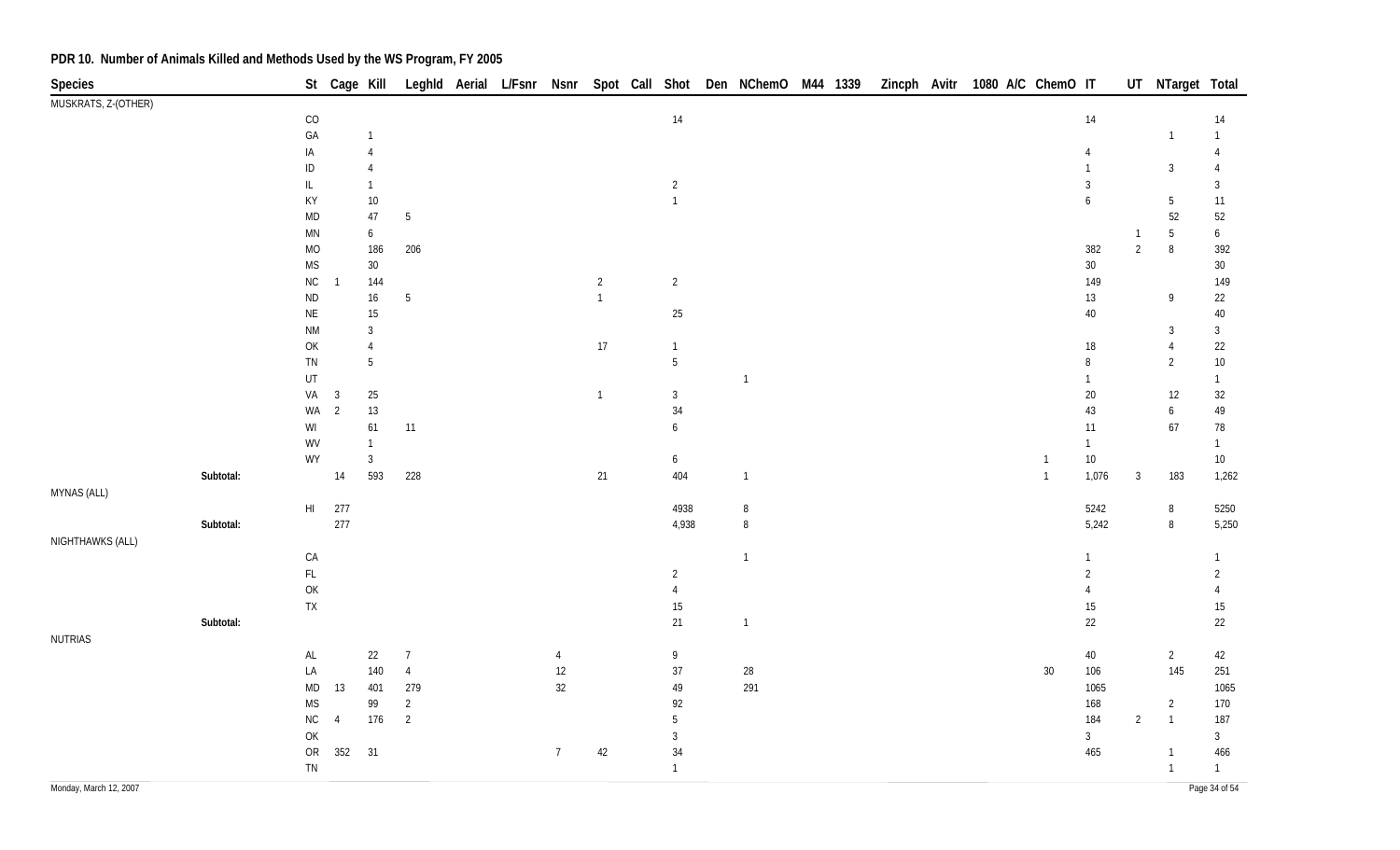## PDR 10. Number of Animals Killed and Methods Used by the WS Program, FY 2005

| Species | | St | Cage | Kill | Leghld | Aerial | L/Fsnr | Nsnr | Spot | Call | Shot | Den | NChemO | M44 | 1339 | Zincph | Avitr | 1080 | A/C | ChemO | IT | UT | NTarget | Total |
|---|---|---|---|---|---|---|---|---|---|---|---|---|---|---|---|---|---|---|---|---|---|---|---|---|
| MUSKRATS, Z-(OTHER) | | | | | | | | | | | | | | | | | | | | | | | | |
| | | CO | | | | | | | | | 14 | | | | | | | | | | 14 | | | 14 |
| | | GA | | 1 | | | | | | | | | | | | | | | | | | | 1 | 1 |
| | | IA | | 4 | | | | | | | | | | | | | | | | | 4 | | | 4 |
| | | ID | | 4 | | | | | | | | | | | | | | | | | 1 | | 3 | 4 |
| | | IL | | 1 | | | | | | | 2 | | | | | | | | | | 3 | | | 3 |
| | | KY | | 10 | | | | | | | 1 | | | | | | | | | | 6 | | 5 | 11 |
| | | MD | | 47 | 5 | | | | | | | | | | | | | | | | | | 52 | 52 |
| | | MN | | 6 | | | | | | | | | | | | | | | | | | 1 | 5 | 6 |
| | | MO | | 186 | 206 | | | | | | | | | | | | | | | | 382 | 2 | 8 | 392 |
| | | MS | | 30 | | | | | | | | | | | | | | | | | 30 | | | 30 |
| | | NC | 1 | 144 | | | | | 2 | | 2 | | | | | | | | | | 149 | | | 149 |
| | | ND | | 16 | 5 | | | | 1 | | | | | | | | | | | | 13 | | 9 | 22 |
| | | NE | | 15 | | | | | | | 25 | | | | | | | | | | 40 | | | 40 |
| | | NM | | 3 | | | | | | | | | | | | | | | | | | | 3 | 3 |
| | | OK | | 4 | | | | | 17 | | 1 | | | | | | | | | | 18 | | 4 | 22 |
| | | TN | | 5 | | | | | | | 5 | | | | | | | | | | 8 | | 2 | 10 |
| | | UT | | | | | | | | | | | 1 | | | | | | | | 1 | | | 1 |
| | | VA | 3 | 25 | | | | | 1 | | 3 | | | | | | | | | | 20 | | 12 | 32 |
| | | WA | 2 | 13 | | | | | | | 34 | | | | | | | | | | 43 | | 6 | 49 |
| | | WI | | 61 | 11 | | | | | | 6 | | | | | | | | | | 11 | | 67 | 78 |
| | | WV | | 1 | | | | | | | | | | | | | | | | | 1 | | | 1 |
| | | WY | | 3 | | | | | | | 6 | | | | | | | | | 1 | 10 | | | 10 |
| | Subtotal: | | 14 | 593 | 228 | | | | 21 | | 404 | | 1 | | | | | | | 1 | 1,076 | 3 | 183 | 1,262 |
| MYNAS (ALL) | | | | | | | | | | | | | | | | | | | | | | | | |
| | | HI | 277 | | | | | | | | 4938 | | 8 | | | | | | | | 5242 | | 8 | 5250 |
| | Subtotal: | | 277 | | | | | | | | 4,938 | | 8 | | | | | | | | 5,242 | | 8 | 5,250 |
| NIGHTHAWKS (ALL) | | | | | | | | | | | | | | | | | | | | | | | | |
| | | CA | | | | | | | | | | | 1 | | | | | | | | 1 | | | 1 |
| | | FL | | | | | | | | | 2 | | | | | | | | | | 2 | | | 2 |
| | | OK | | | | | | | | | 4 | | | | | | | | | | 4 | | | 4 |
| | | TX | | | | | | | | | 15 | | | | | | | | | | 15 | | | 15 |
| | Subtotal: | | | | | | | | | | 21 | | 1 | | | | | | | | 22 | | | 22 |
| NUTRIAS | | | | | | | | | | | | | | | | | | | | | | | | |
| | | AL | | 22 | 7 | | | 4 | | | 9 | | | | | | | | | | 40 | | 2 | 42 |
| | | LA | | 140 | 4 | | | 12 | | | 37 | | 28 | | | | | | | 30 | 106 | | 145 | 251 |
| | | MD | 13 | 401 | 279 | | | 32 | | | 49 | | 291 | | | | | | | | 1065 | | | 1065 |
| | | MS | | 99 | 2 | | | | | | 92 | | | | | | | | | | 168 | | 2 | 170 |
| | | NC | 4 | 176 | 2 | | | | | | 5 | | | | | | | | | | 184 | 2 | 1 | 187 |
| | | OK | | | | | | | | | 3 | | | | | | | | | | 3 | | | 3 |
| | | OR | 352 | 31 | | | | 7 | 42 | | 34 | | | | | | | | | | 465 | | 1 | 466 |
| | | TN | | | | | | | | | 1 | | | | | | | | | | | | 1 | 1 |

Monday, March 12, 2007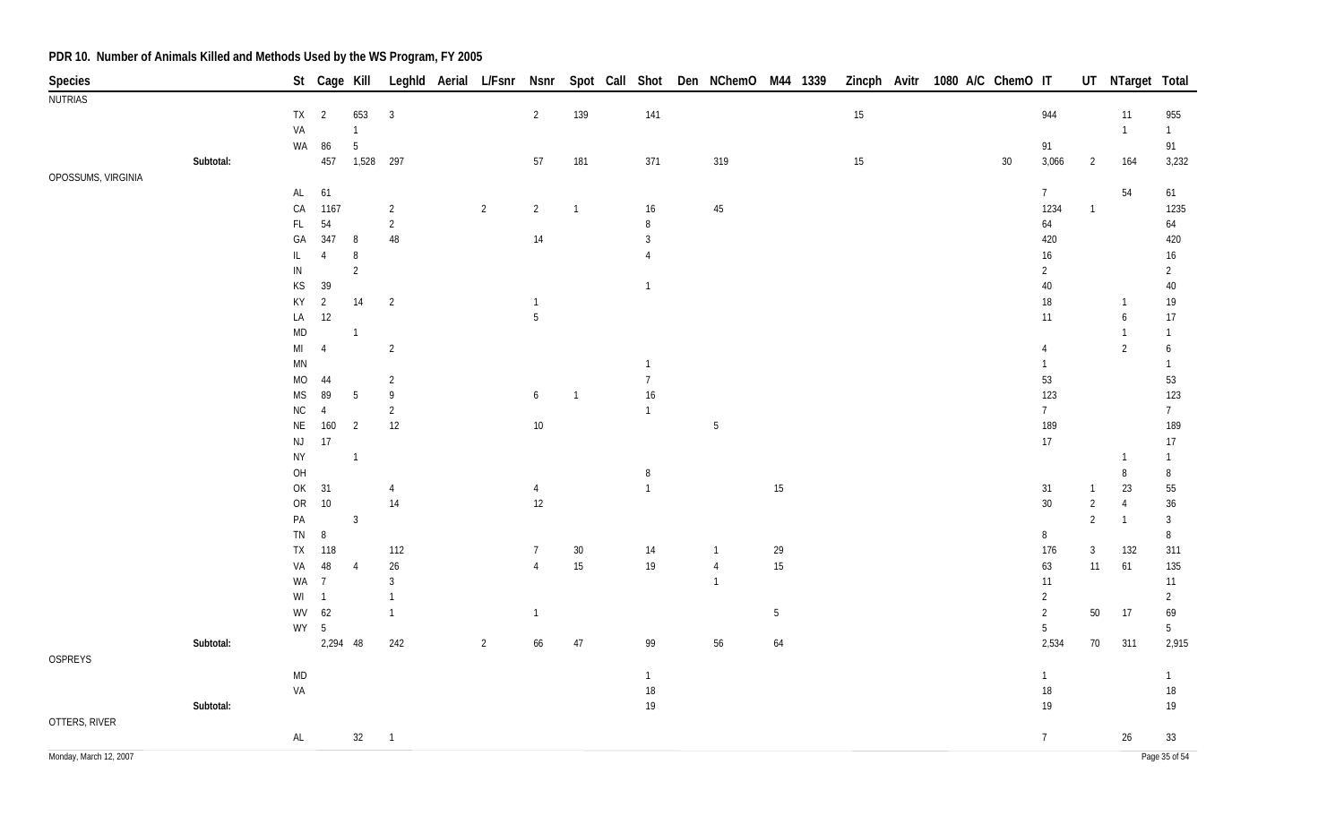## PDR 10. Number of Animals Killed and Methods Used by the WS Program, FY 2005

| Species | | St | Cage | Kill | Leghld | Aerial | L/Fsnr | Nsnr | Spot | Call | Shot | Den | NChemO | M44 | 1339 | Zincph | Avitr | 1080 | A/C | ChemO | IT | UT | NTarget | Total |
|---|---|---|---|---|---|---|---|---|---|---|---|---|---|---|---|---|---|---|---|---|---|---|---|---|
| NUTRIAS | | | | | | | | | | | | | | | | | | | | | | | | |
| | | TX | 2 | 653 | 3 | | | 2 | 139 | | 141 | | | | | 15 | | | | | 944 | | 11 | 955 |
| | | VA | | 1 | | | | | | | | | | | | | | | | | | | 1 | 1 |
| | | WA | 86 | 5 | | | | | | | | | | | | | | | | | 91 | | | 91 |
| | Subtotal: | | 457 | 1,528 | 297 | | | 57 | 181 | | 371 | | 319 | | | 15 | | | | 30 | 3,066 | 2 | 164 | 3,232 |
| OPOSSUMS, VIRGINIA | | | | | | | | | | | | | | | | | | | | | | | | |
| | | AL | 61 | | | | | | | | | | | | | | | | | | 7 | | 54 | 61 |
| | | CA | 1167 | | 2 | | 2 | 2 | 1 | | 16 | | 45 | | | | | | | | 1234 | 1 | | 1235 |
| | | FL | 54 | | 2 | | | | | | 8 | | | | | | | | | | 64 | | | 64 |
| | | GA | 347 | 8 | 48 | | | 14 | | | 3 | | | | | | | | | | 420 | | | 420 |
| | | IL | 4 | 8 | | | | | | | 4 | | | | | | | | | | 16 | | | 16 |
| | | IN | | 2 | | | | | | | | | | | | | | | | | 2 | | | 2 |
| | | KS | 39 | | | | | | | | 1 | | | | | | | | | | 40 | | | 40 |
| | | KY | 2 | 14 | 2 | | | 1 | | | | | | | | | | | | | 18 | | 1 | 19 |
| | | LA | 12 | | | | | 5 | | | | | | | | | | | | | 11 | | 6 | 17 |
| | | MD | | 1 | | | | | | | | | | | | | | | | | | | 1 | 1 |
| | | MI | 4 | | 2 | | | | | | | | | | | | | | | | 4 | | 2 | 6 |
| | | MN | | | | | | | | | 1 | | | | | | | | | | 1 | | | 1 |
| | | MO | 44 | | 2 | | | | | | 7 | | | | | | | | | | 53 | | | 53 |
| | | MS | 89 | 5 | 9 | | | 6 | 1 | | 16 | | | | | | | | | | 123 | | | 123 |
| | | NC | 4 | | 2 | | | | | | 1 | | | | | | | | | | 7 | | | 7 |
| | | NE | 160 | 2 | 12 | | | 10 | | | | | 5 | | | | | | | | 189 | | | 189 |
| | | NJ | 17 | | | | | | | | | | | | | | | | | | 17 | | | 17 |
| | | NY | | 1 | | | | | | | | | | | | | | | | | | | 1 | 1 |
| | | OH | | | | | | | | | 8 | | | | | | | | | | | | 8 | 8 |
| | | OK | 31 | | 4 | | | 4 | | | 1 | | | 15 | | | | | | | 31 | 1 | 23 | 55 |
| | | OR | 10 | | 14 | | | 12 | | | | | | | | | | | | | 30 | 2 | 4 | 36 |
| | | PA | | 3 | | | | | | | | | | | | | | | | | | 2 | 1 | 3 |
| | | TN | 8 | | | | | | | | | | | | | | | | | | 8 | | | 8 |
| | | TX | 118 | | 112 | | | 7 | 30 | | 14 | | 1 | 29 | | | | | | | 176 | 3 | 132 | 311 |
| | | VA | 48 | 4 | 26 | | | 4 | 15 | | 19 | | 4 | 15 | | | | | | | 63 | 11 | 61 | 135 |
| | | WA | 7 | | 3 | | | | | | | | 1 | | | | | | | | 11 | | | 11 |
| | | WI | 1 | | 1 | | | | | | | | | | | | | | | | 2 | | | 2 |
| | | WV | 62 | | 1 | | | 1 | | | | | | 5 | | | | | | | 2 | 50 | 17 | 69 |
| | | WY | 5 | | | | | | | | | | | | | | | | | | 5 | | | 5 |
| | Subtotal: | | 2,294 | 48 | 242 | | 2 | 66 | 47 | | 99 | | 56 | 64 | | | | | | | 2,534 | 70 | 311 | 2,915 |
| OSPREYS | | | | | | | | | | | | | | | | | | | | | | | | |
| | | MD | | | | | | | | | 1 | | | | | | | | | | 1 | | | 1 |
| | | VA | | | | | | | | | 18 | | | | | | | | | | 18 | | | 18 |
| | Subtotal: | | | | | | | | | | 19 | | | | | | | | | | 19 | | | 19 |
| OTTERS, RIVER | | | | | | | | | | | | | | | | | | | | | | | | |
| | | AL | | 32 | 1 | | | | | | | | | | | | | | | | 7 | | 26 | 33 |

Monday, March 12, 2007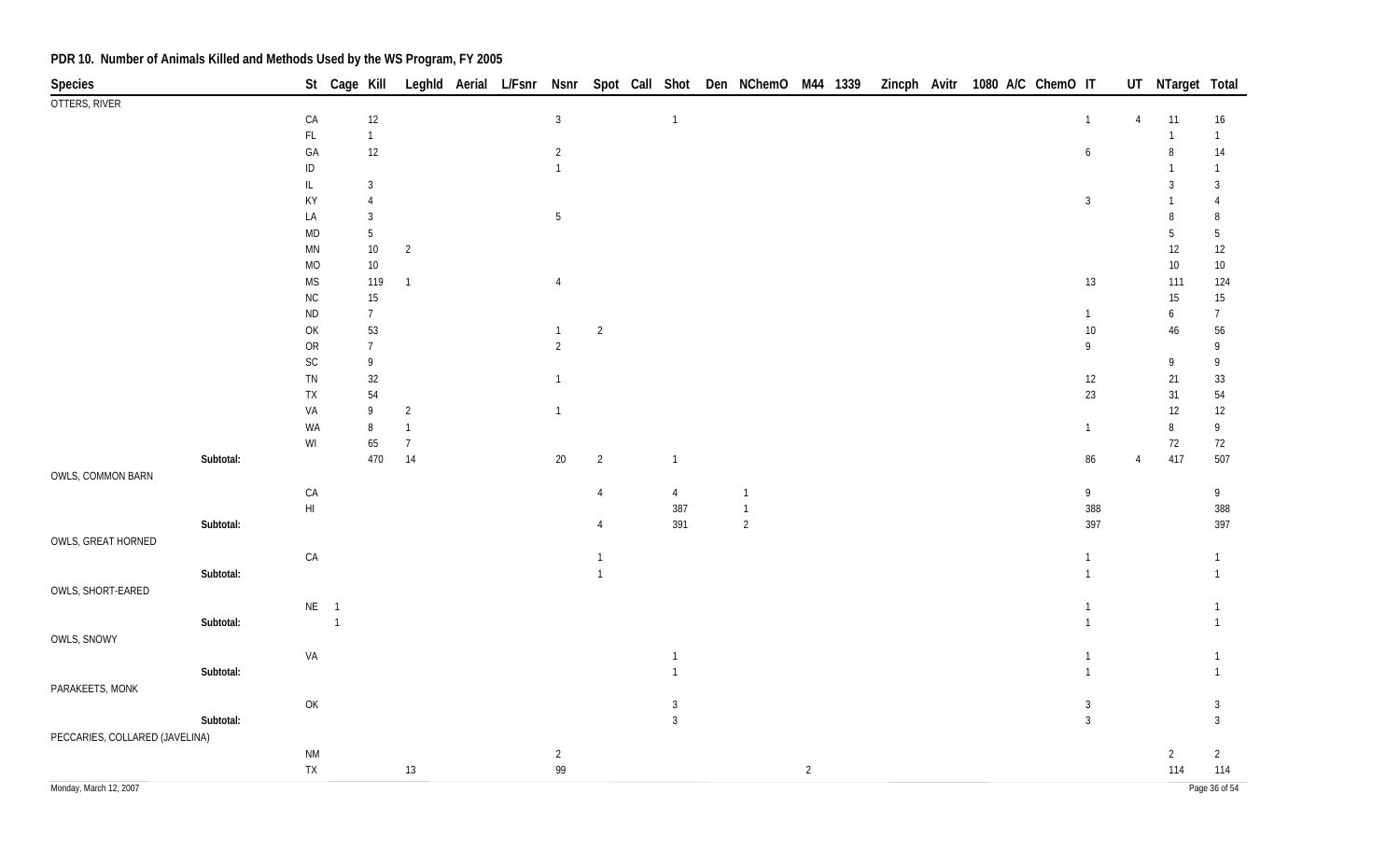## PDR 10. Number of Animals Killed and Methods Used by the WS Program, FY 2005

| Species | St | Cage | Kill | Leghld | Aerial | L/Fsnr | Nsnr | Spot | Call | Shot | Den | NChemO | M44 | 1339 | Zincph | Avitr | 1080 | A/C | ChemO | IT | UT | NTarget | Total |
|---|---|---|---|---|---|---|---|---|---|---|---|---|---|---|---|---|---|---|---|---|---|---|---|
| OTTERS, RIVER | | | | | | | | | | | | | | | | | | | | | | | |
| | CA | | 12 | | | | 3 | | | 1 | | | | | | | | | | 1 | 4 | 11 | 16 |
| | FL | | 1 | | | | | | | | | | | | | | | | | | | 1 | 1 |
| | GA | | 12 | | | | 2 | | | | | | | | | | | | | 6 | | 8 | 14 |
| | ID | | | | | | 1 | | | | | | | | | | | | | | | 1 | 1 |
| | IL | | 3 | | | | | | | | | | | | | | | | | | | 3 | 3 |
| | KY | | 4 | | | | | | | | | | | | | | | | | 3 | | 1 | 4 |
| | LA | | 3 | | | | 5 | | | | | | | | | | | | | | | 8 | 8 |
| | MD | | 5 | | | | | | | | | | | | | | | | | | | 5 | 5 |
| | MN | | 10 | 2 | | | | | | | | | | | | | | | | | | 12 | 12 |
| | MO | | 10 | | | | | | | | | | | | | | | | | | | 10 | 10 |
| | MS | | 119 | 1 | | | 4 | | | | | | | | | | | | | 13 | | 111 | 124 |
| | NC | | 15 | | | | | | | | | | | | | | | | | | | 15 | 15 |
| | ND | | 7 | | | | | | | | | | | | | | | | | 1 | | 6 | 7 |
| | OK | | 53 | | | | 1 | 2 | | | | | | | | | | | | 10 | | 46 | 56 |
| | OR | | 7 | | | | 2 | | | | | | | | | | | | | 9 | | | 9 |
| | SC | | 9 | | | | | | | | | | | | | | | | | | | 9 | 9 |
| | TN | | 32 | | | | 1 | | | | | | | | | | | | | 12 | | 21 | 33 |
| | TX | | 54 | | | | | | | | | | | | | | | | | 23 | | 31 | 54 |
| | VA | | 9 | 2 | | | 1 | | | | | | | | | | | | | | | 12 | 12 |
| | WA | | 8 | 1 | | | | | | | | | | | | | | | | 1 | | 8 | 9 |
| | WI | | 65 | 7 | | | | | | | | | | | | | | | | | | 72 | 72 |
| Subtotal: | | | 470 | 14 | | | 20 | 2 | | 1 | | | | | | | | | | 86 | 4 | 417 | 507 |
| OWLS, COMMON BARN | | | | | | | | | | | | | | | | | | | | | | | |
| | CA | | | | | | | 4 | | 4 | | 1 | | | | | | | | 9 | | | 9 |
| | HI | | | | | | | | | 387 | | 1 | | | | | | | | 388 | | | 388 |
| Subtotal: | | | | | | | | 4 | | 391 | | 2 | | | | | | | | 397 | | | 397 |
| OWLS, GREAT HORNED | | | | | | | | | | | | | | | | | | | | | | | |
| | CA | | | | | | | 1 | | | | | | | | | | | | 1 | | | 1 |
| Subtotal: | | | | | | | | 1 | | | | | | | | | | | | 1 | | | 1 |
| OWLS, SHORT-EARED | | | | | | | | | | | | | | | | | | | | | | | |
| | NE | 1 | | | | | | | | | | | | | | | | | | 1 | | | 1 |
| Subtotal: | | 1 | | | | | | | | | | | | | | | | | | 1 | | | 1 |
| OWLS, SNOWY | | | | | | | | | | | | | | | | | | | | | | | |
| | VA | | | | | | | | | 1 | | | | | | | | | | 1 | | | 1 |
| Subtotal: | | | | | | | | | | 1 | | | | | | | | | | 1 | | | 1 |
| PARAKEETS, MONK | | | | | | | | | | | | | | | | | | | | | | | |
| | OK | | | | | | | | | 3 | | | | | | | | | | 3 | | | 3 |
| Subtotal: | | | | | | | | | | 3 | | | | | | | | | | 3 | | | 3 |
| PECCARIES, COLLARED (JAVELINA) | | | | | | | | | | | | | | | | | | | | | | | |
| | NM | | | | | | 2 | | | | | | | | | | | | | | | 2 | 2 |
| | TX | | | 13 | | | 99 | | | | | | 2 | | | | | | | | | 114 | 114 |

Monday, March 12, 2007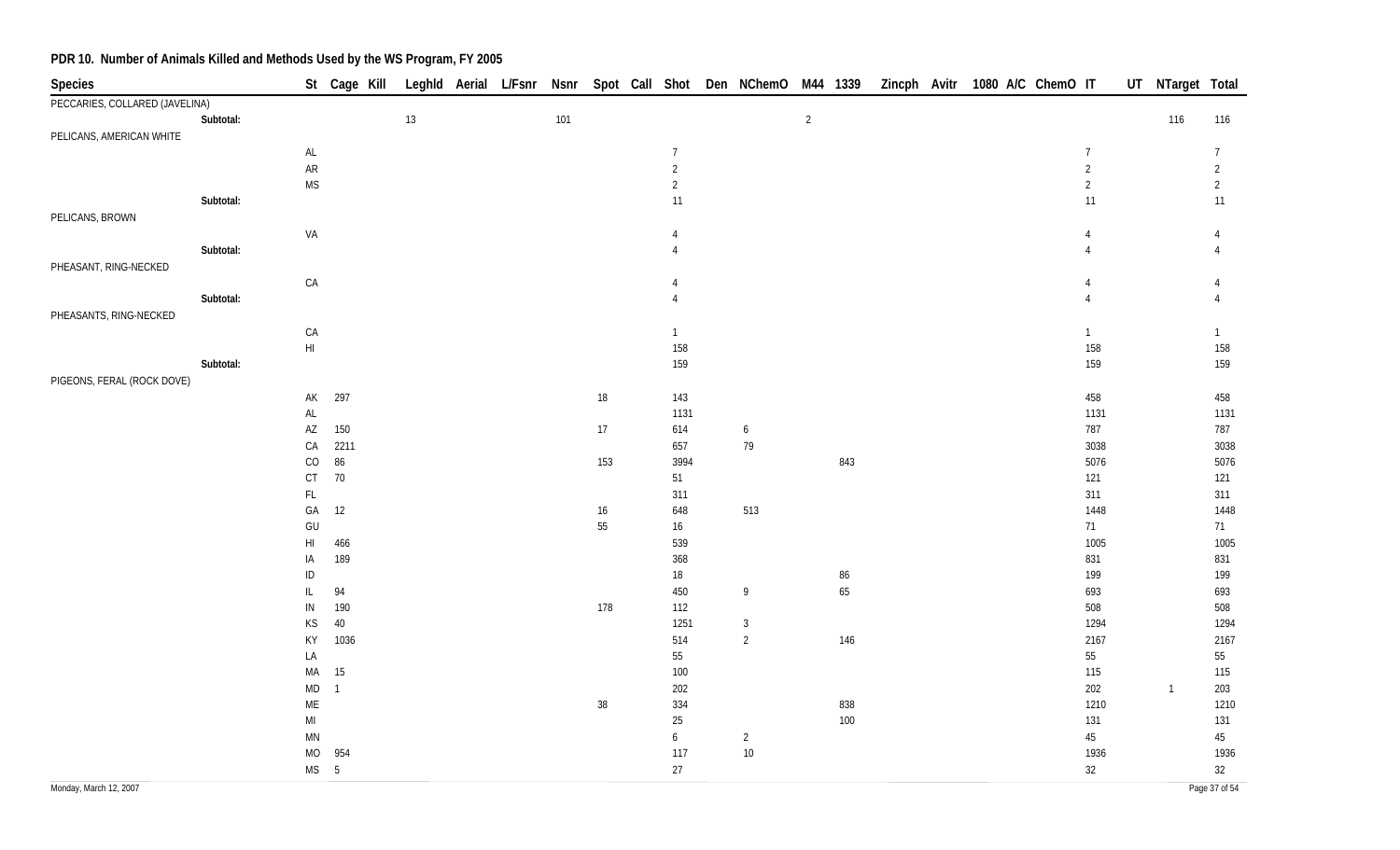## PDR 10. Number of Animals Killed and Methods Used by the WS Program, FY 2005

| Species | St | Cage | Kill | Leghld | Aerial | L/Fsnr | Nsnr | Spot | Call | Shot | Den | NChemO | M44 | 1339 | Zincph | Avitr | 1080 | A/C | ChemO | IT | UT | NTarget | Total |
|---|---|---|---|---|---|---|---|---|---|---|---|---|---|---|---|---|---|---|---|---|---|---|---|
| PECCARIES, COLLARED (JAVELINA) | | | | | | | | | | | | | | | | | | | | | | | |
| Subtotal: | | | | 13 | | | 101 | | | | | | 2 | | | | | | | | | 116 | 116 |
| PELICANS, AMERICAN WHITE | | | | | | | | | | | | | | | | | | | | | | | |
| | AL | | | | | | | | | 7 | | | | | | | | | | 7 | | | 7 |
| | AR | | | | | | | | | 2 | | | | | | | | | | 2 | | | 2 |
| | MS | | | | | | | | | 2 | | | | | | | | | | 2 | | | 2 |
| Subtotal: | | | | | | | | | | 11 | | | | | | | | | | 11 | | | 11 |
| PELICANS, BROWN | | | | | | | | | | | | | | | | | | | | | | | |
| | VA | | | | | | | | | 4 | | | | | | | | | | 4 | | | 4 |
| Subtotal: | | | | | | | | | | 4 | | | | | | | | | | 4 | | | 4 |
| PHEASANT, RING-NECKED | | | | | | | | | | | | | | | | | | | | | | | |
| | CA | | | | | | | | | 4 | | | | | | | | | | 4 | | | 4 |
| Subtotal: | | | | | | | | | | 4 | | | | | | | | | | 4 | | | 4 |
| PHEASANTS, RING-NECKED | | | | | | | | | | | | | | | | | | | | | | | |
| | CA | | | | | | | | | 1 | | | | | | | | | | 1 | | | 1 |
| | HI | | | | | | | | | 158 | | | | | | | | | | 158 | | | 158 |
| Subtotal: | | | | | | | | | | 159 | | | | | | | | | | 159 | | | 159 |
| PIGEONS, FERAL (ROCK DOVE) | | | | | | | | | | | | | | | | | | | | | | | |
| | AK | 297 | | | | | | 18 | | 143 | | | | | | | | | | 458 | | | 458 |
| | AL | | | | | | | | | 1131 | | | | | | | | | | 1131 | | | 1131 |
| | AZ | 150 | | | | | | 17 | | 614 | | 6 | | | | | | | | 787 | | | 787 |
| | CA | 2211 | | | | | | | | 657 | | 79 | | | | | | | | 3038 | | | 3038 |
| | CO | 86 | | | | | | 153 | | 3994 | | | | 843 | | | | | | 5076 | | | 5076 |
| | CT | 70 | | | | | | | | 51 | | | | | | | | | | 121 | | | 121 |
| | FL | | | | | | | | | 311 | | | | | | | | | | 311 | | | 311 |
| | GA | 12 | | | | | | 16 | | 648 | | 513 | | | | | | | | 1448 | | | 1448 |
| | GU | | | | | | | 55 | | 16 | | | | | | | | | | 71 | | | 71 |
| | HI | 466 | | | | | | | | 539 | | | | | | | | | | 1005 | | | 1005 |
| | IA | 189 | | | | | | | | 368 | | | | | | | | | | 831 | | | 831 |
| | ID | | | | | | | | | 18 | | | | 86 | | | | | | 199 | | | 199 |
| | IL | 94 | | | | | | | | 450 | | 9 | | 65 | | | | | | 693 | | | 693 |
| | IN | 190 | | | | | | 178 | | 112 | | | | | | | | | | 508 | | | 508 |
| | KS | 40 | | | | | | | | 1251 | | 3 | | | | | | | | 1294 | | | 1294 |
| | KY | 1036 | | | | | | | | 514 | | 2 | | 146 | | | | | | 2167 | | | 2167 |
| | LA | | | | | | | | | 55 | | | | | | | | | | 55 | | | 55 |
| | MA | 15 | | | | | | | | 100 | | | | | | | | | | 115 | | | 115 |
| | MD | 1 | | | | | | | | 202 | | | | | | | | | | 202 | | 1 | 203 |
| | ME | | | | | | | 38 | | 334 | | | | 838 | | | | | | 1210 | | | 1210 |
| | MI | | | | | | | | | 25 | | | | 100 | | | | | | 131 | | | 131 |
| | MN | | | | | | | | | 6 | | 2 | | | | | | | | 45 | | | 45 |
| | MO | 954 | | | | | | | | 117 | | 10 | | | | | | | | 1936 | | | 1936 |
| | MS | 5 | | | | | | | | 27 | | | | | | | | | | 32 | | | 32 |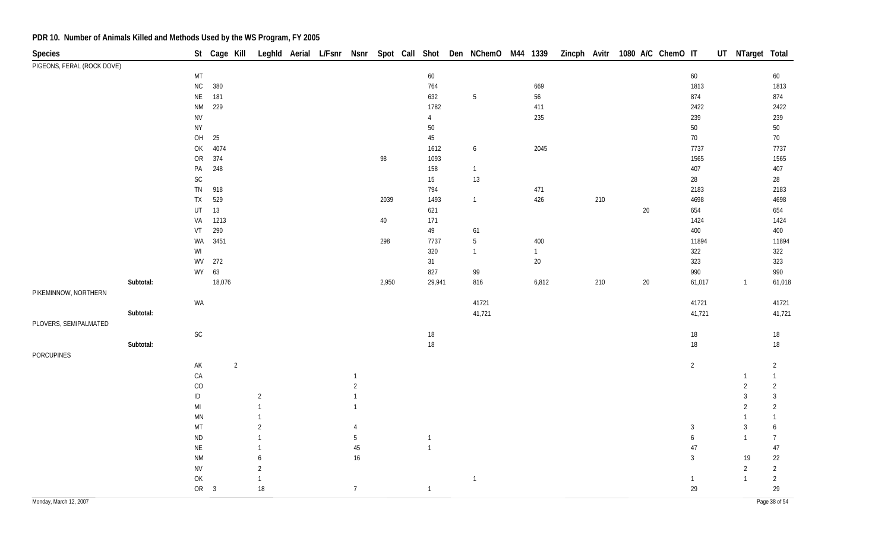## PDR 10. Number of Animals Killed and Methods Used by the WS Program, FY 2005

| Species | St | Cage | Kill | Leghld | Aerial | L/Fsnr | Nsnr | Spot | Call | Shot | Den | NChemO | M44 | 1339 | Zincph | Avitr | 1080 | A/C | ChemO | IT | UT | NTarget | Total |
|---|---|---|---|---|---|---|---|---|---|---|---|---|---|---|---|---|---|---|---|---|---|---|---|
| PIGEONS, FERAL (ROCK DOVE) | | | | | | | | | | | | | | | | | | | | | | | |
| | MT | | | | | | | | | 60 | | | | | | | | | | 60 | | | 60 |
| | NC | 380 | | | | | | | | 764 | | | | 669 | | | | | | 1813 | | | 1813 |
| | NE | 181 | | | | | | | | 632 | | 5 | | 56 | | | | | | 874 | | | 874 |
| | NM | 229 | | | | | | | | 1782 | | | | 411 | | | | | | 2422 | | | 2422 |
| | NV | | | | | | | | | 4 | | | | 235 | | | | | | 239 | | | 239 |
| | NY | | | | | | | | | 50 | | | | | | | | | | 50 | | | 50 |
| | OH | 25 | | | | | | | | 45 | | | | | | | | | | 70 | | | 70 |
| | OK | 4074 | | | | | | | | 1612 | | 6 | | 2045 | | | | | | 7737 | | | 7737 |
| | OR | 374 | | | | | | 98 | | 1093 | | | | | | | | | | 1565 | | | 1565 |
| | PA | 248 | | | | | | | | 158 | | 1 | | | | | | | | 407 | | | 407 |
| | SC | | | | | | | | | 15 | | 13 | | | | | | | | 28 | | | 28 |
| | TN | 918 | | | | | | | | 794 | | | | 471 | | | | | | 2183 | | | 2183 |
| | TX | 529 | | | | | | 2039 | | 1493 | | 1 | | 426 | | 210 | | | | 4698 | | | 4698 |
| | UT | 13 | | | | | | | | 621 | | | | | | | | 20 | | 654 | | | 654 |
| | VA | 1213 | | | | | | 40 | | 171 | | | | | | | | | | 1424 | | | 1424 |
| | VT | 290 | | | | | | | | 49 | | 61 | | | | | | | | 400 | | | 400 |
| | WA | 3451 | | | | | | 298 | | 7737 | | 5 | | 400 | | | | | | 11894 | | | 11894 |
| | WI | | | | | | | | | 320 | | 1 | | 1 | | | | | | 322 | | | 322 |
| | WV | 272 | | | | | | | | 31 | | | | 20 | | | | | | 323 | | | 323 |
| | WY | 63 | | | | | | | | 827 | | 99 | | | | | | | | 990 | | | 990 |
| Subtotal: | | 18,076 | | | | | | 2,950 | | 29,941 | | 816 | | 6,812 | | 210 | | 20 | | 61,017 | | 1 | 61,018 |
| PIKEMINNOW, NORTHERN | | | | | | | | | | | | | | | | | | | | | | | |
| | WA | | | | | | | | | | | 41721 | | | | | | | | 41721 | | | 41721 |
| Subtotal: | | | | | | | | | | | | 41,721 | | | | | | | | 41,721 | | | 41,721 |
| PLOVERS, SEMIPALMATED | | | | | | | | | | | | | | | | | | | | | | | |
| | SC | | | | | | | | | 18 | | | | | | | | | | 18 | | | 18 |
| Subtotal: | | | | | | | | | | 18 | | | | | | | | | | 18 | | | 18 |
| PORCUPINES | | | | | | | | | | | | | | | | | | | | | | | |
| | AK | | 2 | | | | | | | | | | | | | | | | | 2 | | | 2 |
| | CA | | | | | | 1 | | | | | | | | | | | | | | | 1 | 1 |
| | CO | | | | | | 2 | | | | | | | | | | | | | | | 2 | 2 |
| | ID | | | 2 | | | 1 | | | | | | | | | | | | | | | 3 | 3 |
| | MI | | | 1 | | | 1 | | | | | | | | | | | | | | | 2 | 2 |
| | MN | | | 1 | | | | | | | | | | | | | | | | | | 1 | 1 |
| | MT | | | 2 | | | 4 | | | | | | | | | | | | | 3 | | 3 | 6 |
| | ND | | | 1 | | | 5 | | | 1 | | | | | | | | | | 6 | | 1 | 7 |
| | NE | | | 1 | | | 45 | | | 1 | | | | | | | | | | 47 | | | 47 |
| | NM | | | 6 | | | 16 | | | | | | | | | | | | | 3 | | 19 | 22 |
| | NV | | | 2 | | | | | | | | | | | | | | | | | | 2 | 2 |
| | OK | | | 1 | | | | | | | | 1 | | | | | | | | 1 | | 1 | 2 |
| | OR | 3 | | 18 | | | 7 | | | 1 | | | | | | | | | | 29 | | | 29 |

Monday, March 12, 2007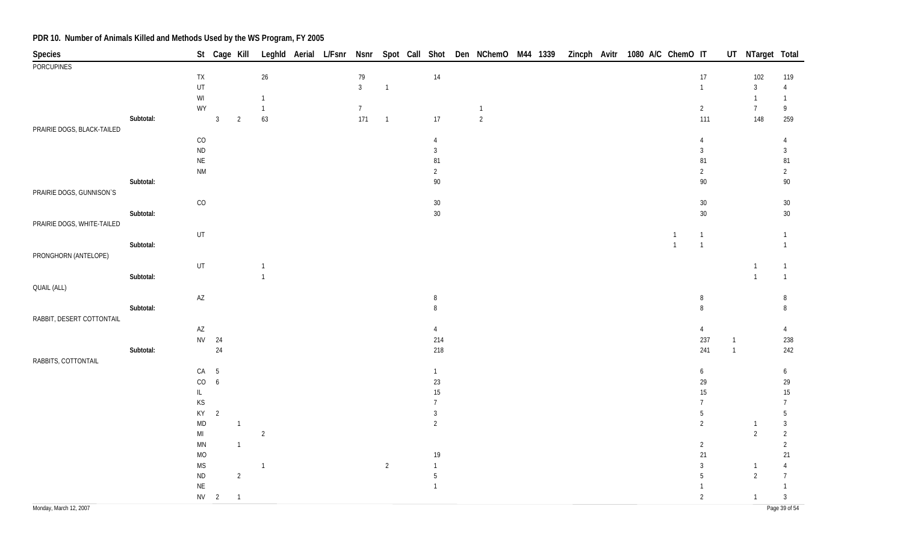## PDR 10. Number of Animals Killed and Methods Used by the WS Program, FY 2005

| Species | | St | Cage | Kill | Leghld | Aerial | L/Fsnr | Nsnr | Spot | Call | Shot | Den | NChemO | M44 | 1339 | Zincph | Avitr | 1080 | A/C | ChemO | IT | UT | NTarget | Total |
|---|---|---|---|---|---|---|---|---|---|---|---|---|---|---|---|---|---|---|---|---|---|---|---|---|
| PORCUPINES | | | | | | | | | | | | | | | | | | | | | | | | |
| | | TX | | | 26 | | | 79 | | | 14 | | | | | | | | | | 17 | | 102 | 119 |
| | | UT | | | | | | 3 | 1 | | | | | | | | | | | | 1 | | 3 | 4 |
| | | WI | | | 1 | | | | | | | | | | | | | | | | | | 1 | 1 |
| | | WY | | | 1 | | | 7 | | | | | 1 | | | | | | | | 2 | | 7 | 9 |
| | Subtotal: | | 3 | 2 | 63 | | | 171 | 1 | | 17 | | 2 | | | | | | | | 111 | | 148 | 259 |
| PRAIRIE DOGS, BLACK-TAILED | | | | | | | | | | | | | | | | | | | | | | | | |
| | | CO | | | | | | | | | 4 | | | | | | | | | | 4 | | | 4 |
| | | ND | | | | | | | | | 3 | | | | | | | | | | 3 | | | 3 |
| | | NE | | | | | | | | | 81 | | | | | | | | | | 81 | | | 81 |
| | | NM | | | | | | | | | 2 | | | | | | | | | | 2 | | | 2 |
| | Subtotal: | | | | | | | | | | 90 | | | | | | | | | | 90 | | | 90 |
| PRAIRIE DOGS, GUNNISON`S | | | | | | | | | | | | | | | | | | | | | | | | |
| | | CO | | | | | | | | | 30 | | | | | | | | | | 30 | | | 30 |
| | Subtotal: | | | | | | | | | | 30 | | | | | | | | | | 30 | | | 30 |
| PRAIRIE DOGS, WHITE-TAILED | | | | | | | | | | | | | | | | | | | | | | | | |
| | | UT | | | | | | | | | | | | | | | | | | 1 | 1 | | | 1 |
| | Subtotal: | | | | | | | | | | | | | | | | | | | 1 | 1 | | | 1 |
| PRONGHORN (ANTELOPE) | | | | | | | | | | | | | | | | | | | | | | | | |
| | | UT | | | 1 | | | | | | | | | | | | | | | | | | 1 | 1 |
| | Subtotal: | | | | 1 | | | | | | | | | | | | | | | | | | 1 | 1 |
| QUAIL (ALL) | | | | | | | | | | | | | | | | | | | | | | | | |
| | | AZ | | | | | | | | | 8 | | | | | | | | | | 8 | | | 8 |
| | Subtotal: | | | | | | | | | | 8 | | | | | | | | | | 8 | | | 8 |
| RABBIT, DESERT COTTONTAIL | | | | | | | | | | | | | | | | | | | | | | | | |
| | | AZ | | | | | | | | | 4 | | | | | | | | | | 4 | | | 4 |
| | | NV | 24 | | | | | | | | 214 | | | | | | | | | | 237 | 1 | | 238 |
| | Subtotal: | | 24 | | | | | | | | 218 | | | | | | | | | | 241 | 1 | | 242 |
| RABBITS, COTTONTAIL | | | | | | | | | | | | | | | | | | | | | | | | |
| | | CA | 5 | | | | | | | | 1 | | | | | | | | | | 6 | | | 6 |
| | | CO | 6 | | | | | | | | 23 | | | | | | | | | | 29 | | | 29 |
| | | IL | | | | | | | | | 15 | | | | | | | | | | 15 | | | 15 |
| | | KS | | | | | | | | | 7 | | | | | | | | | | 7 | | | 7 |
| | | KY | 2 | | | | | | | | 3 | | | | | | | | | | 5 | | | 5 |
| | | MD | | 1 | | | | | | | 2 | | | | | | | | | | 2 | | 1 | 3 |
| | | MI | | | 2 | | | | | | | | | | | | | | | | | | 2 | 2 |
| | | MN | | 1 | | | | | | | | | | | | | | | | | 2 | | | 2 |
| | | MO | | | | | | | | | 19 | | | | | | | | | | 21 | | | 21 |
| | | MS | | | 1 | | | | 2 | | 1 | | | | | | | | | | 3 | | 1 | 4 |
| | | ND | | 2 | | | | | | | 5 | | | | | | | | | | 5 | | 2 | 7 |
| | | NE | | | | | | | | | 1 | | | | | | | | | | 1 | | | 1 |
| | | NV | 2 | 1 | | | | | | | | | | | | | | | | | 2 | | 1 | 3 |

Monday, March 12, 2007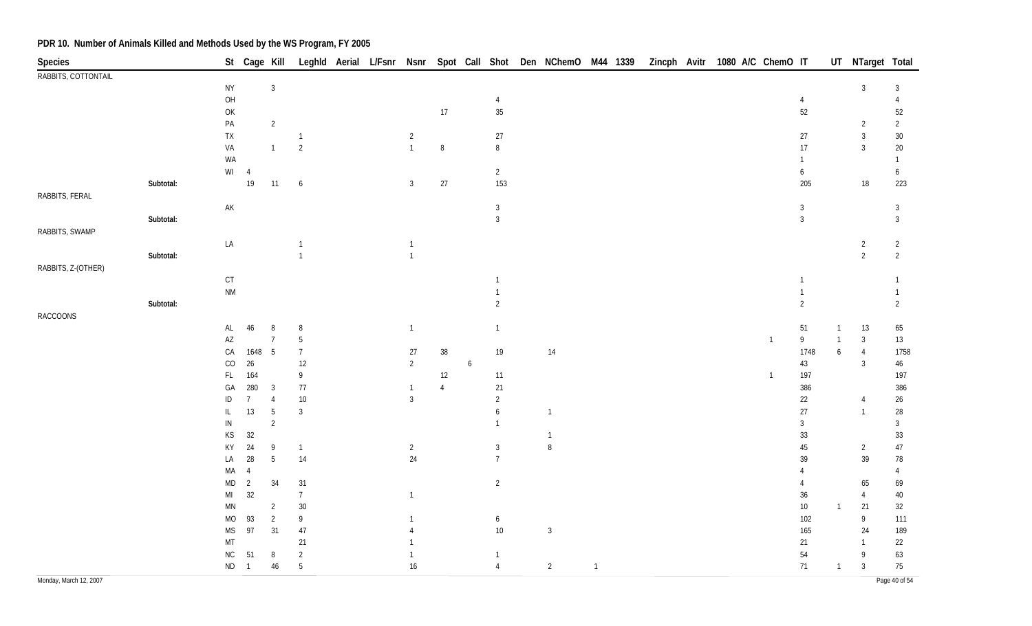## PDR 10. Number of Animals Killed and Methods Used by the WS Program, FY 2005

| Species | St | Cage | Kill | Leghld | Aerial | L/Fsnr | Nsnr | Spot | Call | Shot | Den | NChemO | M44 | 1339 | Zincph | Avitr | 1080 | A/C | ChemO | IT | UT | NTarget | Total |
|---|---|---|---|---|---|---|---|---|---|---|---|---|---|---|---|---|---|---|---|---|---|---|---|
| RABBITS, COTTONTAIL | | | | | | | | | | | | | | | | | | | | | | | |
| | NY | | 3 | | | | | | | | | | | | | | | | | | | 3 | 3 |
| | OH | | | | | | | | | 4 | | | | | | | | | | 4 | | | 4 |
| | OK | | | | | | | 17 | | 35 | | | | | | | | | | 52 | | | 52 |
| | PA | | 2 | | | | | | | | | | | | | | | | | | | 2 | 2 |
| | TX | | | 1 | | | 2 | | | 27 | | | | | | | | | | 27 | | 3 | 30 |
| | VA | | 1 | 2 | | | 1 | 8 | | 8 | | | | | | | | | | 17 | | 3 | 20 |
| | WA | | | | | | | | | | | | | | | | | | | 1 | | | 1 |
| | WI | 4 | | | | | | | | 2 | | | | | | | | | | 6 | | | 6 |
| Subtotal: | | 19 | 11 | 6 | | | 3 | 27 | | 153 | | | | | | | | | | 205 | | 18 | 223 |
| RABBITS, FERAL | | | | | | | | | | | | | | | | | | | | | | | |
| | AK | | | | | | | | | 3 | | | | | | | | | | 3 | | | 3 |
| Subtotal: | | | | | | | | | | 3 | | | | | | | | | | 3 | | | 3 |
| RABBITS, SWAMP | | | | | | | | | | | | | | | | | | | | | | | |
| | LA | | | 1 | | | 1 | | | | | | | | | | | | | | | 2 | 2 |
| Subtotal: | | | | 1 | | | 1 | | | | | | | | | | | | | | | 2 | 2 |
| RABBITS, Z-(OTHER) | | | | | | | | | | | | | | | | | | | | | | | |
| | CT | | | | | | | | | 1 | | | | | | | | | | 1 | | | 1 |
| | NM | | | | | | | | | 1 | | | | | | | | | | 1 | | | 1 |
| Subtotal: | | | | | | | | | | 2 | | | | | | | | | | 2 | | | 2 |
| RACCOONS | | | | | | | | | | | | | | | | | | | | | | | |
| | AL | 46 | 8 | 8 | | | 1 | | | 1 | | | | | | | | | | 51 | 1 | 13 | 65 |
| | AZ | | 7 | 5 | | | | | | | | | | | | | | | 1 | 9 | 1 | 3 | 13 |
| | CA | 1648 | 5 | 7 | | | 27 | 38 | | 19 | | 14 | | | | | | | | 1748 | 6 | 4 | 1758 |
| | CO | 26 | | 12 | | | 2 | | 6 | | | | | | | | | | | 43 | | 3 | 46 |
| | FL | 164 | | 9 | | | | 12 | | 11 | | | | | | | | | 1 | 197 | | | 197 |
| | GA | 280 | 3 | 77 | | | 1 | 4 | | 21 | | | | | | | | | | 386 | | | 386 |
| | ID | 7 | 4 | 10 | | | 3 | | | 2 | | | | | | | | | | 22 | | 4 | 26 |
| | IL | 13 | 5 | 3 | | | | | | 6 | | 1 | | | | | | | | 27 | | 1 | 28 |
| | IN | | 2 | | | | | | | 1 | | | | | | | | | | 3 | | | 3 |
| | KS | 32 | | | | | | | | | | 1 | | | | | | | | 33 | | | 33 |
| | KY | 24 | 9 | 1 | | | 2 | | | 3 | | 8 | | | | | | | | 45 | | 2 | 47 |
| | LA | 28 | 5 | 14 | | | 24 | | | 7 | | | | | | | | | | 39 | | 39 | 78 |
| | MA | 4 | | | | | | | | | | | | | | | | | | 4 | | | 4 |
| | MD | 2 | 34 | 31 | | | | | | 2 | | | | | | | | | | 4 | | 65 | 69 |
| | MI | 32 | | 7 | | | 1 | | | | | | | | | | | | | 36 | | 4 | 40 |
| | MN | | 2 | 30 | | | | | | | | | | | | | | | | 10 | 1 | 21 | 32 |
| | MO | 93 | 2 | 9 | | | 1 | | | 6 | | | | | | | | | | 102 | | 9 | 111 |
| | MS | 97 | 31 | 47 | | | 4 | | | 10 | | 3 | | | | | | | | 165 | | 24 | 189 |
| | MT | | | 21 | | | 1 | | | | | | | | | | | | | 21 | | 1 | 22 |
| | NC | 51 | 8 | 2 | | | 1 | | | 1 | | | | | | | | | | 54 | | 9 | 63 |
| | ND | 1 | 46 | 5 | | | 16 | | | 4 | | 2 | 1 | | | | | | | 71 | 1 | 3 | 75 |

Monday, March 12, 2007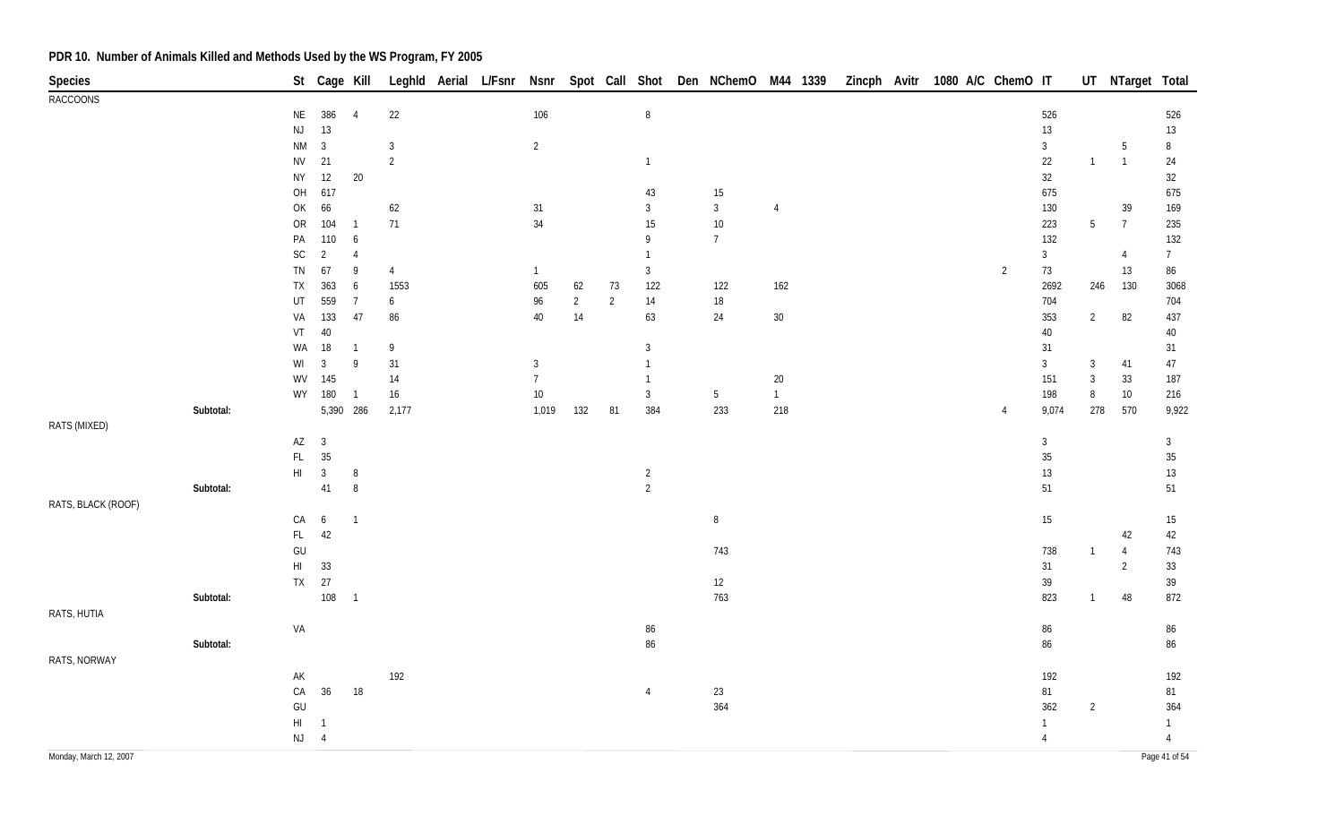# PDR 10. Number of Animals Killed and Methods Used by the WS Program, FY 2005

| Species | | St | Cage | Kill | Leghld | Aerial | L/Fsnr | Nsnr | Spot | Call | Shot | Den | NChemO | M44 | 1339 | Zincph | Avitr | 1080 | A/C | ChemO | IT | UT | NTarget | Total |
|---|---|---|---|---|---|---|---|---|---|---|---|---|---|---|---|---|---|---|---|---|---|---|---|---|
| RACCOONS | | | | | | | | | | | | | | | | | | | | | | | | |
| | | NE | 386 | 4 | 22 | | | 106 | | | 8 | | | | | | | | | | 526 | | | 526 |
| | | NJ | 13 | | | | | | | | | | | | | | | | | | 13 | | | 13 |
| | | NM | 3 | | 3 | | | 2 | | | | | | | | | | | | | 3 | | 5 | 8 |
| | | NV | 21 | | 2 | | | | | | 1 | | | | | | | | | | 22 | 1 | 1 | 24 |
| | | NY | 12 | 20 | | | | | | | | | | | | | | | | | 32 | | | 32 |
| | | OH | 617 | | | | | | | | 43 | | 15 | | | | | | | | 675 | | | 675 |
| | | OK | 66 | | 62 | | | 31 | | | 3 | | 3 | 4 | | | | | | | 130 | | 39 | 169 |
| | | OR | 104 | 1 | 71 | | | 34 | | | 15 | | 10 | | | | | | | | 223 | 5 | 7 | 235 |
| | | PA | 110 | 6 | | | | | | | 9 | | 7 | | | | | | | | 132 | | | 132 |
| | | SC | 2 | 4 | | | | | | | 1 | | | | | | | | | | 3 | | 4 | 7 |
| | | TN | 67 | 9 | 4 | | | 1 | | | 3 | | | | | | | | | 2 | 73 | | 13 | 86 |
| | | TX | 363 | 6 | 1553 | | | 605 | 62 | 73 | 122 | | 122 | 162 | | | | | | | 2692 | 246 | 130 | 3068 |
| | | UT | 559 | 7 | 6 | | | 96 | 2 | 2 | 14 | | 18 | | | | | | | | 704 | | | 704 |
| | | VA | 133 | 47 | 86 | | | 40 | 14 | | 63 | | 24 | 30 | | | | | | | 353 | 2 | 82 | 437 |
| | | VT | 40 | | | | | | | | | | | | | | | | | | 40 | | | 40 |
| | | WA | 18 | 1 | 9 | | | | | | 3 | | | | | | | | | | 31 | | | 31 |
| | | WI | 3 | 9 | 31 | | | 3 | | | 1 | | | | | | | | | | 3 | 3 | 41 | 47 |
| | | WV | 145 | | 14 | | | 7 | | | 1 | | | 20 | | | | | | | 151 | 3 | 33 | 187 |
| | | WY | 180 | 1 | 16 | | | 10 | | | 3 | | 5 | 1 | | | | | | | 198 | 8 | 10 | 216 |
| | Subtotal: | | 5,390 | 286 | 2,177 | | | 1,019 | 132 | 81 | 384 | | 233 | 218 | | | | | | 4 | 9,074 | 278 | 570 | 9,922 |
| RATS (MIXED) | | | | | | | | | | | | | | | | | | | | | | | | |
| | | AZ | 3 | | | | | | | | | | | | | | | | | | 3 | | | 3 |
| | | FL | 35 | | | | | | | | | | | | | | | | | | 35 | | | 35 |
| | | HI | 3 | 8 | | | | | | | 2 | | | | | | | | | | 13 | | | 13 |
| | Subtotal: | | 41 | 8 | | | | | | | 2 | | | | | | | | | | 51 | | | 51 |
| RATS, BLACK (ROOF) | | | | | | | | | | | | | | | | | | | | | | | | |
| | | CA | 6 | 1 | | | | | | | | | 8 | | | | | | | | 15 | | | 15 |
| | | FL | 42 | | | | | | | | | | | | | | | | | | | | 42 | 42 |
| | | GU | | | | | | | | | | | 743 | | | | | | | | 738 | 1 | 4 | 743 |
| | | HI | 33 | | | | | | | | | | | | | | | | | | 31 | | 2 | 33 |
| | | TX | 27 | | | | | | | | | | 12 | | | | | | | | 39 | | | 39 |
| | Subtotal: | | 108 | 1 | | | | | | | | | 763 | | | | | | | | 823 | 1 | 48 | 872 |
| RATS, HUTIA | | | | | | | | | | | | | | | | | | | | | | | | |
| | | VA | | | | | | | | | 86 | | | | | | | | | | 86 | | | 86 |
| | Subtotal: | | | | | | | | | | 86 | | | | | | | | | | 86 | | | 86 |
| RATS, NORWAY | | | | | | | | | | | | | | | | | | | | | | | | |
| | | AK | | | 192 | | | | | | | | | | | | | | | | 192 | | | 192 |
| | | CA | 36 | 18 | | | | | | | 4 | | 23 | | | | | | | | 81 | | | 81 |
| | | GU | | | | | | | | | | | 364 | | | | | | | | 362 | 2 | | 364 |
| | | HI | 1 | | | | | | | | | | | | | | | | | | 1 | | | 1 |
| | | NJ | 4 | | | | | | | | | | | | | | | | | | 4 | | | 4 |

Monday, March 12, 2007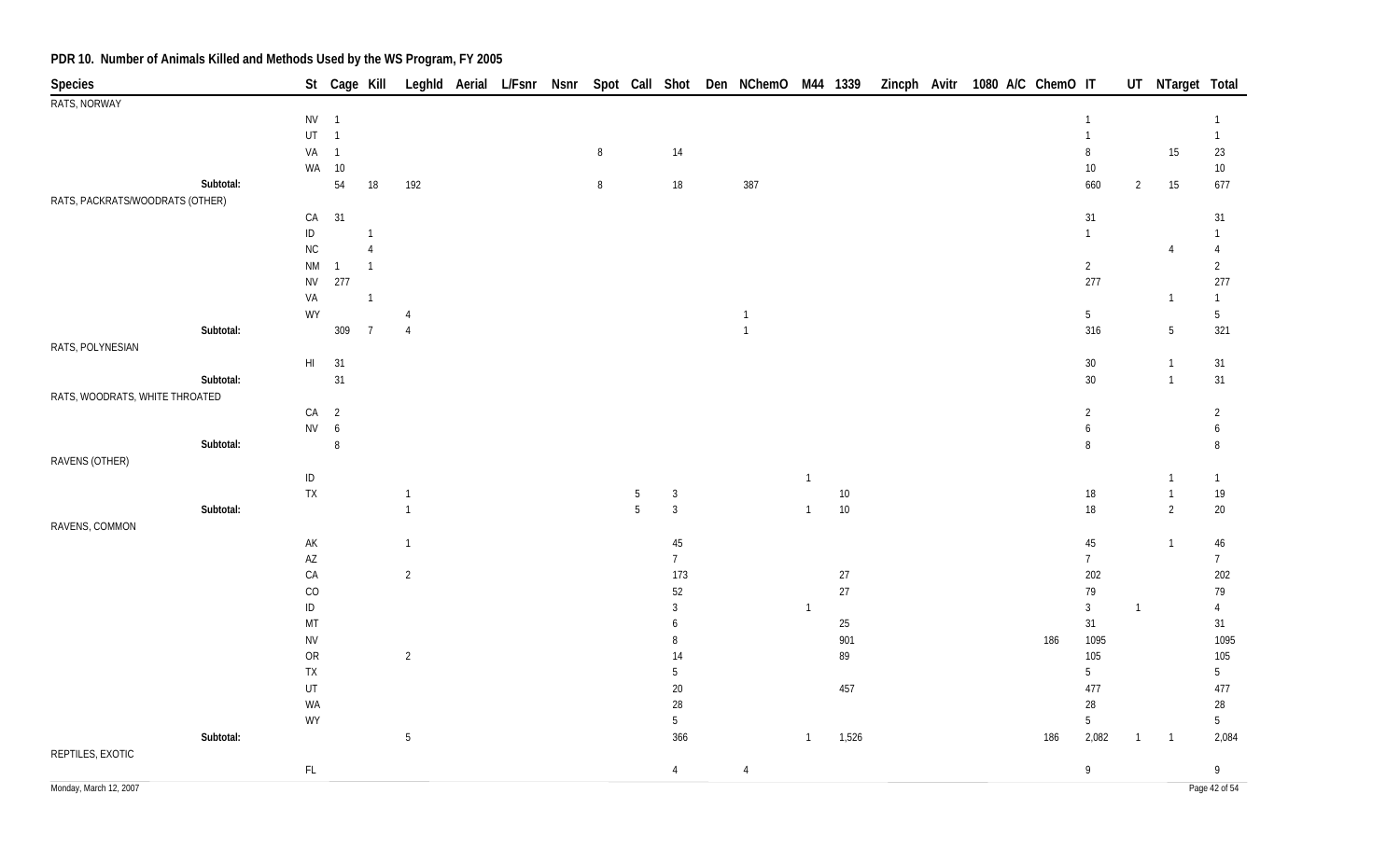## PDR 10. Number of Animals Killed and Methods Used by the WS Program, FY 2005

| Species | St | Cage | Kill | Leghld | Aerial | L/Fsnr | Nsnr | Spot | Call | Shot | Den | NChemO | M44 | 1339 | Zincph | Avitr | 1080 | A/C | ChemO | IT | UT | NTarget | Total |
|---|---|---|---|---|---|---|---|---|---|---|---|---|---|---|---|---|---|---|---|---|---|---|---|
| RATS, NORWAY | | | | | | | | | | | | | | | | | | | | | | | |
| | NV | 1 | | | | | | | | | | | | | | | | | | 1 | | | 1 |
| | UT | 1 | | | | | | | | | | | | | | | | | | 1 | | | 1 |
| | VA | 1 | | | | | | 8 | | 14 | | | | | | | | | | 8 | | 15 | 23 |
| | WA | 10 | | | | | | | | | | | | | | | | | | 10 | | | 10 |
| Subtotal: | | 54 | 18 | 192 | | | | 8 | | 18 | | 387 | | | | | | | | 660 | 2 | 15 | 677 |
| RATS, PACKRATS/WOODRATS (OTHER) | | | | | | | | | | | | | | | | | | | | | | | |
| | CA | 31 | | | | | | | | | | | | | | | | | | 31 | | | 31 |
| | ID | | 1 | | | | | | | | | | | | | | | | | 1 | | | 1 |
| | NC | | 4 | | | | | | | | | | | | | | | | | | | 4 | 4 |
| | NM | 1 | 1 | | | | | | | | | | | | | | | | | 2 | | | 2 |
| | NV | 277 | | | | | | | | | | | | | | | | | | 277 | | | 277 |
| | VA | | 1 | | | | | | | | | | | | | | | | | | | 1 | 1 |
| | WY | | | 4 | | | | | | | | 1 | | | | | | | | 5 | | | 5 |
| Subtotal: | | 309 | 7 | 4 | | | | | | | | 1 | | | | | | | | 316 | | 5 | 321 |
| RATS, POLYNESIAN | | | | | | | | | | | | | | | | | | | | | | | |
| | HI | 31 | | | | | | | | | | | | | | | | | | 30 | | 1 | 31 |
| Subtotal: | | 31 | | | | | | | | | | | | | | | | | | 30 | | 1 | 31 |
| RATS, WOODRATS, WHITE THROATED | | | | | | | | | | | | | | | | | | | | | | | |
| | CA | 2 | | | | | | | | | | | | | | | | | | 2 | | | 2 |
| | NV | 6 | | | | | | | | | | | | | | | | | | 6 | | | 6 |
| Subtotal: | | 8 | | | | | | | | | | | | | | | | | | 8 | | | 8 |
| RAVENS (OTHER) | | | | | | | | | | | | | | | | | | | | | | | |
| | ID | | | | | | | | | | | | 1 | | | | | | | | | 1 | 1 |
| | TX | | | 1 | | | | | 5 | 3 | | | | 10 | | | | | | 18 | | 1 | 19 |
| Subtotal: | | | | 1 | | | | | 5 | 3 | | | 1 | 10 | | | | | | 18 | | 2 | 20 |
| RAVENS, COMMON | | | | | | | | | | | | | | | | | | | | | | | |
| | AK | | | 1 | | | | | | 45 | | | | | | | | | | 45 | | 1 | 46 |
| | AZ | | | | | | | | | 7 | | | | | | | | | | 7 | | | 7 |
| | CA | | | 2 | | | | | | 173 | | | | 27 | | | | | | 202 | | | 202 |
| | CO | | | | | | | | | 52 | | | | 27 | | | | | | 79 | | | 79 |
| | ID | | | | | | | | | 3 | | | 1 | | | | | | | 3 | 1 | | 4 |
| | MT | | | | | | | | | 6 | | | | 25 | | | | | | 31 | | | 31 |
| | NV | | | | | | | | | 8 | | | | 901 | | | | | 186 | 1095 | | | 1095 |
| | OR | | | 2 | | | | | | 14 | | | | 89 | | | | | | 105 | | | 105 |
| | TX | | | | | | | | | 5 | | | | | | | | | | 5 | | | 5 |
| | UT | | | | | | | | | 20 | | | | 457 | | | | | | 477 | | | 477 |
| | WA | | | | | | | | | 28 | | | | | | | | | | 28 | | | 28 |
| | WY | | | | | | | | | 5 | | | | | | | | | | 5 | | | 5 |
| Subtotal: | | | | 5 | | | | | | 366 | | | 1 | 1,526 | | | | | 186 | 2,082 | 1 | 1 | 2,084 |
| REPTILES, EXOTIC | | | | | | | | | | | | | | | | | | | | | | | |
| | FL | | | | | | | | | 4 | | 4 | | | | | | | | 9 | | | 9 |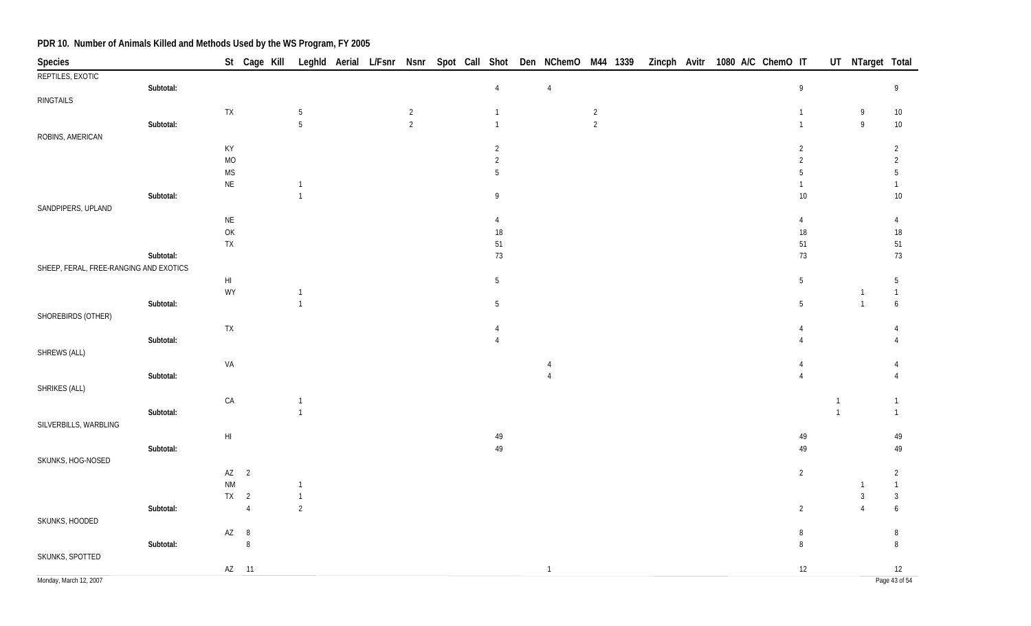**PDR 10. Number of Animals Killed and Methods Used by the WS Program, FY 2005**

| Species | | St | Cage | Kill | Leghld | Aerial | L/Fsnr | Nsnr | Spot | Call | Shot | Den | NChemO | M44 | 1339 | Zincph | Avitr | 1080 | A/C | ChemO | IT | UT | NTarget | Total |
|---|---|---|---|---|---|---|---|---|---|---|---|---|---|---|---|---|---|---|---|---|---|---|---|---|
| REPTILES, EXOTIC | | | | | | | | | | | | | | | | | | | | | | | | |
| | Subtotal: | | | | | | | | | | 4 | | 4 | | | | | | | | 9 | | | 9 |
| RINGTAILS | | | | | | | | | | | | | | | | | | | | | | | | |
| | | TX | | | 5 | | | 2 | | | 1 | | | 2 | | | | | | | 1 | | 9 | 10 |
| | Subtotal: | | | | 5 | | | 2 | | | 1 | | | 2 | | | | | | | 1 | | 9 | 10 |
| ROBINS, AMERICAN | | | | | | | | | | | | | | | | | | | | | | | | |
| | | KY | | | | | | | | | 2 | | | | | | | | | | 2 | | | 2 |
| | | MO | | | | | | | | | 2 | | | | | | | | | | 2 | | | 2 |
| | | MS | | | | | | | | | 5 | | | | | | | | | | 5 | | | 5 |
| | | NE | | | 1 | | | | | | | | | | | | | | | | 1 | | | 1 |
| | Subtotal: | | | | 1 | | | | | | 9 | | | | | | | | | | 10 | | | 10 |
| SANDPIPERS, UPLAND | | | | | | | | | | | | | | | | | | | | | | | | |
| | | NE | | | | | | | | | 4 | | | | | | | | | | 4 | | | 4 |
| | | OK | | | | | | | | | 18 | | | | | | | | | | 18 | | | 18 |
| | | TX | | | | | | | | | 51 | | | | | | | | | | 51 | | | 51 |
| | Subtotal: | | | | | | | | | | 73 | | | | | | | | | | 73 | | | 73 |
| SHEEP, FERAL, FREE-RANGING AND EXOTICS | | | | | | | | | | | | | | | | | | | | | | | | |
| | | HI | | | | | | | | | 5 | | | | | | | | | | 5 | | | 5 |
| | | WY | | | 1 | | | | | | | | | | | | | | | | | | 1 | 1 |
| | Subtotal: | | | | 1 | | | | | | 5 | | | | | | | | | | 5 | | 1 | 6 |
| SHOREBIRDS (OTHER) | | | | | | | | | | | | | | | | | | | | | | | | |
| | | TX | | | | | | | | | 4 | | | | | | | | | | 4 | | | 4 |
| | Subtotal: | | | | | | | | | | 4 | | | | | | | | | | 4 | | | 4 |
| SHREWS (ALL) | | | | | | | | | | | | | | | | | | | | | | | | |
| | | VA | | | | | | | | | | | 4 | | | | | | | | 4 | | | 4 |
| | Subtotal: | | | | | | | | | | | | 4 | | | | | | | | 4 | | | 4 |
| SHRIKES (ALL) | | | | | | | | | | | | | | | | | | | | | | | | |
| | | CA | | | 1 | | | | | | | | | | | | | | | | | 1 | | 1 |
| | Subtotal: | | | | 1 | | | | | | | | | | | | | | | | | 1 | | 1 |
| SILVERBILLS, WARBLING | | | | | | | | | | | | | | | | | | | | | | | | |
| | | HI | | | | | | | | | 49 | | | | | | | | | | 49 | | | 49 |
| | Subtotal: | | | | | | | | | | 49 | | | | | | | | | | 49 | | | 49 |
| SKUNKS, HOG-NOSED | | | | | | | | | | | | | | | | | | | | | | | | |
| | | AZ | 2 | | | | | | | | | | | | | | | | | | 2 | | | 2 |
| | | NM | | | 1 | | | | | | | | | | | | | | | | | | 1 | 1 |
| | | TX | 2 | | 1 | | | | | | | | | | | | | | | | | | 3 | 3 |
| | Subtotal: | | 4 | | 2 | | | | | | | | | | | | | | | | 2 | | 4 | 6 |
| SKUNKS, HOODED | | | | | | | | | | | | | | | | | | | | | | | | |
| | | AZ | 8 | | | | | | | | | | | | | | | | | | 8 | | | 8 |
| | Subtotal: | | 8 | | | | | | | | | | | | | | | | | | 8 | | | 8 |
| SKUNKS, SPOTTED | | | | | | | | | | | | | | | | | | | | | | | | |
| | | AZ | 11 | | | | | | | | | | 1 | | | | | | | | 12 | | | 12 |

Monday, March 12, 2007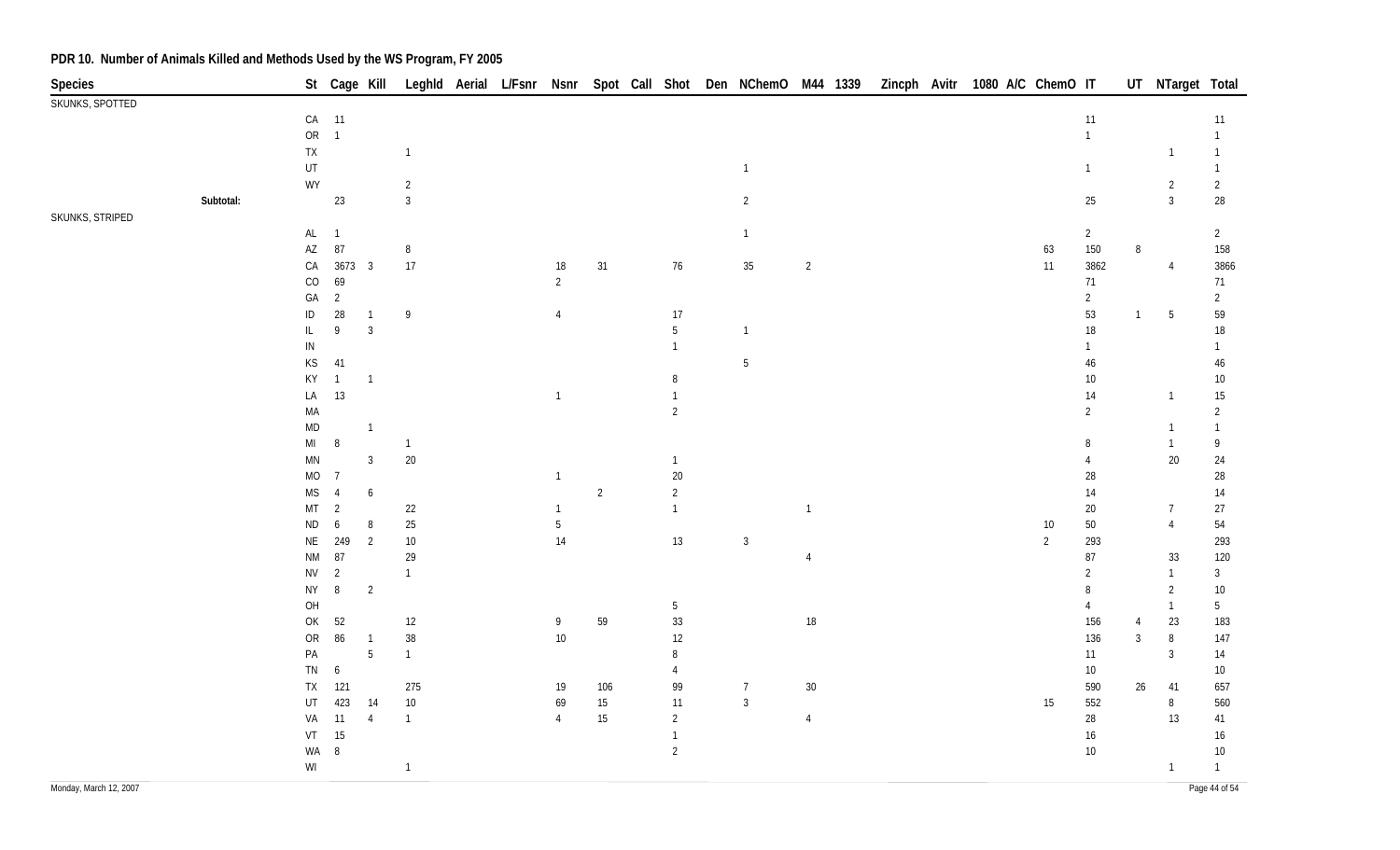## PDR 10. Number of Animals Killed and Methods Used by the WS Program, FY 2005

| Species | St | Cage | Kill | Leghld | Aerial | L/Fsnr | Nsnr | Spot | Call | Shot | Den | NChemO | M44 | 1339 | Zincph | Avitr | 1080 | A/C | ChemO | IT | UT | NTarget | Total |
|---|---|---|---|---|---|---|---|---|---|---|---|---|---|---|---|---|---|---|---|---|---|---|---|
| SKUNKS, SPOTTED | | | | | | | | | | | | | | | | | | | | | | | |
| | CA | 11 | | | | | | | | | | | | | | | | | | 11 | | | 11 |
| | OR | 1 | | | | | | | | | | | | | | | | | | 1 | | | 1 |
| | TX | | | 1 | | | | | | | | | | | | | | | | | | 1 | 1 |
| | UT | | | | | | | | | | | 1 | | | | | | | | 1 | | | 1 |
| | WY | | | 2 | | | | | | | | | | | | | | | | | | 2 | 2 |
| Subtotal: | | 23 | | 3 | | | | | | | | 2 | | | | | | | | 25 | | 3 | 28 |
| SKUNKS, STRIPED | | | | | | | | | | | | | | | | | | | | | | | |
| | AL | 1 | | | | | | | | | | 1 | | | | | | | | 2 | | | 2 |
| | AZ | 87 | | 8 | | | | | | | | | | | | | | | 63 | 150 | 8 | | 158 |
| | CA | 3673 | 3 | 17 | | | 18 | 31 | | 76 | | 35 | 2 | | | | | | 11 | 3862 | | 4 | 3866 |
| | CO | 69 | | | | | 2 | | | | | | | | | | | | | 71 | | | 71 |
| | GA | 2 | | | | | | | | | | | | | | | | | | 2 | | | 2 |
| | ID | 28 | 1 | 9 | | | 4 | | | 17 | | | | | | | | | | 53 | 1 | 5 | 59 |
| | IL | 9 | 3 | | | | | | | 5 | | 1 | | | | | | | | 18 | | | 18 |
| | IN | | | | | | | | | 1 | | | | | | | | | | 1 | | | 1 |
| | KS | 41 | | | | | | | | | | 5 | | | | | | | | 46 | | | 46 |
| | KY | 1 | 1 | | | | | | | 8 | | | | | | | | | | 10 | | | 10 |
| | LA | 13 | | | | | 1 | | | 1 | | | | | | | | | | 14 | | 1 | 15 |
| | MA | | | | | | | | | 2 | | | | | | | | | | 2 | | | 2 |
| | MD | | 1 | | | | | | | | | | | | | | | | | | | 1 | 1 |
| | MI | 8 | | 1 | | | | | | | | | | | | | | | | 8 | | 1 | 9 |
| | MN | | 3 | 20 | | | | | | 1 | | | | | | | | | | 4 | | 20 | 24 |
| | MO | 7 | | | | | 1 | | | 20 | | | | | | | | | | 28 | | | 28 |
| | MS | 4 | 6 | | | | | 2 | | 2 | | | | | | | | | | 14 | | | 14 |
| | MT | 2 | | 22 | | | 1 | | | 1 | | | 1 | | | | | | | 20 | | 7 | 27 |
| | ND | 6 | 8 | 25 | | | 5 | | | | | | | | | | | | 10 | 50 | | 4 | 54 |
| | NE | 249 | 2 | 10 | | | 14 | | | 13 | | 3 | | | | | | | 2 | 293 | | | 293 |
| | NM | 87 | | 29 | | | | | | | | | 4 | | | | | | | 87 | | 33 | 120 |
| | NV | 2 | | 1 | | | | | | | | | | | | | | | | 2 | | 1 | 3 |
| | NY | 8 | 2 | | | | | | | | | | | | | | | | | 8 | | 2 | 10 |
| | OH | | | | | | | | | 5 | | | | | | | | | | 4 | | 1 | 5 |
| | OK | 52 | | 12 | | | 9 | 59 | | 33 | | | 18 | | | | | | | 156 | 4 | 23 | 183 |
| | OR | 86 | 1 | 38 | | | 10 | | | 12 | | | | | | | | | | 136 | 3 | 8 | 147 |
| | PA | | 5 | 1 | | | | | | 8 | | | | | | | | | | 11 | | 3 | 14 |
| | TN | 6 | | | | | | | | 4 | | | | | | | | | | 10 | | | 10 |
| | TX | 121 | | 275 | | | 19 | 106 | | 99 | | 7 | 30 | | | | | | | 590 | 26 | 41 | 657 |
| | UT | 423 | 14 | 10 | | | 69 | 15 | | 11 | | 3 | | | | | | | 15 | 552 | | 8 | 560 |
| | VA | 11 | 4 | 1 | | | 4 | 15 | | 2 | | | 4 | | | | | | | 28 | | 13 | 41 |
| | VT | 15 | | | | | | | | 1 | | | | | | | | | | 16 | | | 16 |
| | WA | 8 | | | | | | | | 2 | | | | | | | | | | 10 | | | 10 |
| | WI | | | 1 | | | | | | | | | | | | | | | | | | 1 | 1 |

Monday, March 12, 2007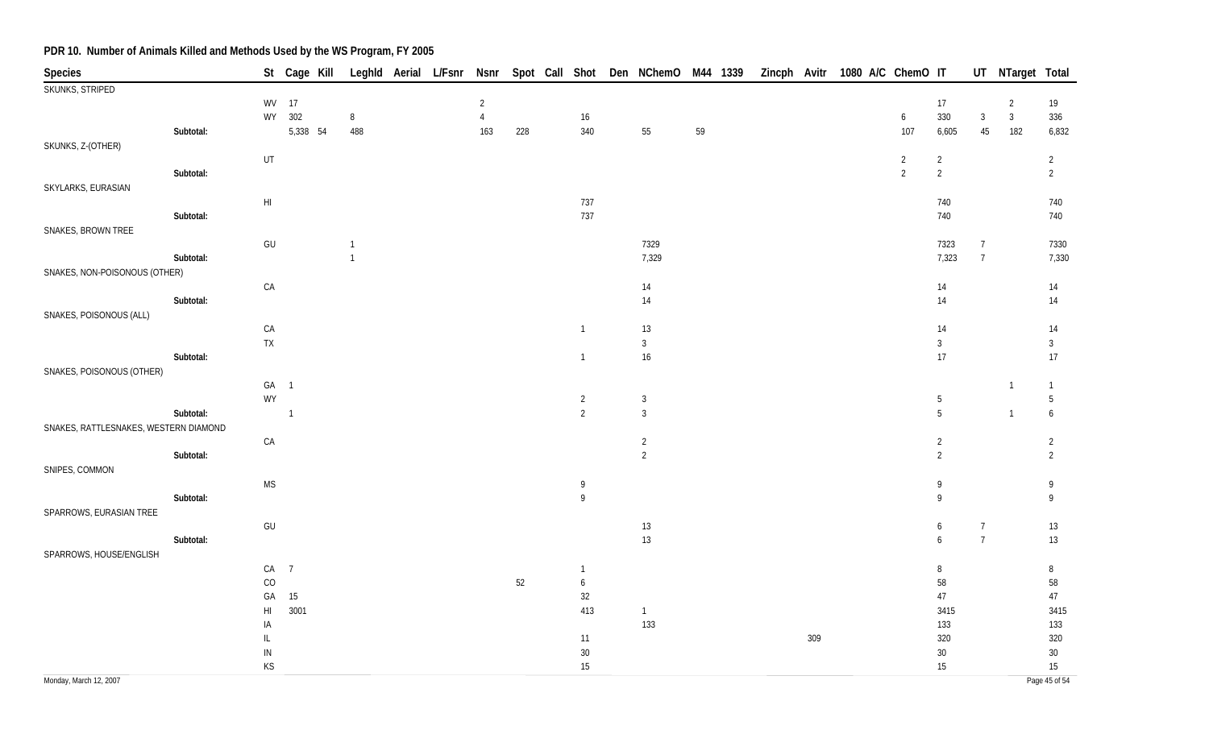## PDR 10. Number of Animals Killed and Methods Used by the WS Program, FY 2005

| Species | | St | Cage | Kill | Leghld | Aerial | L/Fsnr | Nsnr | Spot | Call | Shot | Den | NChemO | M44 | 1339 | Zincph | Avitr | 1080 | A/C | ChemO | IT | UT | NTarget | Total |
|---|---|---|---|---|---|---|---|---|---|---|---|---|---|---|---|---|---|---|---|---|---|---|---|---|
| SKUNKS, STRIPED | | | | | | | | | | | | | | | | | | | | | | | | |
| | | WV | 17 | | | | | 2 | | | | | | | | | | | | | 17 | | 2 | 19 |
| | | WY | 302 | | 8 | | | 4 | | | 16 | | | | | | | | | 6 | 330 | 3 | 3 | 336 |
| | Subtotal: | | 5,338 | 54 | 488 | | | 163 | 228 | | 340 | | 55 | 59 | | | | | | 107 | 6,605 | 45 | 182 | 6,832 |
| SKUNKS, Z-(OTHER) | | | | | | | | | | | | | | | | | | | | | | | | |
| | | UT | | | | | | | | | | | | | | | | | | 2 | 2 | | | 2 |
| | Subtotal: | | | | | | | | | | | | | | | | | | | 2 | 2 | | | 2 |
| SKYLARKS, EURASIAN | | | | | | | | | | | | | | | | | | | | | | | | |
| | | HI | | | | | | | | | 737 | | | | | | | | | | 740 | | | 740 |
| | Subtotal: | | | | | | | | | | 737 | | | | | | | | | | 740 | | | 740 |
| SNAKES, BROWN TREE | | | | | | | | | | | | | | | | | | | | | | | | |
| | | GU | | | 1 | | | | | | | | 7329 | | | | | | | | 7323 | 7 | | 7330 |
| | Subtotal: | | | | 1 | | | | | | | | 7,329 | | | | | | | | 7,323 | 7 | | 7,330 |
| SNAKES, NON-POISONOUS (OTHER) | | | | | | | | | | | | | | | | | | | | | | | | |
| | | CA | | | | | | | | | | | 14 | | | | | | | | 14 | | | 14 |
| | Subtotal: | | | | | | | | | | | | 14 | | | | | | | | 14 | | | 14 |
| SNAKES, POISONOUS (ALL) | | | | | | | | | | | | | | | | | | | | | | | | |
| | | CA | | | | | | | | | 1 | | 13 | | | | | | | | 14 | | | 14 |
| | | TX | | | | | | | | | | | 3 | | | | | | | | 3 | | | 3 |
| | Subtotal: | | | | | | | | | | 1 | | 16 | | | | | | | | 17 | | | 17 |
| SNAKES, POISONOUS (OTHER) | | | | | | | | | | | | | | | | | | | | | | | | |
| | | GA | 1 | | | | | | | | | | | | | | | | | | | | 1 | 1 |
| | | WY | | | | | | | | | 2 | | 3 | | | | | | | | 5 | | | 5 |
| | Subtotal: | | 1 | | | | | | | | 2 | | 3 | | | | | | | | 5 | | 1 | 6 |
| SNAKES, RATTLESNAKES, WESTERN DIAMOND | | | | | | | | | | | | | | | | | | | | | | | | |
| | | CA | | | | | | | | | | | 2 | | | | | | | | 2 | | | 2 |
| | Subtotal: | | | | | | | | | | | | 2 | | | | | | | | 2 | | | 2 |
| SNIPES, COMMON | | | | | | | | | | | | | | | | | | | | | | | | |
| | | MS | | | | | | | | | 9 | | | | | | | | | | 9 | | | 9 |
| | Subtotal: | | | | | | | | | | 9 | | | | | | | | | | 9 | | | 9 |
| SPARROWS, EURASIAN TREE | | | | | | | | | | | | | | | | | | | | | | | | |
| | | GU | | | | | | | | | | | 13 | | | | | | | | 6 | 7 | | 13 |
| | Subtotal: | | | | | | | | | | | | 13 | | | | | | | | 6 | 7 | | 13 |
| SPARROWS, HOUSE/ENGLISH | | | | | | | | | | | | | | | | | | | | | | | | |
| | | CA | 7 | | | | | | | | 1 | | | | | | | | | | 8 | | | 8 |
| | | CO | | | | | | | 52 | | 6 | | | | | | | | | | 58 | | | 58 |
| | | GA | 15 | | | | | | | | 32 | | | | | | | | | | 47 | | | 47 |
| | | HI | 3001 | | | | | | | | 413 | | 1 | | | | | | | | 3415 | | | 3415 |
| | | IA | | | | | | | | | | | 133 | | | | | | | | 133 | | | 133 |
| | | IL | | | | | | | | | 11 | | | | | | 309 | | | | 320 | | | 320 |
| | | IN | | | | | | | | | 30 | | | | | | | | | | 30 | | | 30 |
| | | KS | | | | | | | | | 15 | | | | | | | | | | 15 | | | 15 |

Monday, March 12, 2007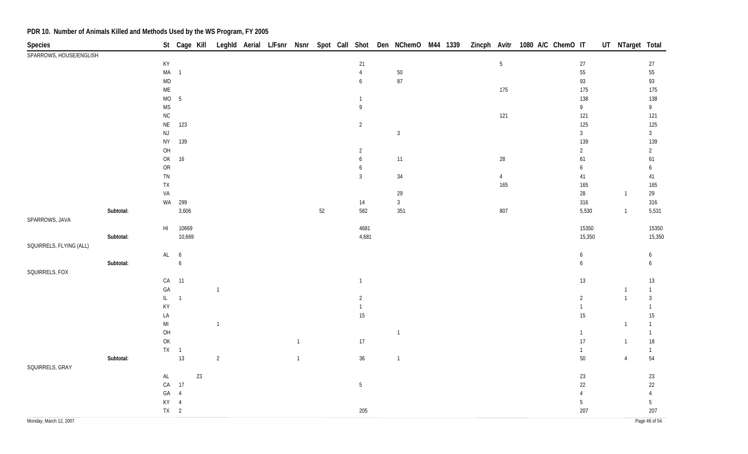# PDR 10. Number of Animals Killed and Methods Used by the WS Program, FY 2005

| Species | | St | Cage | Kill | Leghld | Aerial | L/Fsnr | Nsnr | Spot | Call | Shot | Den | NChemO | M44 | 1339 | Zincph | Avitr | 1080 | A/C | ChemO | IT | UT | NTarget | Total |
|---|---|---|---|---|---|---|---|---|---|---|---|---|---|---|---|---|---|---|---|---|---|---|---|---|
| SPARROWS, HOUSE/ENGLISH | | | | | | | | | | | | | | | | | | | | | | | | |
| | | KY | | | | | | | | | 21 | | | | | | 5 | | | | 27 | | | 27 |
| | | MA | 1 | | | | | | | | 4 | | 50 | | | | | | | | 55 | | | 55 |
| | | MD | | | | | | | | | 6 | | 87 | | | | | | | | 93 | | | 93 |
| | | ME | | | | | | | | | | | | | | | 175 | | | | 175 | | | 175 |
| | | MO | 5 | | | | | | | | 1 | | | | | | | | | | 138 | | | 138 |
| | | MS | | | | | | | | | 9 | | | | | | | | | | 9 | | | 9 |
| | | NC | | | | | | | | | | | | | | | 121 | | | | 121 | | | 121 |
| | | NE | 123 | | | | | | | | 2 | | | | | | | | | | 125 | | | 125 |
| | | NJ | | | | | | | | | | | 3 | | | | | | | | 3 | | | 3 |
| | | NY | 139 | | | | | | | | | | | | | | | | | | 139 | | | 139 |
| | | OH | | | | | | | | | 2 | | | | | | | | | | 2 | | | 2 |
| | | OK | 16 | | | | | | | | 6 | | 11 | | | | 28 | | | | 61 | | | 61 |
| | | OR | | | | | | | | | 6 | | | | | | | | | | 6 | | | 6 |
| | | TN | | | | | | | | | 3 | | 34 | | | | 4 | | | | 41 | | | 41 |
| | | TX | | | | | | | | | | | | | | | 165 | | | | 165 | | | 165 |
| | | VA | | | | | | | | | | | 29 | | | | | | | | 28 | | 1 | 29 |
| | | WA | 299 | | | | | | | | 14 | | 3 | | | | | | | | 316 | | | 316 |
| | Subtotal: | | 3,606 | | | | | | 52 | | 582 | | 351 | | | | 807 | | | | 5,530 | | 1 | 5,531 |
| SPARROWS, JAVA | | | | | | | | | | | | | | | | | | | | | | | | |
| | | HI | 10669 | | | | | | | | 4681 | | | | | | | | | | 15350 | | | 15350 |
| | Subtotal: | | 10,669 | | | | | | | | 4,681 | | | | | | | | | | 15,350 | | | 15,350 |
| SQUIRRELS, FLYING (ALL) | | | | | | | | | | | | | | | | | | | | | | | | |
| | | AL | 6 | | | | | | | | | | | | | | | | | | 6 | | | 6 |
| | Subtotal: | | 6 | | | | | | | | | | | | | | | | | | 6 | | | 6 |
| SQUIRRELS, FOX | | | | | | | | | | | | | | | | | | | | | | | | |
| | | CA | 11 | | | | | | | | 1 | | | | | | | | | | 13 | | | 13 |
| | | GA | | | 1 | | | | | | | | | | | | | | | | | | 1 | 1 |
| | | IL | 1 | | | | | | | | 2 | | | | | | | | | | 2 | | 1 | 3 |
| | | KY | | | | | | | | | 1 | | | | | | | | | | 1 | | | 1 |
| | | LA | | | | | | | | | 15 | | | | | | | | | | 15 | | | 15 |
| | | MI | | | 1 | | | | | | | | | | | | | | | | | | 1 | 1 |
| | | OH | | | | | | | | | | | 1 | | | | | | | | 1 | | | 1 |
| | | OK | | | | | | 1 | | | 17 | | | | | | | | | | 17 | | 1 | 18 |
| | | TX | 1 | | | | | | | | | | | | | | | | | | 1 | | | 1 |
| | Subtotal: | | 13 | | 2 | | | 1 | | | 36 | | 1 | | | | | | | | 50 | | 4 | 54 |
| SQUIRRELS, GRAY | | | | | | | | | | | | | | | | | | | | | | | | |
| | | AL | | 23 | | | | | | | | | | | | | | | | | 23 | | | 23 |
| | | CA | 17 | | | | | | | | 5 | | | | | | | | | | 22 | | | 22 |
| | | GA | 4 | | | | | | | | | | | | | | | | | | 4 | | | 4 |
| | | KY | 4 | | | | | | | | | | | | | | | | | | 5 | | | 5 |
| | | TX | 2 | | | | | | | | 205 | | | | | | | | | | 207 | | | 207 |

Monday, March 12, 2007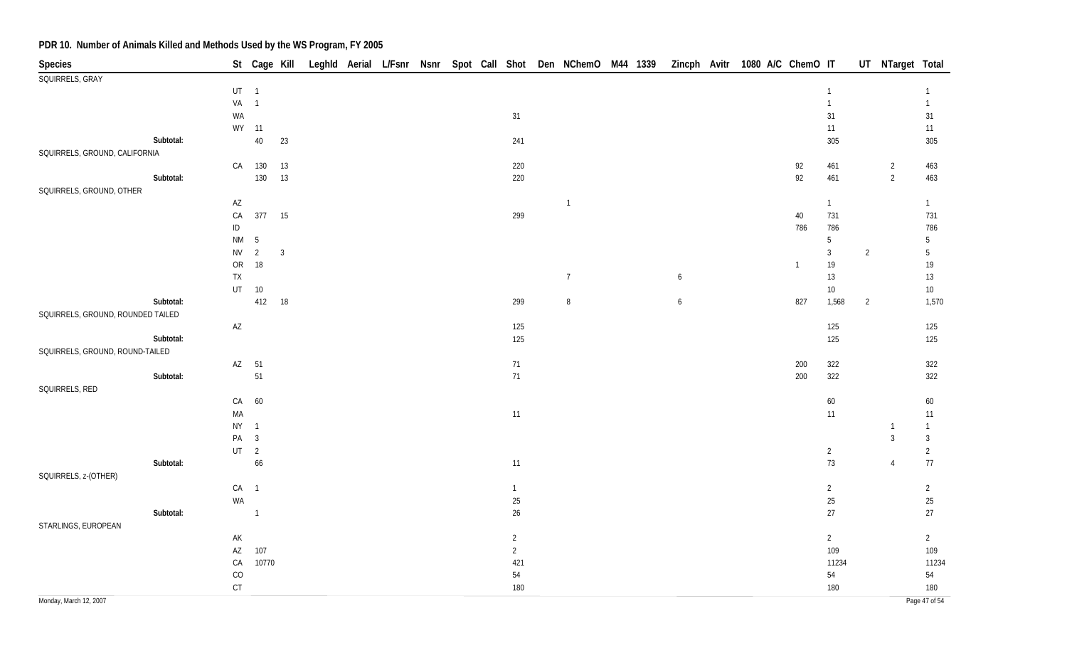## PDR 10. Number of Animals Killed and Methods Used by the WS Program, FY 2005

| Species | St | Cage | Kill | Leghld | Aerial | L/Fsnr | Nsnr | Spot | Call | Shot | Den | NChemO | M44 | 1339 | Zincph | Avitr | 1080 | A/C | ChemO | IT | UT | NTarget | Total |
|---|---|---|---|---|---|---|---|---|---|---|---|---|---|---|---|---|---|---|---|---|---|---|---|
| SQUIRRELS, GRAY | | | | | | | | | | | | | | | | | | | | | | | |
| | UT | 1 | | | | | | | | | | | | | | | | | | 1 | | | 1 |
| | VA | 1 | | | | | | | | | | | | | | | | | | 1 | | | 1 |
| | WA | | | | | | | | | 31 | | | | | | | | | | 31 | | | 31 |
| | WY | 11 | | | | | | | | | | | | | | | | | | 11 | | | 11 |
| Subtotal: | | 40 | 23 | | | | | | | 241 | | | | | | | | | | 305 | | | 305 |
| SQUIRRELS, GROUND, CALIFORNIA | | | | | | | | | | | | | | | | | | | | | | | |
| | CA | 130 | 13 | | | | | | | 220 | | | | | | | | | 92 | 461 | | 2 | 463 |
| Subtotal: | | 130 | 13 | | | | | | | 220 | | | | | | | | | 92 | 461 | | 2 | 463 |
| SQUIRRELS, GROUND, OTHER | | | | | | | | | | | | | | | | | | | | | | | |
| | AZ | | | | | | | | | | | 1 | | | | | | | | 1 | | | 1 |
| | CA | 377 | 15 | | | | | | | 299 | | | | | | | | | 40 | 731 | | | 731 |
| | ID | | | | | | | | | | | | | | | | | | 786 | 786 | | | 786 |
| | NM | 5 | | | | | | | | | | | | | | | | | | 5 | | | 5 |
| | NV | 2 | 3 | | | | | | | | | | | | | | | | | 3 | 2 | | 5 |
| | OR | 18 | | | | | | | | | | | | | | | | | 1 | 19 | | | 19 |
| | TX | | | | | | | | | | | 7 | | | 6 | | | | | 13 | | | 13 |
| | UT | 10 | | | | | | | | | | | | | | | | | | 10 | | | 10 |
| Subtotal: | | 412 | 18 | | | | | | | 299 | | 8 | | | 6 | | | | 827 | 1,568 | 2 | | 1,570 |
| SQUIRRELS, GROUND, ROUNDED TAILED | | | | | | | | | | | | | | | | | | | | | | | |
| | AZ | | | | | | | | | 125 | | | | | | | | | | 125 | | | 125 |
| Subtotal: | | | | | | | | | | 125 | | | | | | | | | | 125 | | | 125 |
| SQUIRRELS, GROUND, ROUND-TAILED | | | | | | | | | | | | | | | | | | | | | | | |
| | AZ | 51 | | | | | | | | 71 | | | | | | | | | 200 | 322 | | | 322 |
| Subtotal: | | 51 | | | | | | | | 71 | | | | | | | | | 200 | 322 | | | 322 |
| SQUIRRELS, RED | | | | | | | | | | | | | | | | | | | | | | | |
| | CA | 60 | | | | | | | | | | | | | | | | | | 60 | | | 60 |
| | MA | | | | | | | | | 11 | | | | | | | | | | 11 | | | 11 |
| | NY | 1 | | | | | | | | | | | | | | | | | | | | 1 | 1 |
| | PA | 3 | | | | | | | | | | | | | | | | | | | | 3 | 3 |
| | UT | 2 | | | | | | | | | | | | | | | | | | 2 | | | 2 |
| Subtotal: | | 66 | | | | | | | | 11 | | | | | | | | | | 73 | | 4 | 77 |
| SQUIRRELS, z-(OTHER) | | | | | | | | | | | | | | | | | | | | | | | |
| | CA | 1 | | | | | | | | 1 | | | | | | | | | | 2 | | | 2 |
| | WA | | | | | | | | | 25 | | | | | | | | | | 25 | | | 25 |
| Subtotal: | | 1 | | | | | | | | 26 | | | | | | | | | | 27 | | | 27 |
| STARLINGS, EUROPEAN | | | | | | | | | | | | | | | | | | | | | | | |
| | AK | | | | | | | | | 2 | | | | | | | | | | 2 | | | 2 |
| | AZ | 107 | | | | | | | | 2 | | | | | | | | | | 109 | | | 109 |
| | CA | 10770 | | | | | | | | 421 | | | | | | | | | | 11234 | | | 11234 |
| | CO | | | | | | | | | 54 | | | | | | | | | | 54 | | | 54 |
| | CT | | | | | | | | | 180 | | | | | | | | | | 180 | | | 180 |

Monday, March 12, 2007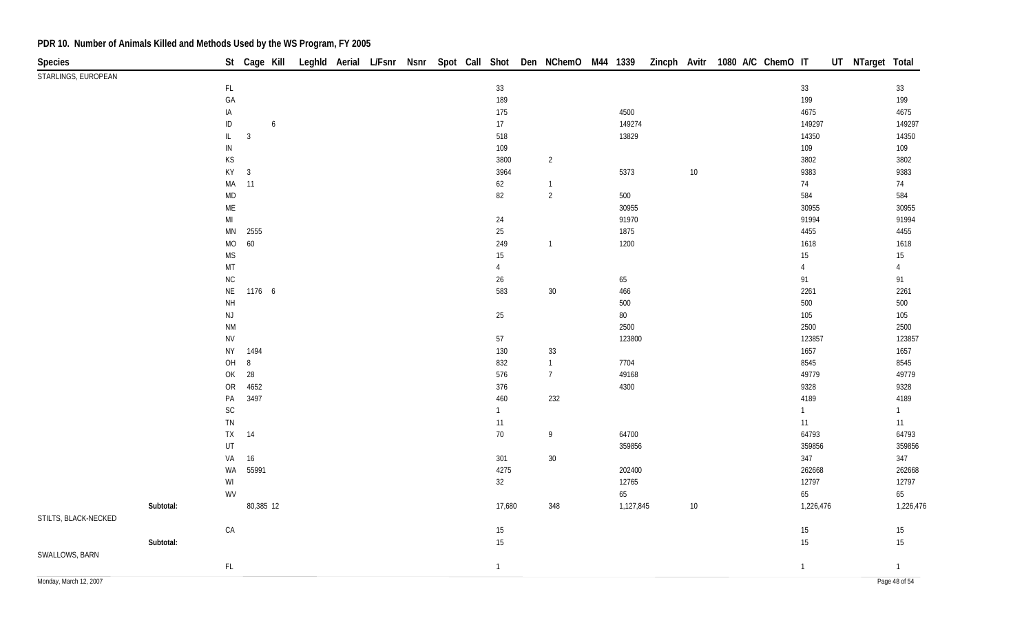## PDR 10. Number of Animals Killed and Methods Used by the WS Program, FY 2005

| Species | | St | Cage | Kill | Leghld | Aerial | L/Fsnr | Nsnr | Spot | Call | Shot | Den | NChemO | M44 | 1339 | Zincph | Avitr | 1080 | A/C | ChemO | IT | UT | NTarget | Total |
|---|---|---|---|---|---|---|---|---|---|---|---|---|---|---|---|---|---|---|---|---|---|---|---|---|
| STARLINGS, EUROPEAN | | | | | | | | | | | | | | | | | | | | | | | | |
| | | FL | | | | | | | | | 33 | | | | | | | | | | 33 | | | 33 |
| | | GA | | | | | | | | | 189 | | | | | | | | | | 199 | | | 199 |
| | | IA | | | | | | | | | 175 | | | | 4500 | | | | | | 4675 | | | 4675 |
| | | ID | | 6 | | | | | | | 17 | | | | 149274 | | | | | | 149297 | | | 149297 |
| | | IL | 3 | | | | | | | | 518 | | | | 13829 | | | | | | 14350 | | | 14350 |
| | | IN | | | | | | | | | 109 | | | | | | | | | | 109 | | | 109 |
| | | KS | | | | | | | | | 3800 | | 2 | | | | | | | | 3802 | | | 3802 |
| | | KY | 3 | | | | | | | | 3964 | | | | 5373 | | 10 | | | | 9383 | | | 9383 |
| | | MA | 11 | | | | | | | | 62 | | 1 | | | | | | | | 74 | | | 74 |
| | | MD | | | | | | | | | 82 | | 2 | | 500 | | | | | | 584 | | | 584 |
| | | ME | | | | | | | | | | | | | 30955 | | | | | | 30955 | | | 30955 |
| | | MI | | | | | | | | | 24 | | | | 91970 | | | | | | 91994 | | | 91994 |
| | | MN | 2555 | | | | | | | | 25 | | | | 1875 | | | | | | 4455 | | | 4455 |
| | | MO | 60 | | | | | | | | 249 | | 1 | | 1200 | | | | | | 1618 | | | 1618 |
| | | MS | | | | | | | | | 15 | | | | | | | | | | 15 | | | 15 |
| | | MT | | | | | | | | | 4 | | | | | | | | | | 4 | | | 4 |
| | | NC | | | | | | | | | 26 | | | | 65 | | | | | | 91 | | | 91 |
| | | NE | 1176 | 6 | | | | | | | 583 | | 30 | | 466 | | | | | | 2261 | | | 2261 |
| | | NH | | | | | | | | | | | | | 500 | | | | | | 500 | | | 500 |
| | | NJ | | | | | | | | | 25 | | | | 80 | | | | | | 105 | | | 105 |
| | | NM | | | | | | | | | | | | | 2500 | | | | | | 2500 | | | 2500 |
| | | NV | | | | | | | | | 57 | | | | 123800 | | | | | | 123857 | | | 123857 |
| | | NY | 1494 | | | | | | | | 130 | | 33 | | | | | | | | 1657 | | | 1657 |
| | | OH | 8 | | | | | | | | 832 | | 1 | | 7704 | | | | | | 8545 | | | 8545 |
| | | OK | 28 | | | | | | | | 576 | | 7 | | 49168 | | | | | | 49779 | | | 49779 |
| | | OR | 4652 | | | | | | | | 376 | | | | 4300 | | | | | | 9328 | | | 9328 |
| | | PA | 3497 | | | | | | | | 460 | | 232 | | | | | | | | 4189 | | | 4189 |
| | | SC | | | | | | | | | 1 | | | | | | | | | | 1 | | | 1 |
| | | TN | | | | | | | | | 11 | | | | | | | | | | 11 | | | 11 |
| | | TX | 14 | | | | | | | | 70 | | 9 | | 64700 | | | | | | 64793 | | | 64793 |
| | | UT | | | | | | | | | | | | | 359856 | | | | | | 359856 | | | 359856 |
| | | VA | 16 | | | | | | | | 301 | | 30 | | | | | | | | 347 | | | 347 |
| | | WA | 55991 | | | | | | | | 4275 | | | | 202400 | | | | | | 262668 | | | 262668 |
| | | WI | | | | | | | | | 32 | | | | 12765 | | | | | | 12797 | | | 12797 |
| | | WV | | | | | | | | | | | | | 65 | | | | | | 65 | | | 65 |
| | Subtotal: | | 80,385 | 12 | | | | | | | 17,680 | | 348 | | 1,127,845 | | 10 | | | | 1,226,476 | | | 1,226,476 |
| STILTS, BLACK-NECKED | | | | | | | | | | | | | | | | | | | | | | | | |
| | | CA | | | | | | | | | 15 | | | | | | | | | | 15 | | | 15 |
| | Subtotal: | | | | | | | | | | 15 | | | | | | | | | | 15 | | | 15 |
| SWALLOWS, BARN | | | | | | | | | | | | | | | | | | | | | | | | |
| | | FL | | | | | | | | | 1 | | | | | | | | | | 1 | | | 1 |

Monday, March 12, 2007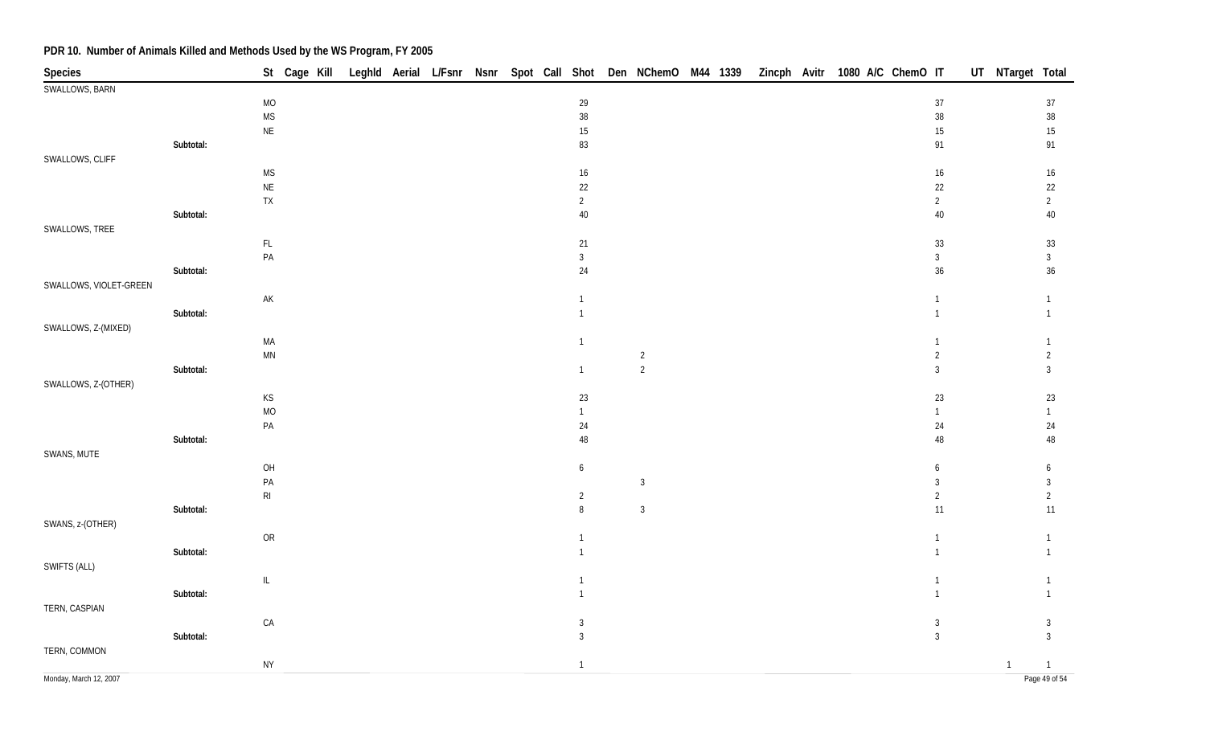## PDR 10. Number of Animals Killed and Methods Used by the WS Program, FY 2005

| Species | | St | Cage | Kill | Leghld | Aerial | L/Fsnr | Nsnr | Spot | Call | Shot | Den | NChemO | M44 | 1339 | Zincph | Avitr | 1080 | A/C | ChemO | IT | UT | NTarget | Total |
|---|---|---|---|---|---|---|---|---|---|---|---|---|---|---|---|---|---|---|---|---|---|---|---|---|
| SWALLOWS, BARN | | | | | | | | | | | | | | | | | | | | | | | | |
| | | MO | | | | | | | | | 29 | | | | | | | | | | 37 | | | 37 |
| | | MS | | | | | | | | | 38 | | | | | | | | | | 38 | | | 38 |
| | | NE | | | | | | | | | 15 | | | | | | | | | | 15 | | | 15 |
| | Subtotal: | | | | | | | | | | 83 | | | | | | | | | | 91 | | | 91 |
| SWALLOWS, CLIFF | | | | | | | | | | | | | | | | | | | | | | | | |
| | | MS | | | | | | | | | 16 | | | | | | | | | | 16 | | | 16 |
| | | NE | | | | | | | | | 22 | | | | | | | | | | 22 | | | 22 |
| | | TX | | | | | | | | | 2 | | | | | | | | | | 2 | | | 2 |
| | Subtotal: | | | | | | | | | | 40 | | | | | | | | | | 40 | | | 40 |
| SWALLOWS, TREE | | | | | | | | | | | | | | | | | | | | | | | | |
| | | FL | | | | | | | | | 21 | | | | | | | | | | 33 | | | 33 |
| | | PA | | | | | | | | | 3 | | | | | | | | | | 3 | | | 3 |
| | Subtotal: | | | | | | | | | | 24 | | | | | | | | | | 36 | | | 36 |
| SWALLOWS, VIOLET-GREEN | | | | | | | | | | | | | | | | | | | | | | | | |
| | | AK | | | | | | | | | 1 | | | | | | | | | | 1 | | | 1 |
| | Subtotal: | | | | | | | | | | 1 | | | | | | | | | | 1 | | | 1 |
| SWALLOWS, Z-(MIXED) | | | | | | | | | | | | | | | | | | | | | | | | |
| | | MA | | | | | | | | | 1 | | | | | | | | | | 1 | | | 1 |
| | | MN | | | | | | | | | | | 2 | | | | | | | | 2 | | | 2 |
| | Subtotal: | | | | | | | | | | 1 | | 2 | | | | | | | | 3 | | | 3 |
| SWALLOWS, Z-(OTHER) | | | | | | | | | | | | | | | | | | | | | | | | |
| | | KS | | | | | | | | | 23 | | | | | | | | | | 23 | | | 23 |
| | | MO | | | | | | | | | 1 | | | | | | | | | | 1 | | | 1 |
| | | PA | | | | | | | | | 24 | | | | | | | | | | 24 | | | 24 |
| | Subtotal: | | | | | | | | | | 48 | | | | | | | | | | 48 | | | 48 |
| SWANS, MUTE | | | | | | | | | | | | | | | | | | | | | | | | |
| | | OH | | | | | | | | | 6 | | | | | | | | | | 6 | | | 6 |
| | | PA | | | | | | | | | | | 3 | | | | | | | | 3 | | | 3 |
| | | RI | | | | | | | | | 2 | | | | | | | | | | 2 | | | 2 |
| | Subtotal: | | | | | | | | | | 8 | | 3 | | | | | | | | 11 | | | 11 |
| SWANS, z-(OTHER) | | | | | | | | | | | | | | | | | | | | | | | | |
| | | OR | | | | | | | | | 1 | | | | | | | | | | 1 | | | 1 |
| | Subtotal: | | | | | | | | | | 1 | | | | | | | | | | 1 | | | 1 |
| SWIFTS (ALL) | | | | | | | | | | | | | | | | | | | | | | | | |
| | | IL | | | | | | | | | 1 | | | | | | | | | | 1 | | | 1 |
| | Subtotal: | | | | | | | | | | 1 | | | | | | | | | | 1 | | | 1 |
| TERN, CASPIAN | | | | | | | | | | | | | | | | | | | | | | | | |
| | | CA | | | | | | | | | 3 | | | | | | | | | | 3 | | | 3 |
| | Subtotal: | | | | | | | | | | 3 | | | | | | | | | | 3 | | | 3 |
| TERN, COMMON | | | | | | | | | | | | | | | | | | | | | | | | |
| | | NY | | | | | | | | | 1 | | | | | | | | | | | | 1 | 1 |

Monday, March 12, 2007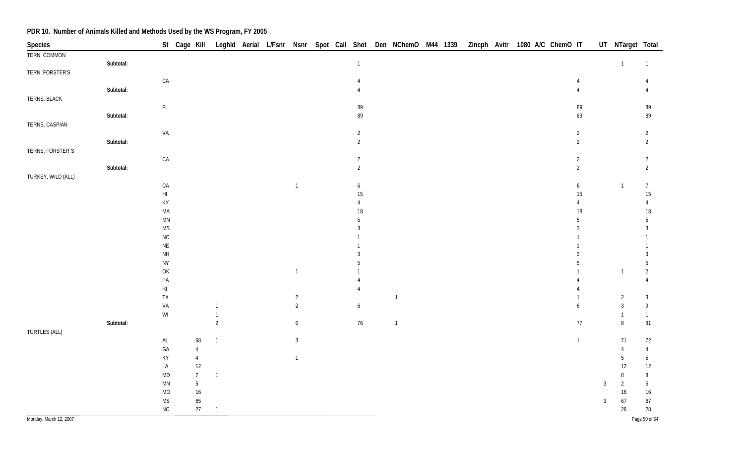## PDR 10. Number of Animals Killed and Methods Used by the WS Program, FY 2005

| Species | | St | Cage | Kill | Leghld | Aerial | L/Fsnr | Nsnr | Spot | Call | Shot | Den | NChemO | M44 | 1339 | Zincph | Avitr | 1080 | A/C | ChemO | IT | UT | NTarget | Total |
|---|---|---|---|---|---|---|---|---|---|---|---|---|---|---|---|---|---|---|---|---|---|---|---|---|
| TERN, COMMON | | | | | | | | | | | | | | | | | | | | | | | | |
| | Subtotal: | | | | | | | | | | 1 | | | | | | | | | | | | 1 | 1 |
| TERN, FORSTER'S | | | | | | | | | | | | | | | | | | | | | | | | |
| | | CA | | | | | | | | | 4 | | | | | | | | | | 4 | | | 4 |
| | Subtotal: | | | | | | | | | | 4 | | | | | | | | | | 4 | | | 4 |
| TERNS, BLACK | | | | | | | | | | | | | | | | | | | | | | | | |
| | | FL | | | | | | | | | 89 | | | | | | | | | | 89 | | | 89 |
| | Subtotal: | | | | | | | | | | 89 | | | | | | | | | | 89 | | | 89 |
| TERNS, CASPIAN | | | | | | | | | | | | | | | | | | | | | | | | |
| | | VA | | | | | | | | | 2 | | | | | | | | | | 2 | | | 2 |
| | Subtotal: | | | | | | | | | | 2 | | | | | | | | | | 2 | | | 2 |
| TERNS, FORSTER`S | | | | | | | | | | | | | | | | | | | | | | | | |
| | | CA | | | | | | | | | 2 | | | | | | | | | | 2 | | | 2 |
| | Subtotal: | | | | | | | | | | 2 | | | | | | | | | | 2 | | | 2 |
| TURKEY, WILD (ALL) | | | | | | | | | | | | | | | | | | | | | | | | |
| | | CA | | | | | | 1 | | | 6 | | | | | | | | | | 6 | | 1 | 7 |
| | | HI | | | | | | | | | 15 | | | | | | | | | | 15 | | | 15 |
| | | KY | | | | | | | | | 4 | | | | | | | | | | 4 | | | 4 |
| | | MA | | | | | | | | | 18 | | | | | | | | | | 18 | | | 18 |
| | | MN | | | | | | | | | 5 | | | | | | | | | | 5 | | | 5 |
| | | MS | | | | | | | | | 3 | | | | | | | | | | 3 | | | 3 |
| | | NC | | | | | | | | | 1 | | | | | | | | | | 1 | | | 1 |
| | | NE | | | | | | | | | 1 | | | | | | | | | | 1 | | | 1 |
| | | NH | | | | | | | | | 3 | | | | | | | | | | 3 | | | 3 |
| | | NY | | | | | | | | | 5 | | | | | | | | | | 5 | | | 5 |
| | | OK | | | | | | 1 | | | 1 | | | | | | | | | | 1 | | 1 | 2 |
| | | PA | | | | | | | | | 4 | | | | | | | | | | 4 | | | 4 |
| | | RI | | | | | | | | | 4 | | | | | | | | | | 4 | | | |
| | | TX | | | | | | 2 | | | | | 1 | | | | | | | | 1 | | 2 | 3 |
| | | VA | | | 1 | | | 2 | | | 6 | | | | | | | | | | 6 | | 3 | 9 |
| | | WI | | | 1 | | | | | | | | | | | | | | | | | | 1 | 1 |
| | Subtotal: | | | | 2 | | | 6 | | | 76 | | 1 | | | | | | | | 77 | | 8 | 81 |
| TURTLES (ALL) | | | | | | | | | | | | | | | | | | | | | | | | |
| | | AL | | 68 | 1 | | | 3 | | | | | | | | | | | | | 1 | | 71 | 72 |
| | | GA | | 4 | | | | | | | | | | | | | | | | | | | 4 | 4 |
| | | KY | | 4 | | | | 1 | | | | | | | | | | | | | | | 5 | 5 |
| | | LA | | 12 | | | | | | | | | | | | | | | | | | | 12 | 12 |
| | | MD | | 7 | 1 | | | | | | | | | | | | | | | | | | 8 | 8 |
| | | MN | | 5 | | | | | | | | | | | | | | | | | | 3 | 2 | 5 |
| | | MO | | 16 | | | | | | | | | | | | | | | | | | | 16 | 16 |
| | | MS | | 65 | | | | | | | | | | | | | | | | | | 3 | 67 | 67 |
| | | NC | | 27 | 1 | | | | | | | | | | | | | | | | | | 28 | 28 |

Monday, March 12, 2007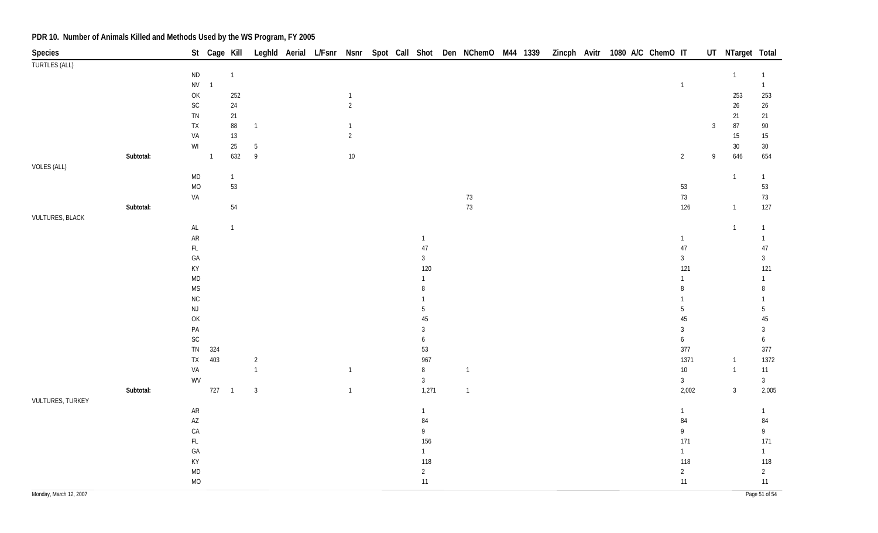## PDR 10. Number of Animals Killed and Methods Used by the WS Program, FY 2005

| Species | | St | Cage | Kill | Leghld | Aerial | L/Fsnr | Nsnr | Spot | Call | Shot | Den | NChemO | M44 | 1339 | Zincph | Avitr | 1080 | A/C | ChemO | IT | UT | NTarget | Total |
|---|---|---|---|---|---|---|---|---|---|---|---|---|---|---|---|---|---|---|---|---|---|---|---|---|
| TURTLES (ALL) | | | | | | | | | | | | | | | | | | | | | | | | |
| | | ND | | 1 | | | | | | | | | | | | | | | | | | | 1 | 1 |
| | | NV | 1 | | | | | | | | | | | | | | | | | | 1 | | | 1 |
| | | OK | | 252 | | | | 1 | | | | | | | | | | | | | | | 253 | 253 |
| | | SC | | 24 | | | | 2 | | | | | | | | | | | | | | | 26 | 26 |
| | | TN | | 21 | | | | | | | | | | | | | | | | | | | 21 | 21 |
| | | TX | | 88 | 1 | | | 1 | | | | | | | | | | | | | | 3 | 87 | 90 |
| | | VA | | 13 | | | | 2 | | | | | | | | | | | | | | | 15 | 15 |
| | | WI | | 25 | 5 | | | | | | | | | | | | | | | | | | 30 | 30 |
| | Subtotal: | | 1 | 632 | 9 | | | 10 | | | | | | | | | | | | | 2 | 9 | 646 | 654 |
| VOLES (ALL) | | | | | | | | | | | | | | | | | | | | | | | | |
| | | MD | | 1 | | | | | | | | | | | | | | | | | | | 1 | 1 |
| | | MO | | 53 | | | | | | | | | | | | | | | | | 53 | | | 53 |
| | | VA | | | | | | | | | | | 73 | | | | | | | | 73 | | | 73 |
| | Subtotal: | | | 54 | | | | | | | | | 73 | | | | | | | | 126 | | 1 | 127 |
| VULTURES, BLACK | | | | | | | | | | | | | | | | | | | | | | | | |
| | | AL | | 1 | | | | | | | | | | | | | | | | | | | 1 | 1 |
| | | AR | | | | | | | | | 1 | | | | | | | | | | 1 | | | 1 |
| | | FL | | | | | | | | | 47 | | | | | | | | | | 47 | | | 47 |
| | | GA | | | | | | | | | 3 | | | | | | | | | | 3 | | | 3 |
| | | KY | | | | | | | | | 120 | | | | | | | | | | 121 | | | 121 |
| | | MD | | | | | | | | | 1 | | | | | | | | | | 1 | | | 1 |
| | | MS | | | | | | | | | 8 | | | | | | | | | | 8 | | | 8 |
| | | NC | | | | | | | | | 1 | | | | | | | | | | 1 | | | 1 |
| | | NJ | | | | | | | | | 5 | | | | | | | | | | 5 | | | 5 |
| | | OK | | | | | | | | | 45 | | | | | | | | | | 45 | | | 45 |
| | | PA | | | | | | | | | 3 | | | | | | | | | | 3 | | | 3 |
| | | SC | | | | | | | | | 6 | | | | | | | | | | 6 | | | 6 |
| | | TN | 324 | | | | | | | | 53 | | | | | | | | | | 377 | | | 377 |
| | | TX | 403 | | 2 | | | | | | 967 | | | | | | | | | | 1371 | | 1 | 1372 |
| | | VA | | | 1 | | | 1 | | | 8 | | 1 | | | | | | | | 10 | | 1 | 11 |
| | | WV | | | | | | | | | 3 | | | | | | | | | | 3 | | | 3 |
| | Subtotal: | | 727 | 1 | 3 | | | 1 | | | 1,271 | | 1 | | | | | | | | 2,002 | | 3 | 2,005 |
| VULTURES, TURKEY | | | | | | | | | | | | | | | | | | | | | | | | |
| | | AR | | | | | | | | | 1 | | | | | | | | | | 1 | | | 1 |
| | | AZ | | | | | | | | | 84 | | | | | | | | | | 84 | | | 84 |
| | | CA | | | | | | | | | 9 | | | | | | | | | | 9 | | | 9 |
| | | FL | | | | | | | | | 156 | | | | | | | | | | 171 | | | 171 |
| | | GA | | | | | | | | | 1 | | | | | | | | | | 1 | | | 1 |
| | | KY | | | | | | | | | 118 | | | | | | | | | | 118 | | | 118 |
| | | MD | | | | | | | | | 2 | | | | | | | | | | 2 | | | 2 |
| | | MO | | | | | | | | | 11 | | | | | | | | | | 11 | | | 11 |

Monday, March 12, 2007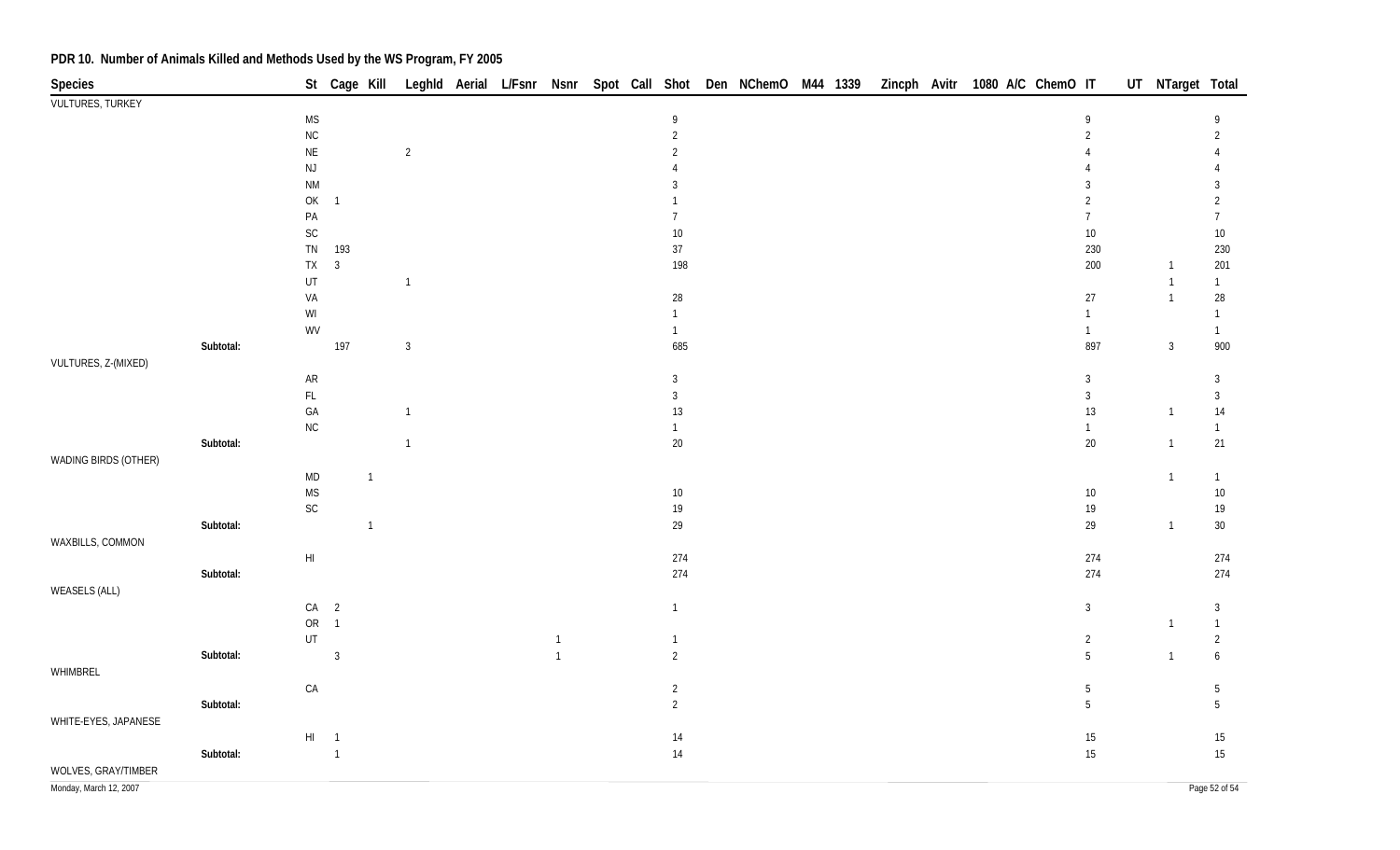## PDR 10. Number of Animals Killed and Methods Used by the WS Program, FY 2005

| Species | | St | Cage | Kill | Leghld | Aerial | L/Fsnr | Nsnr | Spot | Call | Shot | Den | NChemO | M44 | 1339 | Zincph | Avitr | 1080 | A/C | ChemO | IT | UT | NTarget | Total |
|---|---|---|---|---|---|---|---|---|---|---|---|---|---|---|---|---|---|---|---|---|---|---|---|---|
| VULTURES, TURKEY | | | | | | | | | | | | | | | | | | | | | | | | |
| | | MS | | | | | | | | | 9 | | | | | | | | | | 9 | | | 9 |
| | | NC | | | | | | | | | 2 | | | | | | | | | | 2 | | | 2 |
| | | NE | | | 2 | | | | | | 2 | | | | | | | | | | 4 | | | 4 |
| | | NJ | | | | | | | | | 4 | | | | | | | | | | 4 | | | 4 |
| | | NM | | | | | | | | | 3 | | | | | | | | | | 3 | | | 3 |
| | | OK | 1 | | | | | | | | 1 | | | | | | | | | | 2 | | | 2 |
| | | PA | | | | | | | | | 7 | | | | | | | | | | 7 | | | 7 |
| | | SC | | | | | | | | | 10 | | | | | | | | | | 10 | | | 10 |
| | | TN | 193 | | | | | | | | 37 | | | | | | | | | | 230 | | | 230 |
| | | TX | 3 | | | | | | | | 198 | | | | | | | | | | 200 | | 1 | 201 |
| | | UT | | | 1 | | | | | | | | | | | | | | | | | | 1 | 1 |
| | | VA | | | | | | | | | 28 | | | | | | | | | | 27 | | 1 | 28 |
| | | WI | | | | | | | | | 1 | | | | | | | | | | 1 | | | 1 |
| | | WV | | | | | | | | | 1 | | | | | | | | | | 1 | | | 1 |
| | Subtotal: | | 197 | | 3 | | | | | | 685 | | | | | | | | | | 897 | | 3 | 900 |
| VULTURES, Z-(MIXED) | | | | | | | | | | | | | | | | | | | | | | | | |
| | | AR | | | | | | | | | 3 | | | | | | | | | | 3 | | | 3 |
| | | FL | | | | | | | | | 3 | | | | | | | | | | 3 | | | 3 |
| | | GA | | | 1 | | | | | | 13 | | | | | | | | | | 13 | | 1 | 14 |
| | | NC | | | | | | | | | 1 | | | | | | | | | | 1 | | | 1 |
| | Subtotal: | | | | 1 | | | | | | 20 | | | | | | | | | | 20 | | 1 | 21 |
| WADING BIRDS (OTHER) | | | | | | | | | | | | | | | | | | | | | | | | |
| | | MD | | 1 | | | | | | | | | | | | | | | | | | | 1 | 1 |
| | | MS | | | | | | | | | 10 | | | | | | | | | | 10 | | | 10 |
| | | SC | | | | | | | | | 19 | | | | | | | | | | 19 | | | 19 |
| | Subtotal: | | | 1 | | | | | | | 29 | | | | | | | | | | 29 | | 1 | 30 |
| WAXBILLS, COMMON | | | | | | | | | | | | | | | | | | | | | | | | |
| | | HI | | | | | | | | | 274 | | | | | | | | | | 274 | | | 274 |
| | Subtotal: | | | | | | | | | | 274 | | | | | | | | | | 274 | | | 274 |
| WEASELS (ALL) | | | | | | | | | | | | | | | | | | | | | | | | |
| | | CA | 2 | | | | | | | | 1 | | | | | | | | | | 3 | | | 3 |
| | | OR | 1 | | | | | | | | | | | | | | | | | | | | 1 | 1 |
| | | UT | | | | | | 1 | | | 1 | | | | | | | | | | 2 | | | 2 |
| | Subtotal: | | 3 | | | | | 1 | | | 2 | | | | | | | | | | 5 | | 1 | 6 |
| WHIMBREL | | | | | | | | | | | | | | | | | | | | | | | | |
| | | CA | | | | | | | | | 2 | | | | | | | | | | 5 | | | 5 |
| | Subtotal: | | | | | | | | | | 2 | | | | | | | | | | 5 | | | 5 |
| WHITE-EYES, JAPANESE | | | | | | | | | | | | | | | | | | | | | | | | |
| | | HI | 1 | | | | | | | | 14 | | | | | | | | | | 15 | | | 15 |
| | Subtotal: | | 1 | | | | | | | | 14 | | | | | | | | | | 15 | | | 15 |
| WOLVES, GRAY/TIMBER | | | | | | | | | | | | | | | | | | | | | | | | |

Monday, March 12, 2007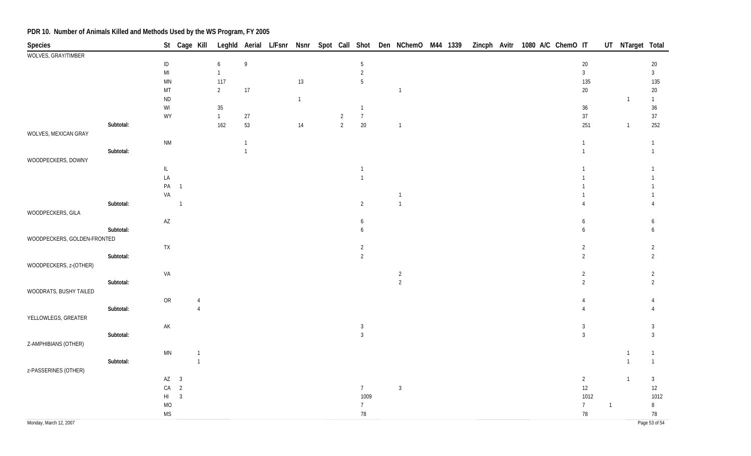## PDR 10. Number of Animals Killed and Methods Used by the WS Program, FY 2005

| Species | St | Cage | Kill | Leghld | Aerial | L/Fsnr | Nsnr | Spot | Call | Shot | Den | NChemO | M44 | 1339 | Zincph | Avitr | 1080 | A/C | ChemO | IT | UT | NTarget | Total |
|---|---|---|---|---|---|---|---|---|---|---|---|---|---|---|---|---|---|---|---|---|---|---|---|
| WOLVES, GRAY/TIMBER | | | | | | | | | | | | | | | | | | | | | | | |
| | ID | | | 6 | 9 | | | | | 5 | | | | | | | | | | 20 | | | 20 |
| | MI | | | 1 | | | | | | 2 | | | | | | | | | | 3 | | | 3 |
| | MN | | | 117 | | | 13 | | | 5 | | | | | | | | | | 135 | | | 135 |
| | MT | | | 2 | 17 | | | | | | | 1 | | | | | | | | 20 | | | 20 |
| | ND | | | | | | 1 | | | | | | | | | | | | | | | 1 | 1 |
| | WI | | | 35 | | | | | | 1 | | | | | | | | | | 36 | | | 36 |
| | WY | | | 1 | 27 | | | | 2 | 7 | | | | | | | | | | 37 | | | 37 |
| Subtotal: | | | | 162 | 53 | | 14 | | 2 | 20 | | 1 | | | | | | | | 251 | | 1 | 252 |
| WOLVES, MEXICAN GRAY | | | | | | | | | | | | | | | | | | | | | | | |
| | NM | | | | 1 | | | | | | | | | | | | | | | 1 | | | 1 |
| Subtotal: | | | | | 1 | | | | | | | | | | | | | | | 1 | | | 1 |
| WOODPECKERS, DOWNY | | | | | | | | | | | | | | | | | | | | | | | |
| | IL | | | | | | | | | 1 | | | | | | | | | | 1 | | | 1 |
| | LA | | | | | | | | | 1 | | | | | | | | | | 1 | | | 1 |
| | PA | 1 | | | | | | | | | | | | | | | | | | 1 | | | 1 |
| | VA | | | | | | | | | | | 1 | | | | | | | | 1 | | | 1 |
| Subtotal: | | 1 | | | | | | | | 2 | | 1 | | | | | | | | 4 | | | 4 |
| WOODPECKERS, GILA | | | | | | | | | | | | | | | | | | | | | | | |
| | AZ | | | | | | | | | 6 | | | | | | | | | | 6 | | | 6 |
| Subtotal: | | | | | | | | | | 6 | | | | | | | | | | 6 | | | 6 |
| WOODPECKERS, GOLDEN-FRONTED | | | | | | | | | | | | | | | | | | | | | | | |
| | TX | | | | | | | | | 2 | | | | | | | | | | 2 | | | 2 |
| Subtotal: | | | | | | | | | | 2 | | | | | | | | | | 2 | | | 2 |
| WOODPECKERS, z-(OTHER) | | | | | | | | | | | | | | | | | | | | | | | |
| | VA | | | | | | | | | | | 2 | | | | | | | | 2 | | | 2 |
| Subtotal: | | | | | | | | | | | | 2 | | | | | | | | 2 | | | 2 |
| WOODRATS, BUSHY TAILED | | | | | | | | | | | | | | | | | | | | | | | |
| | OR | | 4 | | | | | | | | | | | | | | | | | 4 | | | 4 |
| Subtotal: | | | 4 | | | | | | | | | | | | | | | | | 4 | | | 4 |
| YELLOWLEGS, GREATER | | | | | | | | | | | | | | | | | | | | | | | |
| | AK | | | | | | | | | 3 | | | | | | | | | | 3 | | | 3 |
| Subtotal: | | | | | | | | | | 3 | | | | | | | | | | 3 | | | 3 |
| Z-AMPHIBIANS (OTHER) | | | | | | | | | | | | | | | | | | | | | | | |
| | MN | | 1 | | | | | | | | | | | | | | | | | | | 1 | 1 |
| Subtotal: | | | 1 | | | | | | | | | | | | | | | | | | | 1 | 1 |
| z-PASSERINES (OTHER) | | | | | | | | | | | | | | | | | | | | | | | |
| | AZ | 3 | | | | | | | | | | | | | | | | | | 2 | | 1 | 3 |
| | CA | 2 | | | | | | | | 7 | | 3 | | | | | | | | 12 | | | 12 |
| | HI | 3 | | | | | | | | 1009 | | | | | | | | | | 1012 | | | 1012 |
| | MO | | | | | | | | | 7 | | | | | | | | | | 7 | 1 | | 8 |
| | MS | | | | | | | | | 78 | | | | | | | | | | 78 | | | 78 |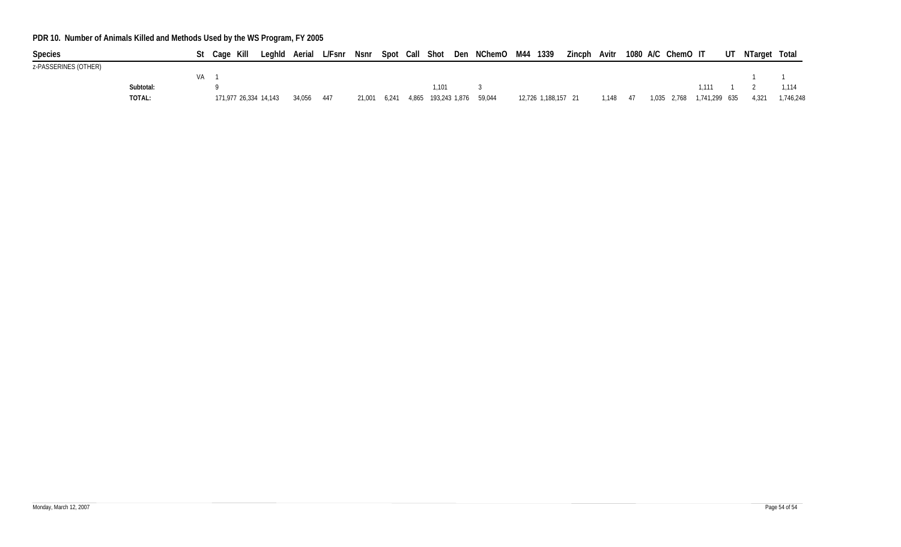**PDR 10. Number of Animals Killed and Methods Used by the WS Program, FY 2005**

| Species | | St | Cage | Kill | Leghld | Aerial | L/Fsnr | Nsnr | Spot | Call | Shot | Den | NChemO | M44 | 1339 | Zincph | Avitr | 1080 | A/C | ChemO | IT | UT | NTarget | Total |
|---|---|---|---|---|---|---|---|---|---|---|---|---|---|---|---|---|---|---|---|---|---|---|---|---|
| z-PASSERINES (OTHER) | | | | | | | | | | | | | | | | | | | | | | | | |
| | | VA | 1 | | | | | | | | | | | | | | | | | | | | 1 | 1 |
| | **Subtotal:** | | 9 | | | | | | | | 1,101 | | 3 | | | | | | | | 1,111 | 1 | 2 | 1,114 |
| | **TOTAL:** | | 171,977 | 26,334 | 14,143 | 34,056 | 447 | 21,001 | 6,241 | 4,865 | 193,243 | 1,876 | 59,044 | 12,726 | 1,188,157 | 21 | 1,148 | 47 | 1,035 | 2,768 | 1,741,299 | 635 | 4,321 | 1,746,248 |

Monday, March 12, 2007